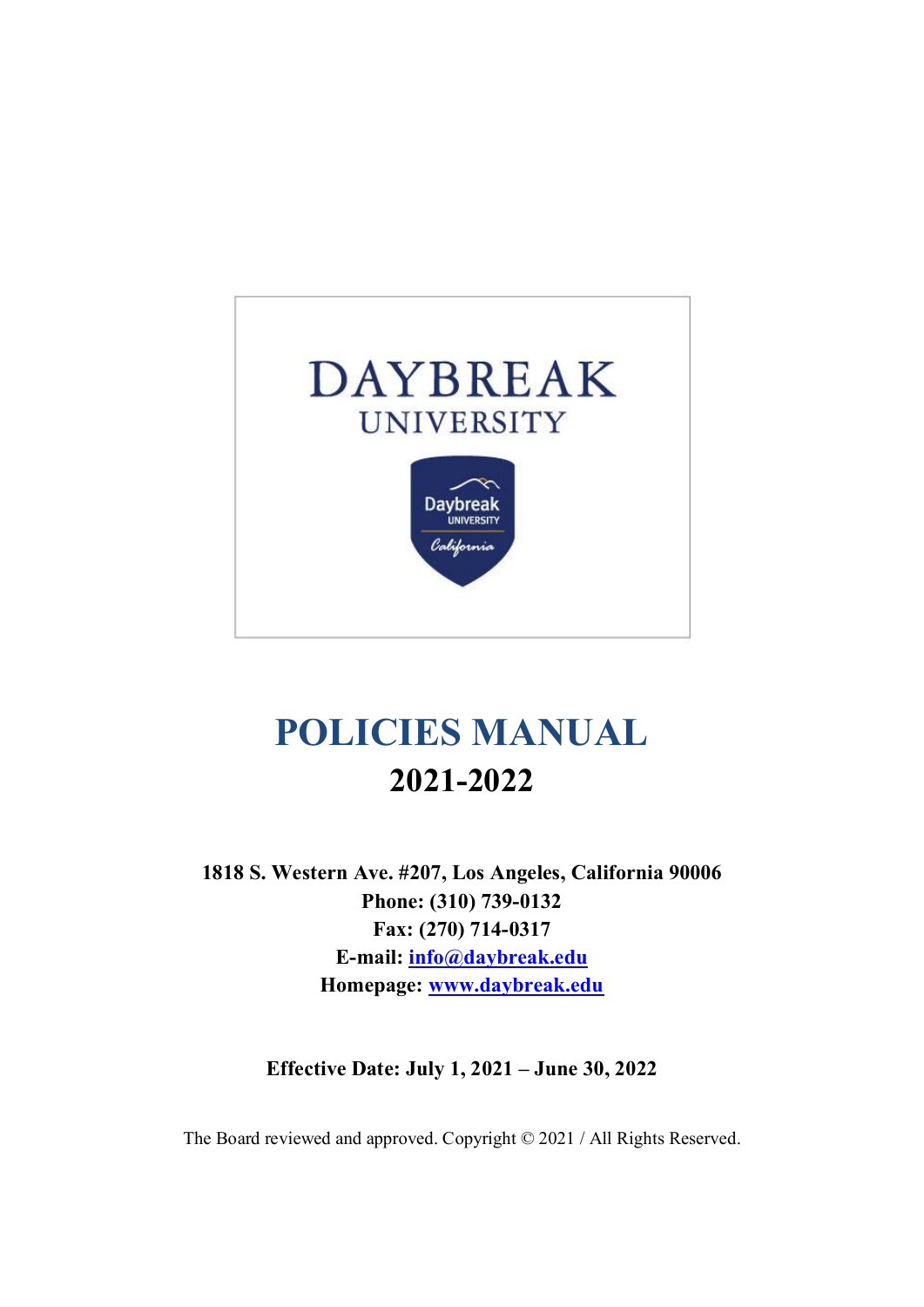DAYBREAK UNIVERSITY

# POLICIES MANUAL

## 2021-2022

**1818 S. Western Ave. #207, Los Angeles, California 90006**
**Phone: (310) 739-0132**
**Fax: (270) 714-0317**
**E-mail: info@daybreak.edu**
**Homepage: www.daybreak.edu**

**Effective Date: July 1, 2021 – June 30, 2022**

The Board reviewed and approved. Copyright © 2021 / All Rights Reserved.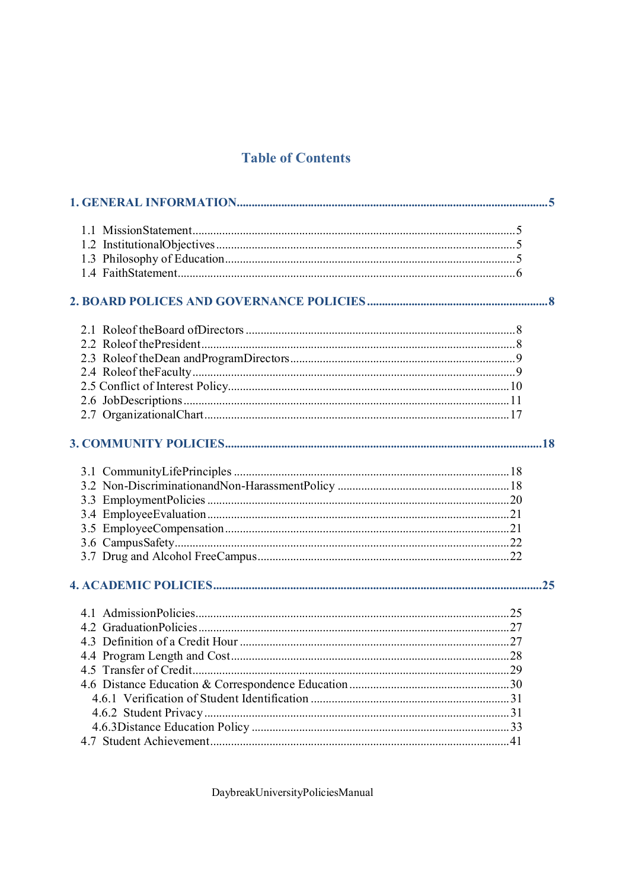## Table of Contents

**1. GENERAL INFORMATION.....5**

- 1.1 MissionStatement.....5
- 1.2 InstitutionalObjectives.....5
- 1.3 Philosophy of Education.....5
- 1.4 FaithStatement.....6

**2. BOARD POLICES AND GOVERNANCE POLICIES.....8**

- 2.1 Roleof theBoard ofDirectors.....8
- 2.2 Roleof thePresident.....8
- 2.3 Roleof theDean andProgramDirectors.....9
- 2.4 Roleof theFaculty.....9
- 2.5 Conflict of Interest Policy.....10
- 2.6 JobDescriptions.....11
- 2.7 OrganizationalChart.....17

**3. COMMUNITY POLICIES.....18**

- 3.1 CommunityLifePrinciples.....18
- 3.2 Non-DiscriminationandNon-HarassmentPolicy.....18
- 3.3 EmploymentPolicies.....20
- 3.4 EmployeeEvaluation.....21
- 3.5 EmployeeCompensation.....21
- 3.6 CampusSafety.....22
- 3.7 Drug and Alcohol FreeCampus.....22

**4. ACADEMIC POLICIES.....25**

- 4.1 AdmissionPolicies.....25
- 4.2 GraduationPolicies.....27
- 4.3 Definition of a Credit Hour.....27
- 4.4 Program Length and Cost.....28
- 4.5 Transfer of Credit.....29
- 4.6 Distance Education & Correspondence Education.....30
  - 4.6.1 Verification of Student Identification.....31
  - 4.6.2 Student Privacy.....31
  - 4.6.3Distance Education Policy.....33
- 4.7 Student Achievement.....41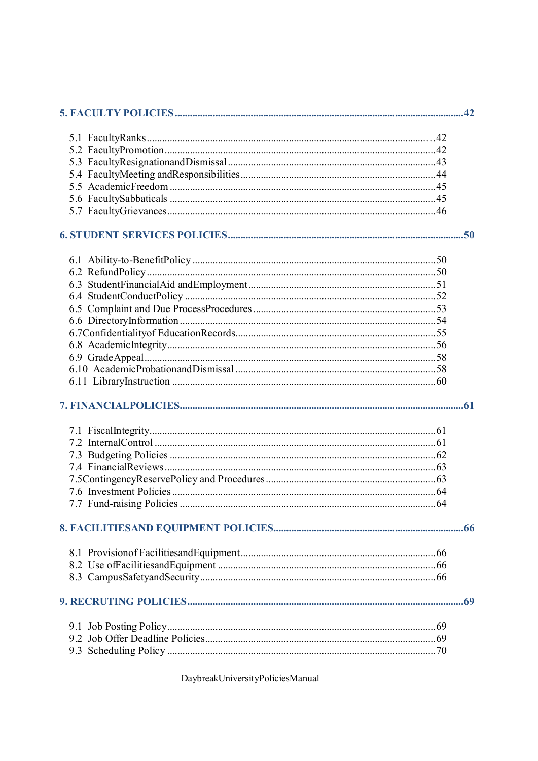**5. FACULTY POLICIES ....................................................................................................... 42**

5.1 FacultyRanks ....................................................................................................... 42
5.2 FacultyPromotion ................................................................................................. 42
5.3 FacultyResignationandDismissal ....................................................................... 43
5.4 FacultyMeeting andResponsibilities .................................................................. 44
5.5 AcademicFreedom .............................................................................................. 45
5.6 FacultySabbaticals .............................................................................................. 45
5.7 FacultyGrievances ............................................................................................... 46

**6. STUDENT SERVICES POLICIES ................................................................................... 50**

6.1 Ability-to-BenefitPolicy ..................................................................................... 50
6.2 RefundPolicy ....................................................................................................... 50
6.3 StudentFinancialAid andEmployment ................................................................ 51
6.4 StudentConductPolicy ........................................................................................ 52
6.5 Complaint and Due ProcessProcedures .............................................................. 53
6.6 DirectoryInformation ......................................................................................... 54
6.7Confidentialityof EducationRecords ................................................................... 55
6.8 AcademicIntegrity ............................................................................................... 56
6.9 GradeAppeal ....................................................................................................... 58
6.10 AcademicProbationandDismissal ..................................................................... 58
6.11 LibraryInstruction ............................................................................................. 60

**7. FINANCIALPOLICIES ..................................................................................................... 61**

7.1 FiscalIntegrity ..................................................................................................... 61
7.2 InternalControl .................................................................................................... 61
7.3 Budgeting Policies .............................................................................................. 62
7.4 FinancialReviews ................................................................................................ 63
7.5ContingencyReservePolicy and Procedures ........................................................ 63
7.6 Investment Policies ............................................................................................. 64
7.7 Fund-raising Policies .......................................................................................... 64

**8. FACILITIESAND EQUIPMENT POLICIES .................................................................. 66**

8.1 Provisionof FacilitiesandEquipment .................................................................. 66
8.2 Use ofFacilitiesandEquipment ........................................................................... 66
8.3 CampusSafetyandSecurity ................................................................................. 66

**9. RECRUTING POLICIES ................................................................................................... 69**

9.1 Job Posting Policy ............................................................................................... 69
9.2 Job Offer Deadline Policies ................................................................................. 69
9.3 Scheduling Policy ................................................................................................ 70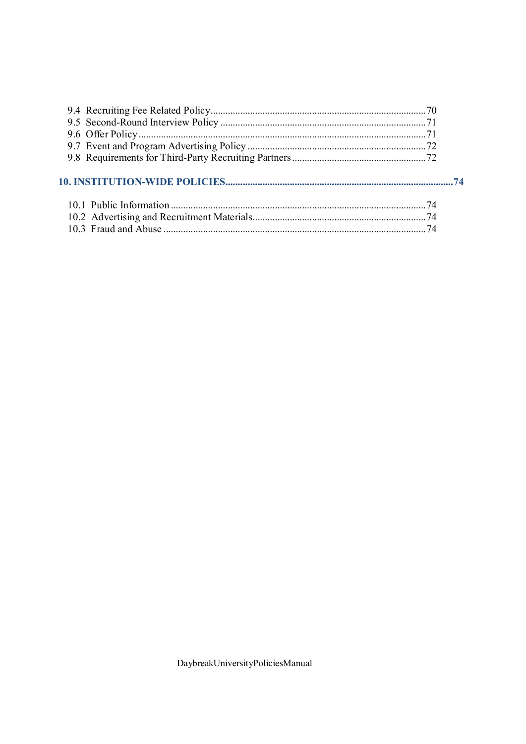9.4 Recruiting Fee Related Policy ..... 70
9.5 Second-Round Interview Policy ..... 71
9.6 Offer Policy ..... 71
9.7 Event and Program Advertising Policy ..... 72
9.8 Requirements for Third-Party Recruiting Partners ..... 72

**10. INSTITUTION-WIDE POLICIES ..... 74**

10.1 Public Information ..... 74
10.2 Advertising and Recruitment Materials ..... 74
10.3 Fraud and Abuse ..... 74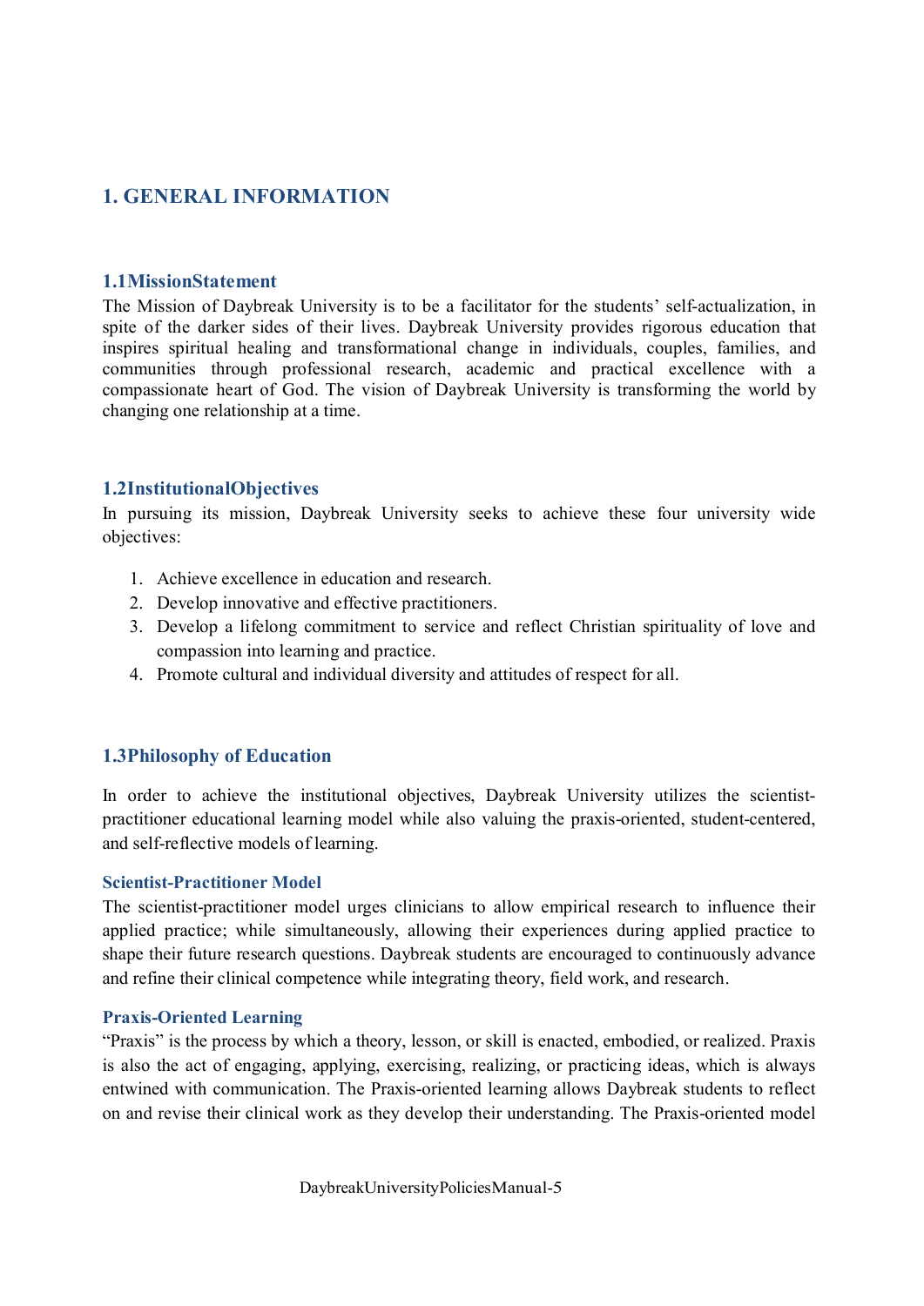# 1. GENERAL INFORMATION

## 1.1MissionStatement

The Mission of Daybreak University is to be a facilitator for the students' self-actualization, in spite of the darker sides of their lives. Daybreak University provides rigorous education that inspires spiritual healing and transformational change in individuals, couples, families, and communities through professional research, academic and practical excellence with a compassionate heart of God. The vision of Daybreak University is transforming the world by changing one relationship at a time.

## 1.2InstitutionalObjectives

In pursuing its mission, Daybreak University seeks to achieve these four university wide objectives:

1. Achieve excellence in education and research.
2. Develop innovative and effective practitioners.
3. Develop a lifelong commitment to service and reflect Christian spirituality of love and compassion into learning and practice.
4. Promote cultural and individual diversity and attitudes of respect for all.

## 1.3Philosophy of Education

In order to achieve the institutional objectives, Daybreak University utilizes the scientist-practitioner educational learning model while also valuing the praxis-oriented, student-centered, and self-reflective models of learning.

### Scientist-Practitioner Model

The scientist-practitioner model urges clinicians to allow empirical research to influence their applied practice; while simultaneously, allowing their experiences during applied practice to shape their future research questions. Daybreak students are encouraged to continuously advance and refine their clinical competence while integrating theory, field work, and research.

### Praxis-Oriented Learning

"Praxis" is the process by which a theory, lesson, or skill is enacted, embodied, or realized. Praxis is also the act of engaging, applying, exercising, realizing, or practicing ideas, which is always entwined with communication. The Praxis-oriented learning allows Daybreak students to reflect on and revise their clinical work as they develop their understanding. The Praxis-oriented model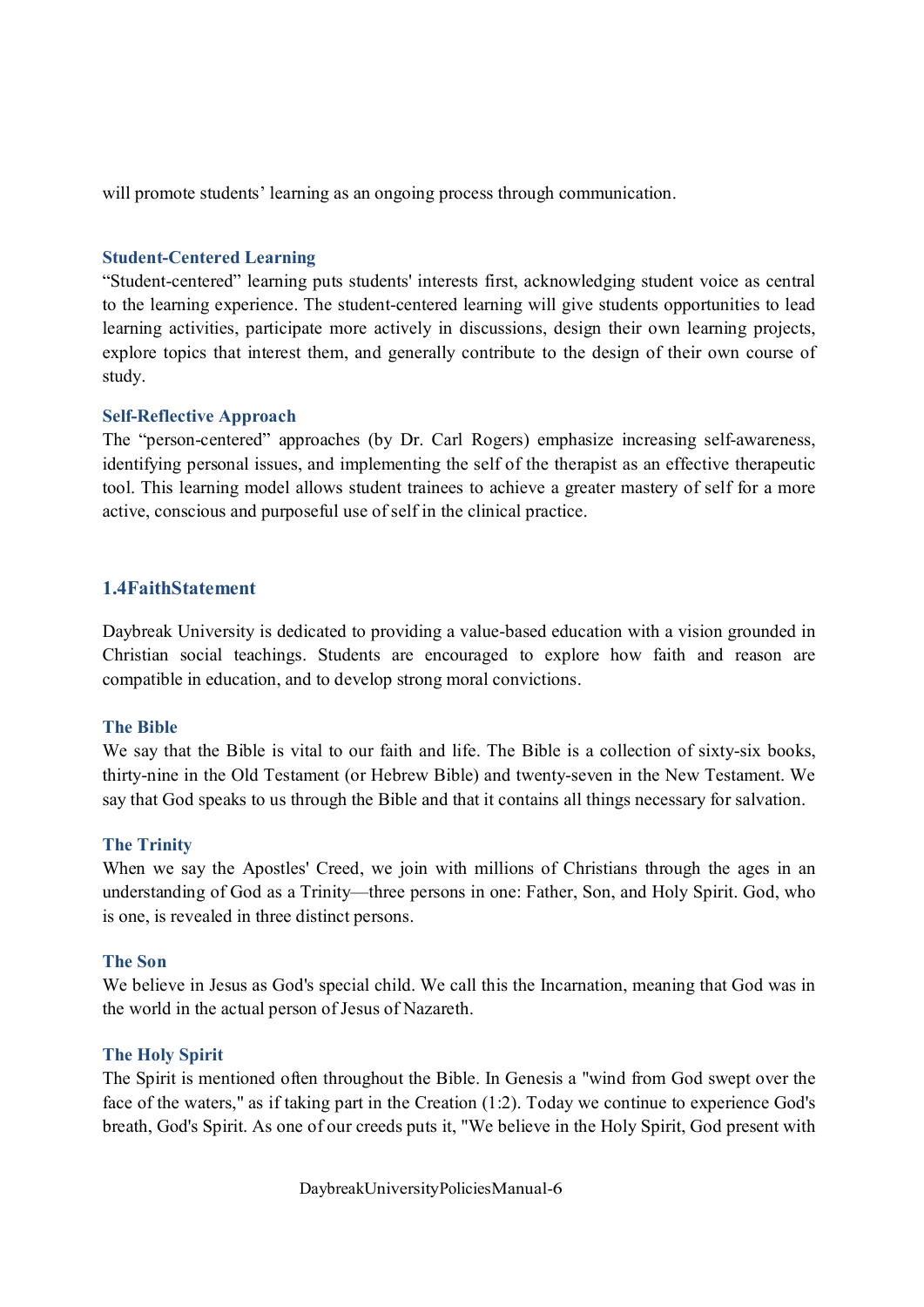will promote students' learning as an ongoing process through communication.

### Student-Centered Learning

"Student-centered" learning puts students' interests first, acknowledging student voice as central to the learning experience. The student-centered learning will give students opportunities to lead learning activities, participate more actively in discussions, design their own learning projects, explore topics that interest them, and generally contribute to the design of their own course of study.

### Self-Reflective Approach

The "person-centered" approaches (by Dr. Carl Rogers) emphasize increasing self-awareness, identifying personal issues, and implementing the self of the therapist as an effective therapeutic tool. This learning model allows student trainees to achieve a greater mastery of self for a more active, conscious and purposeful use of self in the clinical practice.

## 1.4FaithStatement

Daybreak University is dedicated to providing a value-based education with a vision grounded in Christian social teachings. Students are encouraged to explore how faith and reason are compatible in education, and to develop strong moral convictions.

### The Bible

We say that the Bible is vital to our faith and life. The Bible is a collection of sixty-six books, thirty-nine in the Old Testament (or Hebrew Bible) and twenty-seven in the New Testament. We say that God speaks to us through the Bible and that it contains all things necessary for salvation.

### The Trinity

When we say the Apostles' Creed, we join with millions of Christians through the ages in an understanding of God as a Trinity—three persons in one: Father, Son, and Holy Spirit. God, who is one, is revealed in three distinct persons.

### The Son

We believe in Jesus as God's special child. We call this the Incarnation, meaning that God was in the world in the actual person of Jesus of Nazareth.

### The Holy Spirit

The Spirit is mentioned often throughout the Bible. In Genesis a "wind from God swept over the face of the waters," as if taking part in the Creation (1:2). Today we continue to experience God's breath, God's Spirit. As one of our creeds puts it, "We believe in the Holy Spirit, God present with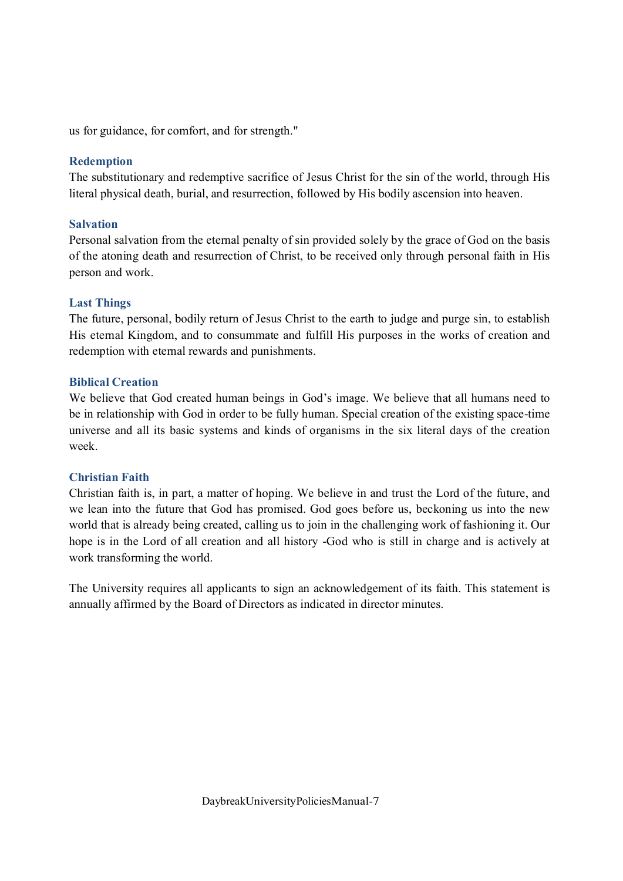us for guidance, for comfort, and for strength."

### Redemption

The substitutionary and redemptive sacrifice of Jesus Christ for the sin of the world, through His literal physical death, burial, and resurrection, followed by His bodily ascension into heaven.

### Salvation

Personal salvation from the eternal penalty of sin provided solely by the grace of God on the basis of the atoning death and resurrection of Christ, to be received only through personal faith in His person and work.

### Last Things

The future, personal, bodily return of Jesus Christ to the earth to judge and purge sin, to establish His eternal Kingdom, and to consummate and fulfill His purposes in the works of creation and redemption with eternal rewards and punishments.

### Biblical Creation

We believe that God created human beings in God's image. We believe that all humans need to be in relationship with God in order to be fully human. Special creation of the existing space-time universe and all its basic systems and kinds of organisms in the six literal days of the creation week.

### Christian Faith

Christian faith is, in part, a matter of hoping. We believe in and trust the Lord of the future, and we lean into the future that God has promised. God goes before us, beckoning us into the new world that is already being created, calling us to join in the challenging work of fashioning it. Our hope is in the Lord of all creation and all history -God who is still in charge and is actively at work transforming the world.

The University requires all applicants to sign an acknowledgement of its faith. This statement is annually affirmed by the Board of Directors as indicated in director minutes.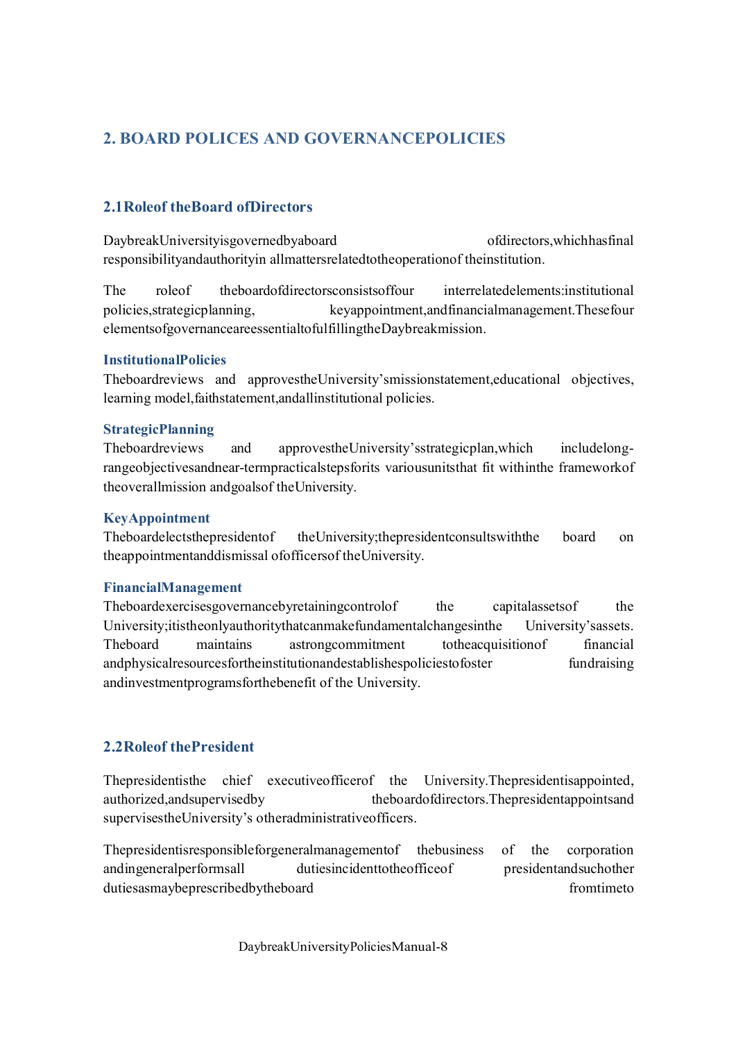## 2. BOARD POLICES AND GOVERNANCE POLICIES

### 2.1 Role of the Board of Directors

Daybreak University is governed by a board of directors, which has final responsibility and authority in all matters related to the operation of the institution.

The role of the board of directors consists of four interrelated elements: institutional policies, strategic planning, key appointment, and financial management. These four elements of governance are essential to fulfilling the Daybreak mission.

#### Institutional Policies

The board reviews and approves the University's mission statement, educational objectives, learning model, faith statement, and all institutional policies.

#### Strategic Planning

The board reviews and approves the University's strategic plan, which include long-range objectives and near-term practical steps for its various units that fit within the framework of the overall mission and goals of the University.

#### Key Appointment

The board elects the president of the University; the president consults with the board on the appointment and dismissal of officers of the University.

#### Financial Management

The board exercises governance by retaining control of the capital assets of the University; it is the only authority that can make fundamental changes in the University's assets. The board maintains a strong commitment to the acquisition of financial and physical resources for the institution and establishes policies to foster fundraising and investment programs for the benefit of the University.

### 2.2 Role of the President

The president is the chief executive officer of the University. The president is appointed, authorized, and supervised by the board of directors. The president appoints and supervises the University's other administrative officers.

The president is responsible for general management of the business of the corporation and in general performs all duties incident to the office of president and such other duties as may be prescribed by the board from time to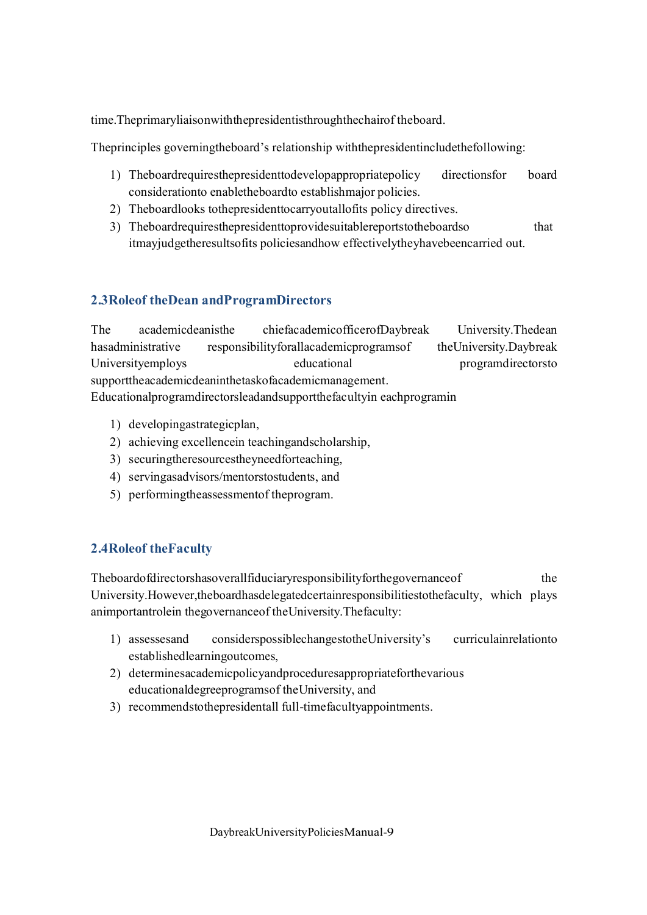time. The primary liaison with the president is through the chair of the board.

The principles governing the board's relationship with the president include the following:

1) The board requires the president to develop appropriate policy directions for board consideration to enable the board to establish major policies.
2) The board looks to the president to carry out all of its policy directives.
3) The board requires the president to provide suitable reports to the board so that it may judge the results of its policies and how effectively they have been carried out.

## 2.3 Role of the Dean and Program Directors

The academic dean is the chief academic officer of Daybreak University. The dean has administrative responsibility for all academic programs of the University. Daybreak University employs educational program directors to support the academic dean in the task of academic management. Educational program directors lead and support the faculty in each program in

1) developing a strategic plan,
2) achieving excellence in teaching and scholarship,
3) securing the resources they need for teaching,
4) serving as advisors/mentors to students, and
5) performing the assessment of the program.

## 2.4 Role of the Faculty

The board of directors has overall fiduciary responsibility for the governance of the University. However, the board has delegated certain responsibilities to the faculty, which plays an important role in the governance of the University. The faculty:

1) assesses and considers possible changes to the University's curricula in relation to established learning outcomes,
2) determines academic policy and procedures appropriate for the various educational degree programs of the University, and
3) recommends to the president all full-time faculty appointments.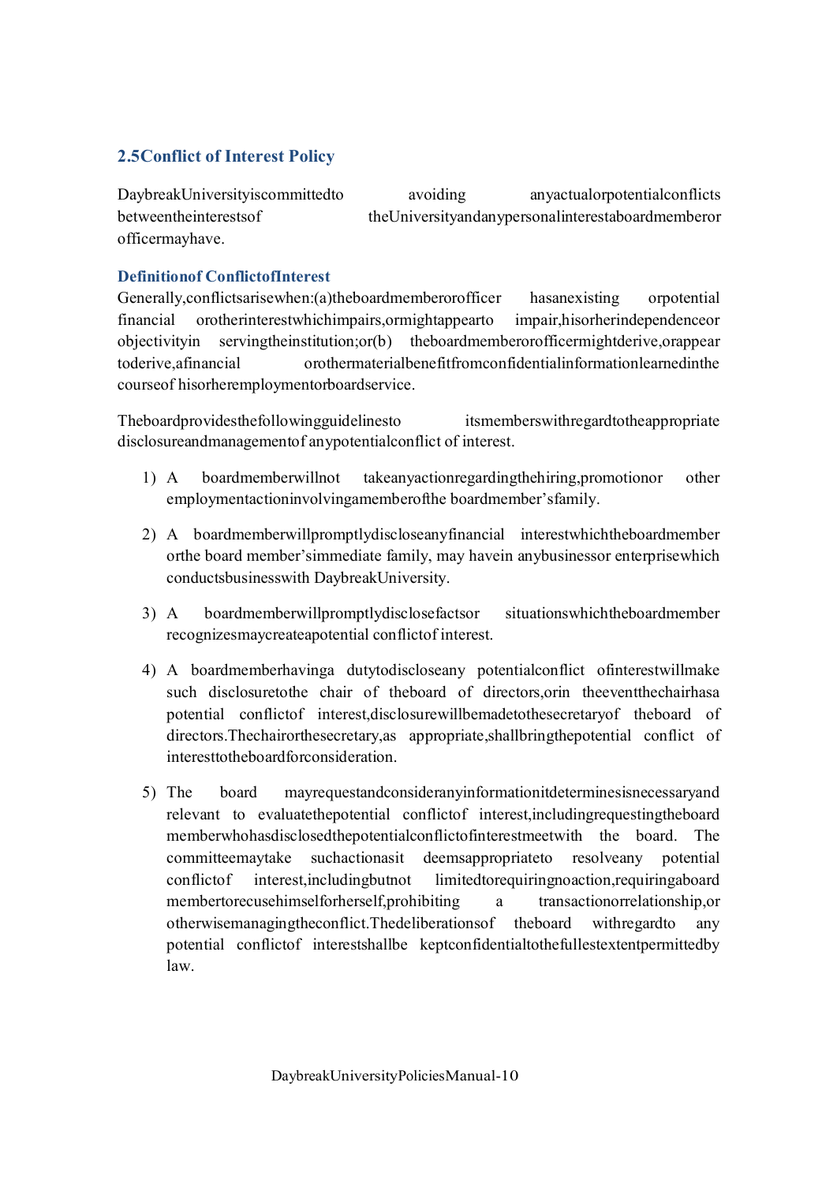## 2.5 Conflict of Interest Policy

Daybreak University is committed to avoiding any actual or potential conflicts between the interests of the University and any personal interest a board member or officer may have.

### Definition of Conflict of Interest

Generally, conflicts arise when: (a) the board member or officer has an existing or potential financial or other interest which impairs, or might appear to impair, his or her independence or objectivity in serving the institution; or (b) the board member or officer might derive, or appear to derive, a financial or other material benefit from confidential information learned in the course of his or her employment or board service.

The board provides the following guidelines to its members with regard to the appropriate disclosure and management of any potential conflict of interest.

1) A board member will not take any action regarding the hiring, promotion or other employment action involving a member of the board member's family.

2) A board member will promptly disclose any financial interest which the board member or the board member's immediate family, may have in any business or enterprise which conducts business with Daybreak University.

3) A board member will promptly disclose facts or situations which the board member recognizes may create a potential conflict of interest.

4) A board member having a duty to disclose any potential conflict of interest will make such disclosure to the chair of the board of directors, or in the event the chair has a potential conflict of interest, disclosure will be made to the secretary of the board of directors. The chair or the secretary, as appropriate, shall bring the potential conflict of interest to the board for consideration.

5) The board may request and consider any information it determines is necessary and relevant to evaluate the potential conflict of interest, including requesting the board member who has disclosed the potential conflict of interest meet with the board. The committee may take such action as it deems appropriate to resolve any potential conflict of interest, including but not limited to requiring no action, requiring a board member to recuse himself or herself, prohibiting a transaction or relationship, or otherwise managing the conflict. The deliberations of the board with regard to any potential conflict of interests shall be kept confidential to the fullest extent permitted by law.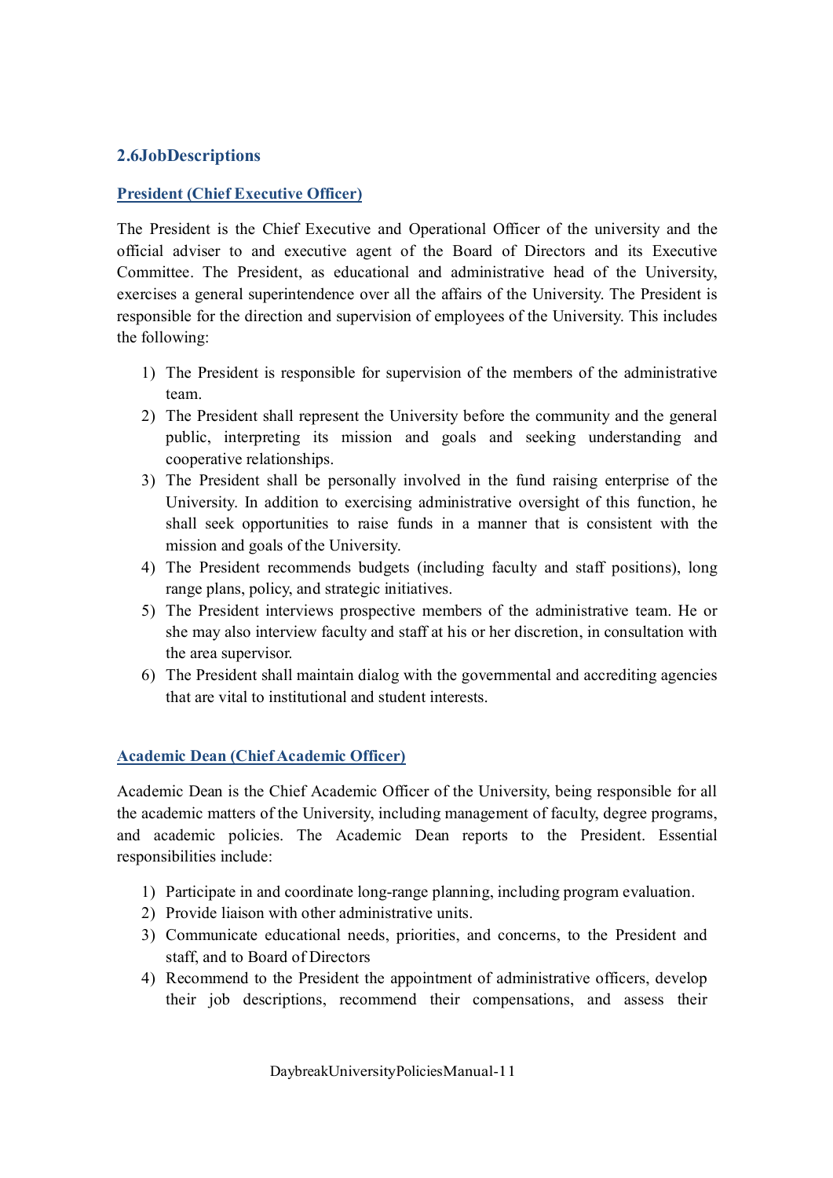## 2.6JobDescriptions

### President (Chief Executive Officer)

The President is the Chief Executive and Operational Officer of the university and the official adviser to and executive agent of the Board of Directors and its Executive Committee. The President, as educational and administrative head of the University, exercises a general superintendence over all the affairs of the University. The President is responsible for the direction and supervision of employees of the University. This includes the following:

1) The President is responsible for supervision of the members of the administrative team.
2) The President shall represent the University before the community and the general public, interpreting its mission and goals and seeking understanding and cooperative relationships.
3) The President shall be personally involved in the fund raising enterprise of the University. In addition to exercising administrative oversight of this function, he shall seek opportunities to raise funds in a manner that is consistent with the mission and goals of the University.
4) The President recommends budgets (including faculty and staff positions), long range plans, policy, and strategic initiatives.
5) The President interviews prospective members of the administrative team. He or she may also interview faculty and staff at his or her discretion, in consultation with the area supervisor.
6) The President shall maintain dialog with the governmental and accrediting agencies that are vital to institutional and student interests.

### Academic Dean (Chief Academic Officer)

Academic Dean is the Chief Academic Officer of the University, being responsible for all the academic matters of the University, including management of faculty, degree programs, and academic policies. The Academic Dean reports to the President. Essential responsibilities include:

1) Participate in and coordinate long-range planning, including program evaluation.
2) Provide liaison with other administrative units.
3) Communicate educational needs, priorities, and concerns, to the President and staff, and to Board of Directors
4) Recommend to the President the appointment of administrative officers, develop their job descriptions, recommend their compensations, and assess their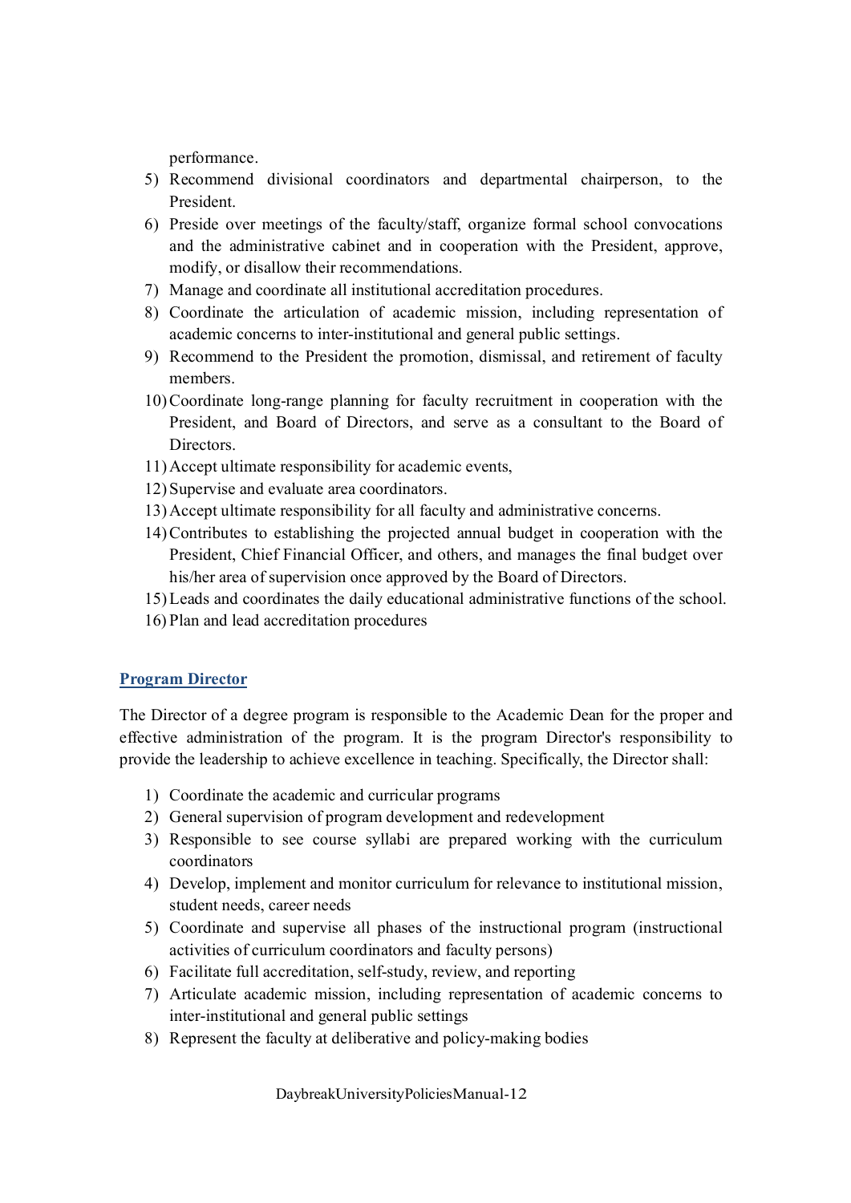performance.

5) Recommend divisional coordinators and departmental chairperson, to the President.
6) Preside over meetings of the faculty/staff, organize formal school convocations and the administrative cabinet and in cooperation with the President, approve, modify, or disallow their recommendations.
7) Manage and coordinate all institutional accreditation procedures.
8) Coordinate the articulation of academic mission, including representation of academic concerns to inter-institutional and general public settings.
9) Recommend to the President the promotion, dismissal, and retirement of faculty members.
10) Coordinate long-range planning for faculty recruitment in cooperation with the President, and Board of Directors, and serve as a consultant to the Board of Directors.
11) Accept ultimate responsibility for academic events,
12) Supervise and evaluate area coordinators.
13) Accept ultimate responsibility for all faculty and administrative concerns.
14) Contributes to establishing the projected annual budget in cooperation with the President, Chief Financial Officer, and others, and manages the final budget over his/her area of supervision once approved by the Board of Directors.
15) Leads and coordinates the daily educational administrative functions of the school.
16) Plan and lead accreditation procedures

## Program Director

The Director of a degree program is responsible to the Academic Dean for the proper and effective administration of the program. It is the program Director's responsibility to provide the leadership to achieve excellence in teaching. Specifically, the Director shall:

1) Coordinate the academic and curricular programs
2) General supervision of program development and redevelopment
3) Responsible to see course syllabi are prepared working with the curriculum coordinators
4) Develop, implement and monitor curriculum for relevance to institutional mission, student needs, career needs
5) Coordinate and supervise all phases of the instructional program (instructional activities of curriculum coordinators and faculty persons)
6) Facilitate full accreditation, self-study, review, and reporting
7) Articulate academic mission, including representation of academic concerns to inter-institutional and general public settings
8) Represent the faculty at deliberative and policy-making bodies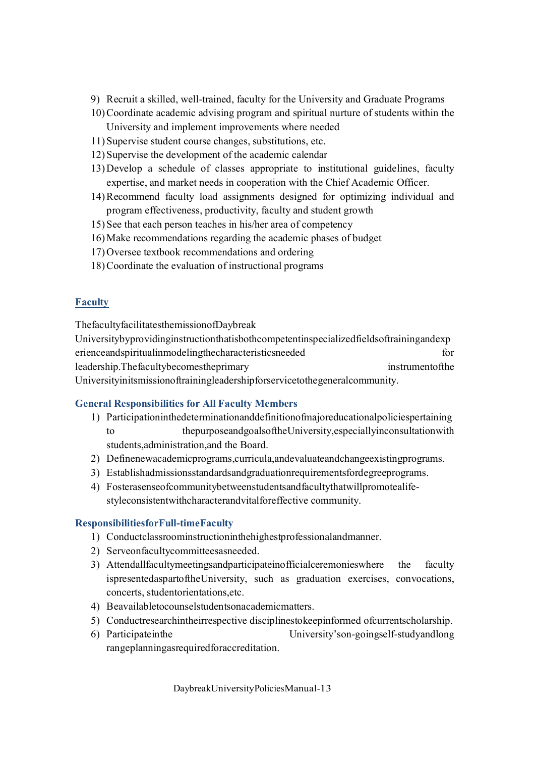9) Recruit a skilled, well-trained, faculty for the University and Graduate Programs
10) Coordinate academic advising program and spiritual nurture of students within the University and implement improvements where needed
11) Supervise student course changes, substitutions, etc.
12) Supervise the development of the academic calendar
13) Develop a schedule of classes appropriate to institutional guidelines, faculty expertise, and market needs in cooperation with the Chief Academic Officer.
14) Recommend faculty load assignments designed for optimizing individual and program effectiveness, productivity, faculty and student growth
15) See that each person teaches in his/her area of competency
16) Make recommendations regarding the academic phases of budget
17) Oversee textbook recommendations and ordering
18) Coordinate the evaluation of instructional programs

## Faculty

The faculty facilitates the mission of Daybreak University by providing instruction that is both competent in specialized fields of training and experience and spiritual in modeling the characteristics needed for leadership. The faculty becomes the primary instrument of the University in its mission of training leadership for service to the general community.

### General Responsibilities for All Faculty Members

1) Participation in the determination and definition of major educational policies pertaining to the purpose and goals of the University, especially in consultation with students, administration, and the Board.
2) Define new academic programs, curricula, and evaluate and change existing programs.
3) Establish admissions standards and graduation requirements for degree programs.
4) Foster a sense of community between students and faculty that will promote a life-style consistent with character and vital for effective community.

### Responsibilities for Full-time Faculty

1) Conduct classroom instruction in the highest professional and manner.
2) Serve on faculty committees as needed.
3) Attend all faculty meetings and participate in official ceremonies where the faculty is presented as part of the University, such as graduation exercises, convocations, concerts, student orientations, etc.
4) Be available to counsel students on academic matters.
5) Conduct research in their respective disciplines to keep informed of current scholarship.
6) Participate in the University's on-going self-study and long range planning as required for accreditation.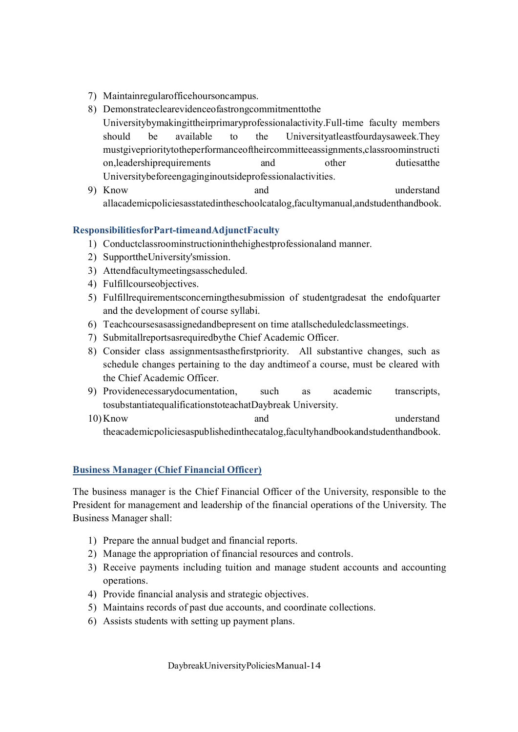7) Maintain regular office hours on campus.
8) Demonstrate clear evidence of a strong commitment to the University by making it their primary professional activity. Full-time faculty members should be available to the University at least four days a week. They must give priority to the performance of their committee assignments, classroom instruction, leadership requirements and other duties at the University before engaging in outside professional activities.
9) Know and understand all academic policies as stated in the school catalog, faculty manual, and student handbook.

### Responsibilities for Part-time and Adjunct Faculty

1) Conduct classroom instruction in the highest professional and manner.
2) Support the University's mission.
3) Attend faculty meetings as scheduled.
4) Fulfill course objectives.
5) Fulfill requirements concerning the submission of student grades at the end of quarter and the development of course syllabi.
6) Teach courses as assigned and be present on time at all scheduled class meetings.
7) Submit all reports as required by the Chief Academic Officer.
8) Consider class assignments as the first priority. All substantive changes, such as schedule changes pertaining to the day and time of a course, must be cleared with the Chief Academic Officer.
9) Provide necessary documentation, such as academic transcripts, to substantiate qualifications to teach at Daybreak University.
10) Know and understand the academic policies as published in the catalog, faculty handbook and student handbook.

### Business Manager (Chief Financial Officer)

The business manager is the Chief Financial Officer of the University, responsible to the President for management and leadership of the financial operations of the University. The Business Manager shall:

1) Prepare the annual budget and financial reports.
2) Manage the appropriation of financial resources and controls.
3) Receive payments including tuition and manage student accounts and accounting operations.
4) Provide financial analysis and strategic objectives.
5) Maintains records of past due accounts, and coordinate collections.
6) Assists students with setting up payment plans.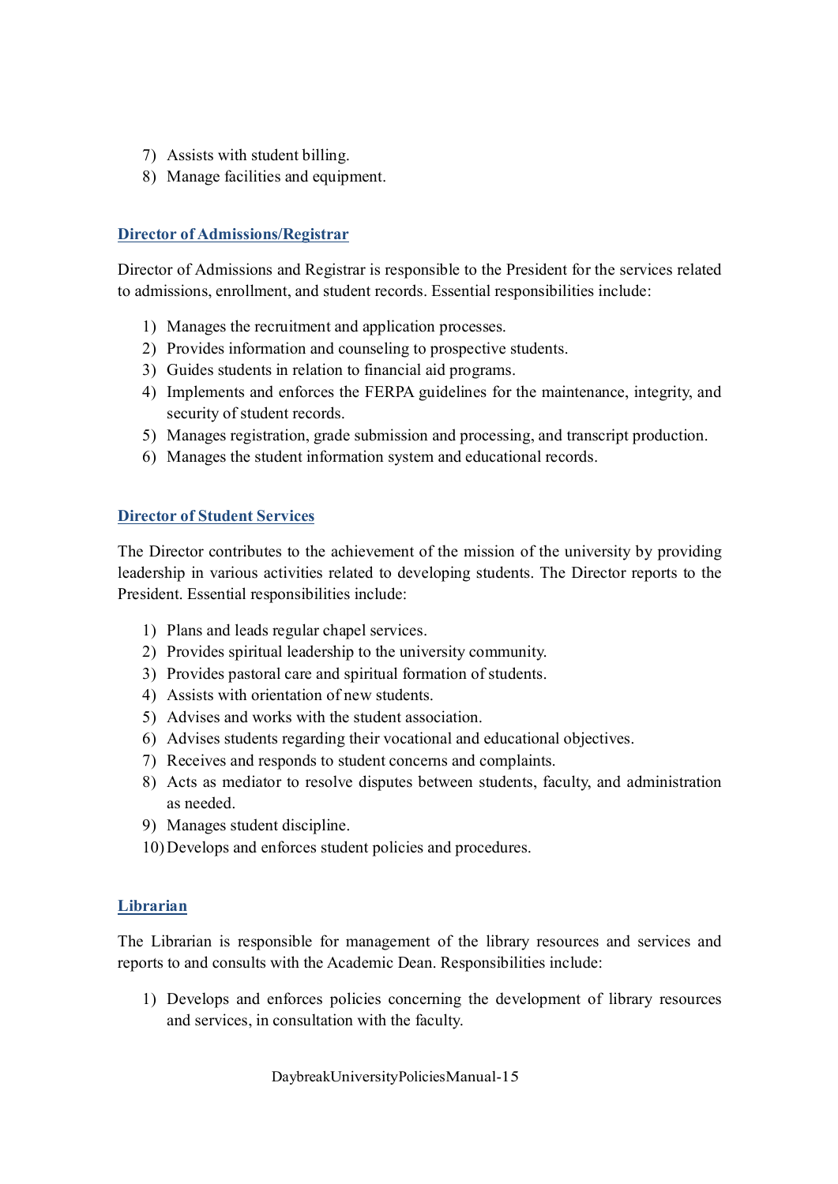7) Assists with student billing.
8) Manage facilities and equipment.

### Director of Admissions/Registrar

Director of Admissions and Registrar is responsible to the President for the services related to admissions, enrollment, and student records. Essential responsibilities include:

1) Manages the recruitment and application processes.
2) Provides information and counseling to prospective students.
3) Guides students in relation to financial aid programs.
4) Implements and enforces the FERPA guidelines for the maintenance, integrity, and security of student records.
5) Manages registration, grade submission and processing, and transcript production.
6) Manages the student information system and educational records.

### Director of Student Services

The Director contributes to the achievement of the mission of the university by providing leadership in various activities related to developing students. The Director reports to the President. Essential responsibilities include:

1) Plans and leads regular chapel services.
2) Provides spiritual leadership to the university community.
3) Provides pastoral care and spiritual formation of students.
4) Assists with orientation of new students.
5) Advises and works with the student association.
6) Advises students regarding their vocational and educational objectives.
7) Receives and responds to student concerns and complaints.
8) Acts as mediator to resolve disputes between students, faculty, and administration as needed.
9) Manages student discipline.
10) Develops and enforces student policies and procedures.

### Librarian

The Librarian is responsible for management of the library resources and services and reports to and consults with the Academic Dean. Responsibilities include:

1) Develops and enforces policies concerning the development of library resources and services, in consultation with the faculty.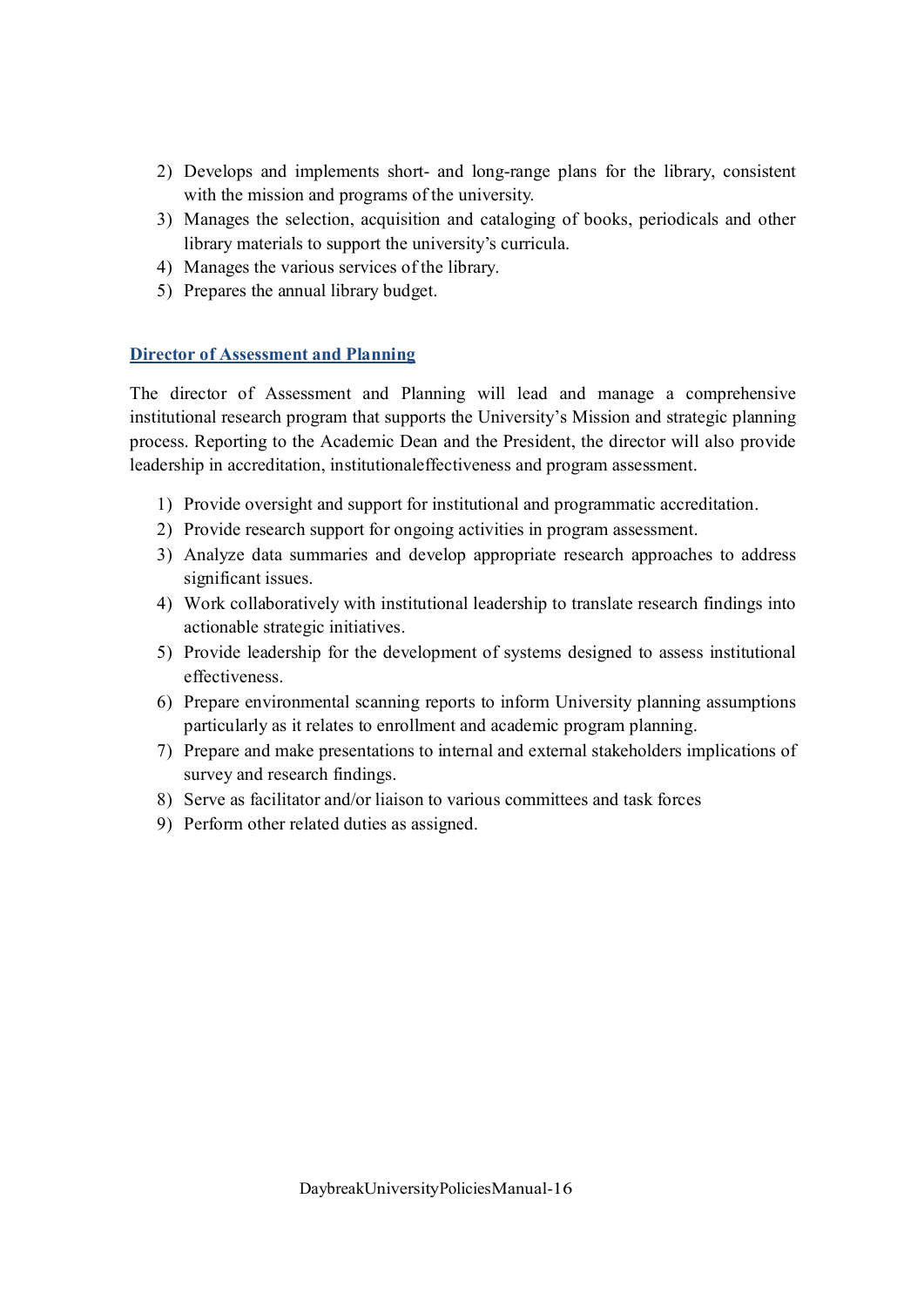2) Develops and implements short- and long-range plans for the library, consistent with the mission and programs of the university.
3) Manages the selection, acquisition and cataloging of books, periodicals and other library materials to support the university's curricula.
4) Manages the various services of the library.
5) Prepares the annual library budget.

## Director of Assessment and Planning

The director of Assessment and Planning will lead and manage a comprehensive institutional research program that supports the University's Mission and strategic planning process. Reporting to the Academic Dean and the President, the director will also provide leadership in accreditation, institutionaleffectiveness and program assessment.

1) Provide oversight and support for institutional and programmatic accreditation.
2) Provide research support for ongoing activities in program assessment.
3) Analyze data summaries and develop appropriate research approaches to address significant issues.
4) Work collaboratively with institutional leadership to translate research findings into actionable strategic initiatives.
5) Provide leadership for the development of systems designed to assess institutional effectiveness.
6) Prepare environmental scanning reports to inform University planning assumptions particularly as it relates to enrollment and academic program planning.
7) Prepare and make presentations to internal and external stakeholders implications of survey and research findings.
8) Serve as facilitator and/or liaison to various committees and task forces
9) Perform other related duties as assigned.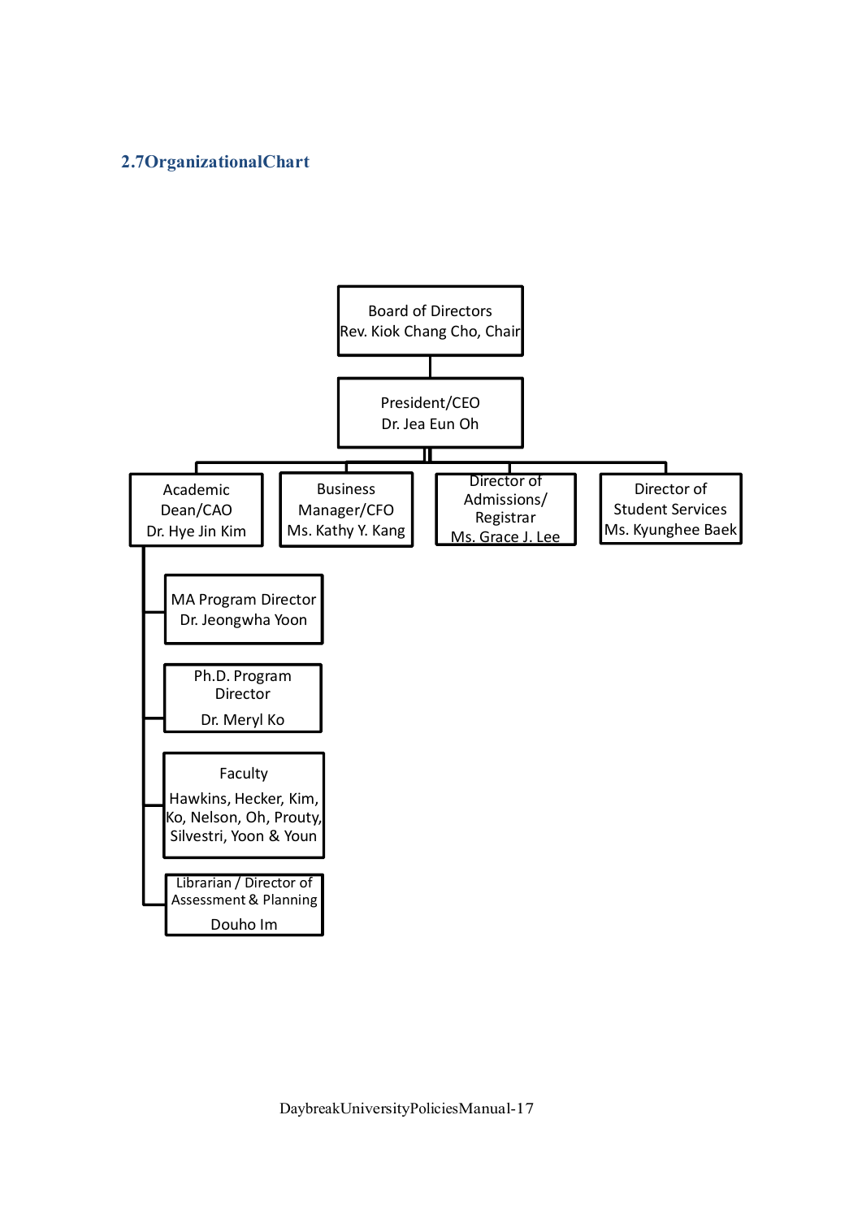## 2.7 Organizational Chart

- **Board of Directors** — Rev. Kiok Chang Cho, Chair
  - **President/CEO** — Dr. Jea Eun Oh
    - **Academic Dean/CAO** — Dr. Hye Jin Kim
      - MA Program Director — Dr. Jeongwha Yoon
      - Ph.D. Program Director — Dr. Meryl Ko
      - Faculty — Hawkins, Hecker, Kim, Ko, Nelson, Oh, Prouty, Silvestri, Yoon & Youn
      - Librarian / Director of Assessment & Planning — Douho Im
    - **Business Manager/CFO** — Ms. Kathy Y. Kang
    - **Director of Admissions/ Registrar** — Ms. Grace J. Lee
    - **Director of Student Services** — Ms. Kyunghee Baek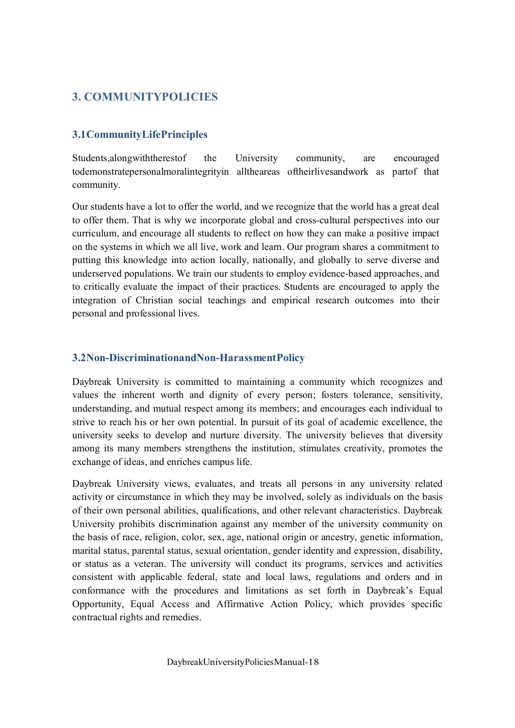## 3. COMMUNITYPOLICIES

### 3.1CommunityLifePrinciples

Students,alongwiththerestof the University community, are encouraged todemonstratepersonalmoralintegrityin alltheareas oftheirlivesandwork as partof that community.

Our students have a lot to offer the world, and we recognize that the world has a great deal to offer them. That is why we incorporate global and cross-cultural perspectives into our curriculum, and encourage all students to reflect on how they can make a positive impact on the systems in which we all live, work and learn. Our program shares a commitment to putting this knowledge into action locally, nationally, and globally to serve diverse and underserved populations. We train our students to employ evidence-based approaches, and to critically evaluate the impact of their practices. Students are encouraged to apply the integration of Christian social teachings and empirical research outcomes into their personal and professional lives.

### 3.2Non-DiscriminationandNon-HarassmentPolicy

Daybreak University is committed to maintaining a community which recognizes and values the inherent worth and dignity of every person; fosters tolerance, sensitivity, understanding, and mutual respect among its members; and encourages each individual to strive to reach his or her own potential. In pursuit of its goal of academic excellence, the university seeks to develop and nurture diversity. The university believes that diversity among its many members strengthens the institution, stimulates creativity, promotes the exchange of ideas, and enriches campus life.

Daybreak University views, evaluates, and treats all persons in any university related activity or circumstance in which they may be involved, solely as individuals on the basis of their own personal abilities, qualifications, and other relevant characteristics. Daybreak University prohibits discrimination against any member of the university community on the basis of race, religion, color, sex, age, national origin or ancestry, genetic information, marital status, parental status, sexual orientation, gender identity and expression, disability, or status as a veteran. The university will conduct its programs, services and activities consistent with applicable federal, state and local laws, regulations and orders and in conformance with the procedures and limitations as set forth in Daybreak's Equal Opportunity, Equal Access and Affirmative Action Policy, which provides specific contractual rights and remedies.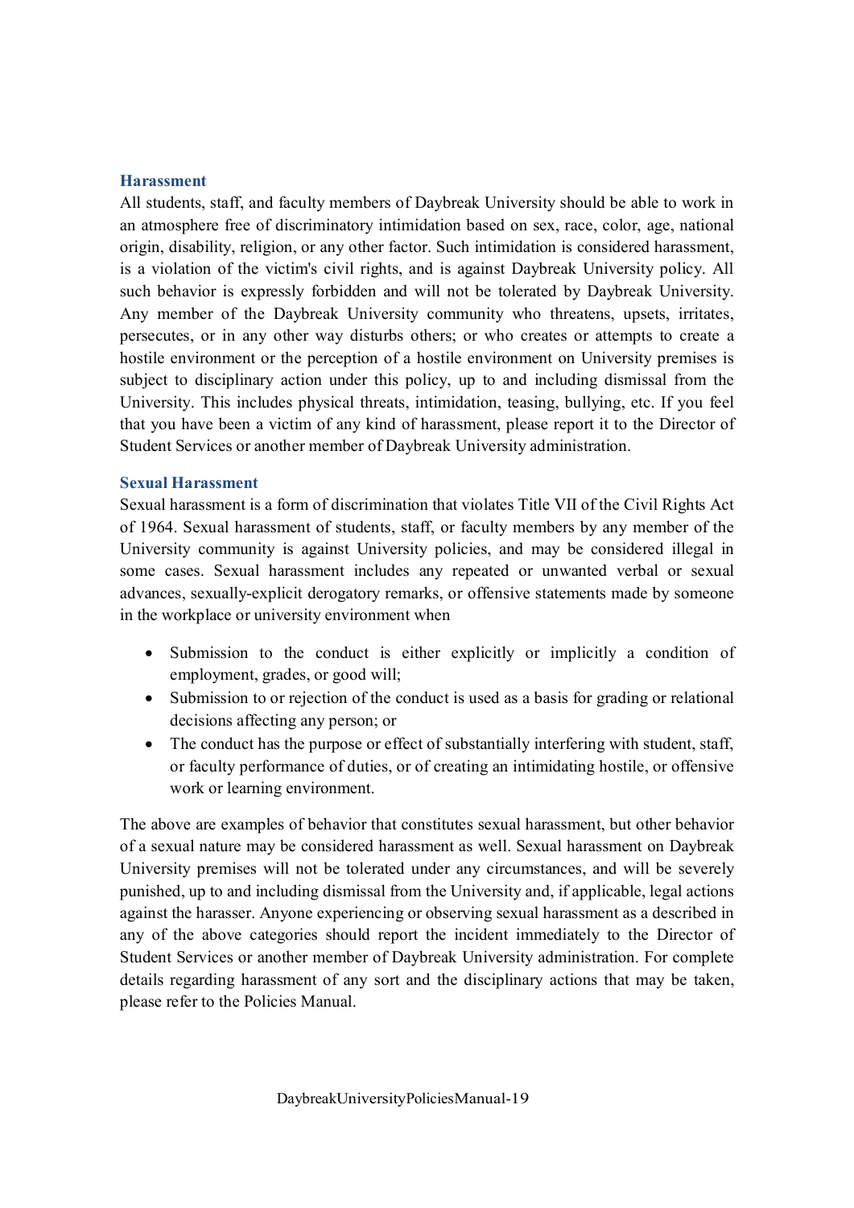## Harassment

All students, staff, and faculty members of Daybreak University should be able to work in an atmosphere free of discriminatory intimidation based on sex, race, color, age, national origin, disability, religion, or any other factor. Such intimidation is considered harassment, is a violation of the victim's civil rights, and is against Daybreak University policy. All such behavior is expressly forbidden and will not be tolerated by Daybreak University. Any member of the Daybreak University community who threatens, upsets, irritates, persecutes, or in any other way disturbs others; or who creates or attempts to create a hostile environment or the perception of a hostile environment on University premises is subject to disciplinary action under this policy, up to and including dismissal from the University. This includes physical threats, intimidation, teasing, bullying, etc. If you feel that you have been a victim of any kind of harassment, please report it to the Director of Student Services or another member of Daybreak University administration.

## Sexual Harassment

Sexual harassment is a form of discrimination that violates Title VII of the Civil Rights Act of 1964. Sexual harassment of students, staff, or faculty members by any member of the University community is against University policies, and may be considered illegal in some cases. Sexual harassment includes any repeated or unwanted verbal or sexual advances, sexually-explicit derogatory remarks, or offensive statements made by someone in the workplace or university environment when

- Submission to the conduct is either explicitly or implicitly a condition of employment, grades, or good will;
- Submission to or rejection of the conduct is used as a basis for grading or relational decisions affecting any person; or
- The conduct has the purpose or effect of substantially interfering with student, staff, or faculty performance of duties, or of creating an intimidating hostile, or offensive work or learning environment.

The above are examples of behavior that constitutes sexual harassment, but other behavior of a sexual nature may be considered harassment as well. Sexual harassment on Daybreak University premises will not be tolerated under any circumstances, and will be severely punished, up to and including dismissal from the University and, if applicable, legal actions against the harasser. Anyone experiencing or observing sexual harassment as a described in any of the above categories should report the incident immediately to the Director of Student Services or another member of Daybreak University administration. For complete details regarding harassment of any sort and the disciplinary actions that may be taken, please refer to the Policies Manual.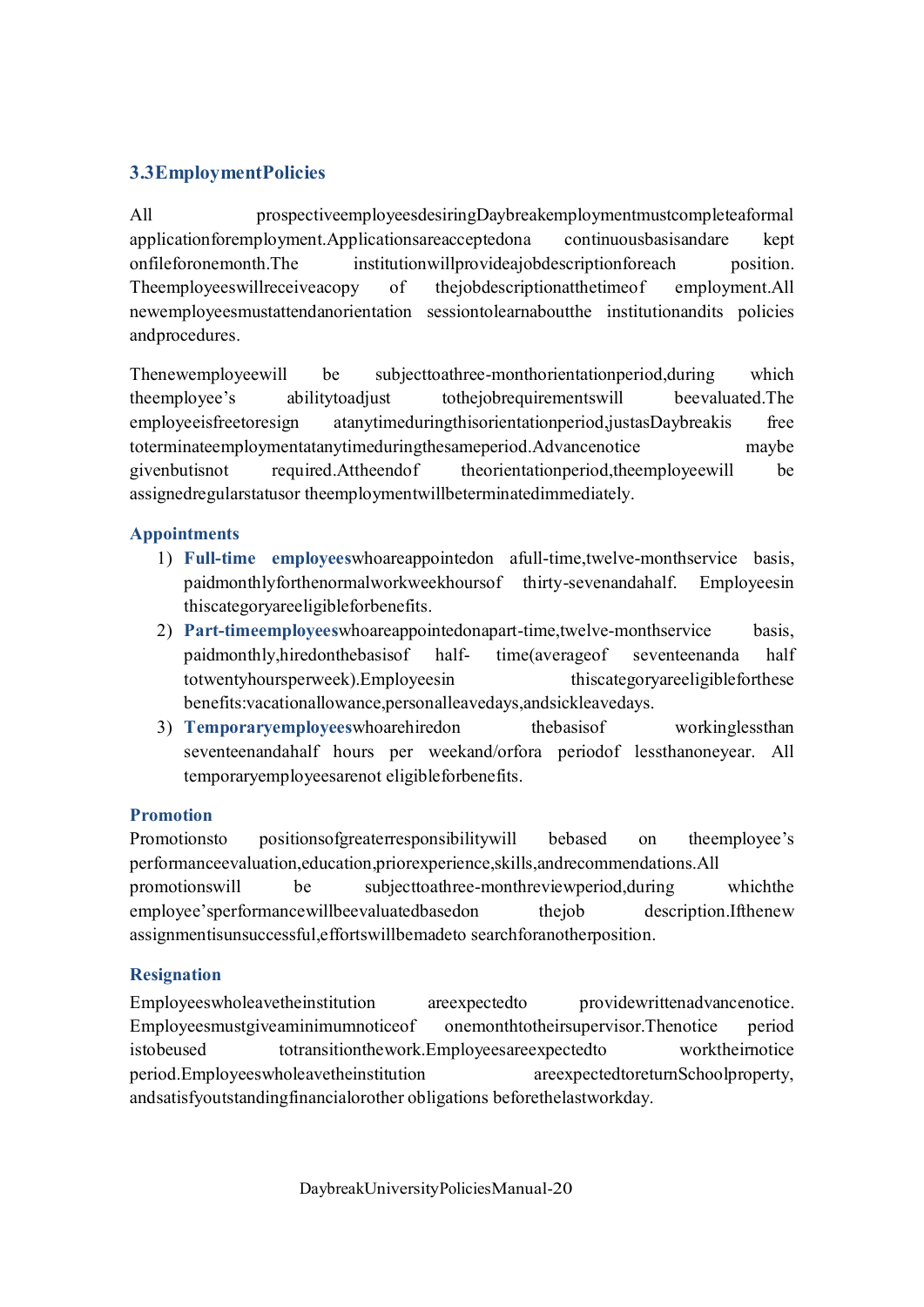## 3.3 Employment Policies

All prospective employees desiring Daybreak employment must complete a formal application for employment. Applications are accepted on a continuous basis and are kept on file for one month. The institution will provide a job description for each position. The employees will receive a copy of the job description at the time of employment. All new employees must attend an orientation session to learn about the institution and its policies and procedures.

The new employee will be subject to a three-month orientation period, during which the employee's ability to adjust to the job requirements will be evaluated. The employee is free to resign at any time during this orientation period, just as Daybreak is free to terminate employment at any time during the same period. Advance notice may be given but is not required. At the end of the orientation period, the employee will be assigned regular status or the employment will be terminated immediately.

### Appointments

1) **Full-time employees** who are appointed on a full-time, twelve-month service basis, paid monthly for the normal workweek hours of thirty-seven and a half. Employees in this category are eligible for benefits.
2) **Part-time employees** who are appointed on a part-time, twelve-month service basis, paid monthly, hired on the basis of half- time (average of seventeen and a half to twenty hours per week). Employees in this category are eligible for these benefits: vacation allowance, personal leave days, and sick leave days.
3) **Temporary employees** who are hired on the basis of working less than seventeen and a half hours per week and/or for a period of less than one year. All temporary employees are not eligible for benefits.

### Promotion

Promotions to positions of greater responsibility will be based on the employee's performance evaluation, education, prior experience, skills, and recommendations. All promotions will be subject to a three-month review period, during which the employee's performance will be evaluated based on the job description. If the new assignment is unsuccessful, efforts will be made to search for another position.

### Resignation

Employees who leave the institution are expected to provide written advance notice. Employees must give a minimum notice of one month to their supervisor. The notice period is to be used to transition the work. Employees are expected to work their notice period. Employees who leave the institution are expected to return School property, and satisfy outstanding financial or other obligations before the last workday.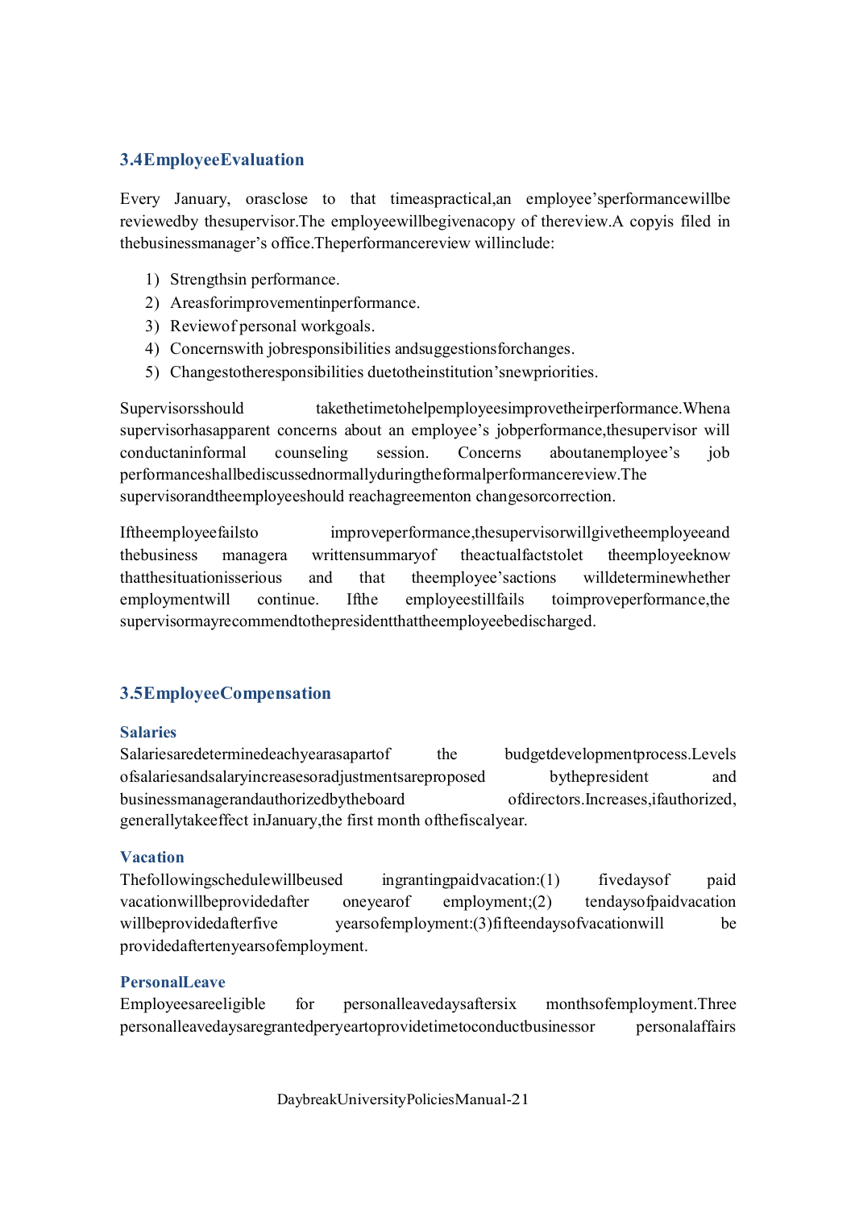### 3.4 Employee Evaluation

Every January, or as close to that time as practical, an employee's performance will be reviewed by the supervisor. The employee will be given a copy of the review. A copy is filed in the business manager's office. The performance review will include:

1) Strengths in performance.
2) Areas for improvement in performance.
3) Review of personal work goals.
4) Concerns with job responsibilities and suggestions for changes.
5) Changes to the responsibilities due to the institution's new priorities.

Supervisors should take the time to help employees improve their performance. When a supervisor has apparent concerns about an employee's job performance, the supervisor will conduct an informal counseling session. Concerns about an employee's job performance shall be discussed normally during the formal performance review. The supervisor and the employee should reach agreement on changes or correction.

If the employee fails to improve performance, the supervisor will give the employee and the business manager a written summary of the actual facts to let the employee know that the situation is serious and that the employee's actions will determine whether employment will continue. If the employee still fails to improve performance, the supervisor may recommend to the president that the employee be discharged.

### 3.5 Employee Compensation

#### Salaries

Salaries are determined each year as a part of the budget development process. Levels of salaries and salary increases or adjustments are proposed by the president and business manager and authorized by the board of directors. Increases, if authorized, generally take effect in January, the first month of the fiscal year.

#### Vacation

The following schedule will be used in granting paid vacation: (1) five days of paid vacation will be provided after one year of employment; (2) ten days of paid vacation will be provided after five years of employment: (3) fifteen days of vacation will be provided after ten years of employment.

#### Personal Leave

Employees are eligible for personal leave days after six months of employment. Three personal leave days are granted per year to provide time to conduct business or personal affairs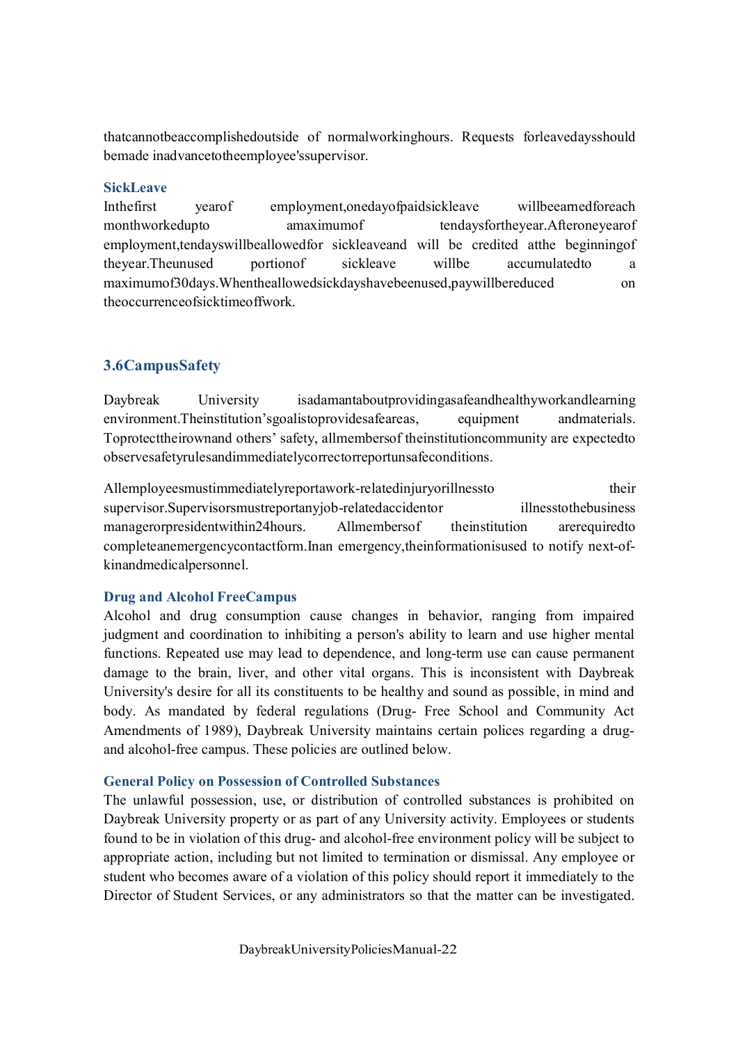that cannot be accomplished outside of normal working hours. Requests for leave days should be made in advance to the employee's supervisor.

### Sick Leave

In the first year of employment, one day of paid sick leave will be earned for each month worked up to a maximum of ten days for the year. After one year of employment, ten days will be allowed for sick leave and will be credited at the beginning of the year. The unused portion of sick leave will be accumulated to a maximum of 30 days. When the allowed sick days have been used, pay will be reduced on the occurrence of sick time off work.

## 3.6 Campus Safety

Daybreak University is adamant about providing a safe and healthy work and learning environment. The institution's goal is to provide safe areas, equipment and materials. To protect their own and others' safety, all members of the institution community are expected to observe safety rules and immediately correct or report unsafe conditions.

All employees must immediately report a work-related injury or illness to their supervisor. Supervisors must report any job-related accident or illness to the business manager or president within 24 hours. All members of the institution are required to complete an emergency contact form. In an emergency, the information is used to notify next-of-kin and medical personnel.

### Drug and Alcohol Free Campus

Alcohol and drug consumption cause changes in behavior, ranging from impaired judgment and coordination to inhibiting a person's ability to learn and use higher mental functions. Repeated use may lead to dependence, and long-term use can cause permanent damage to the brain, liver, and other vital organs. This is inconsistent with Daybreak University's desire for all its constituents to be healthy and sound as possible, in mind and body. As mandated by federal regulations (Drug- Free School and Community Act Amendments of 1989), Daybreak University maintains certain polices regarding a drug- and alcohol-free campus. These policies are outlined below.

### General Policy on Possession of Controlled Substances

The unlawful possession, use, or distribution of controlled substances is prohibited on Daybreak University property or as part of any University activity. Employees or students found to be in violation of this drug- and alcohol-free environment policy will be subject to appropriate action, including but not limited to termination or dismissal. Any employee or student who becomes aware of a violation of this policy should report it immediately to the Director of Student Services, or any administrators so that the matter can be investigated.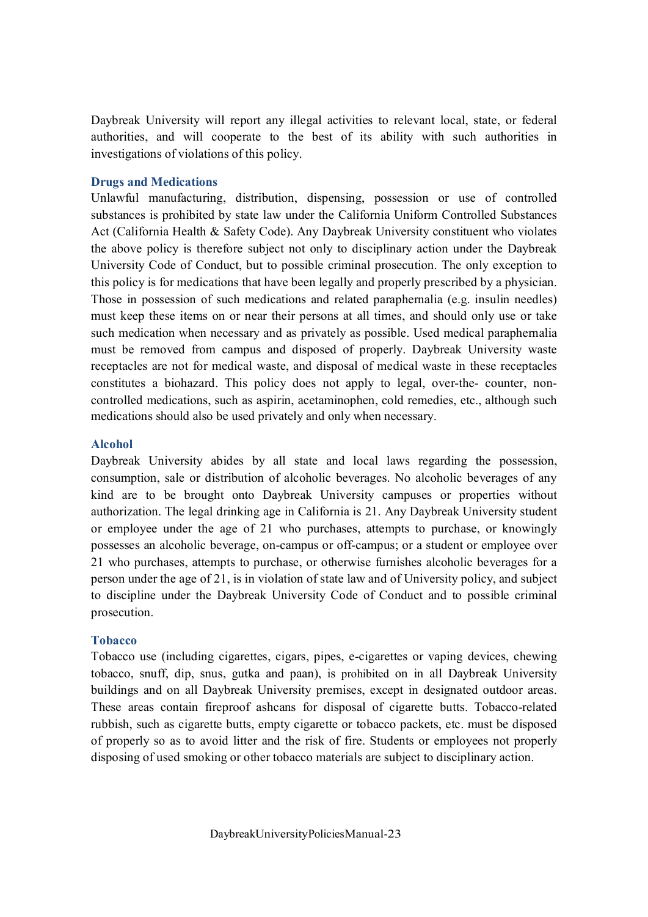Daybreak University will report any illegal activities to relevant local, state, or federal authorities, and will cooperate to the best of its ability with such authorities in investigations of violations of this policy.

### Drugs and Medications

Unlawful manufacturing, distribution, dispensing, possession or use of controlled substances is prohibited by state law under the California Uniform Controlled Substances Act (California Health & Safety Code). Any Daybreak University constituent who violates the above policy is therefore subject not only to disciplinary action under the Daybreak University Code of Conduct, but to possible criminal prosecution. The only exception to this policy is for medications that have been legally and properly prescribed by a physician. Those in possession of such medications and related paraphernalia (e.g. insulin needles) must keep these items on or near their persons at all times, and should only use or take such medication when necessary and as privately as possible. Used medical paraphernalia must be removed from campus and disposed of properly. Daybreak University waste receptacles are not for medical waste, and disposal of medical waste in these receptacles constitutes a biohazard. This policy does not apply to legal, over-the- counter, non-controlled medications, such as aspirin, acetaminophen, cold remedies, etc., although such medications should also be used privately and only when necessary.

### Alcohol

Daybreak University abides by all state and local laws regarding the possession, consumption, sale or distribution of alcoholic beverages. No alcoholic beverages of any kind are to be brought onto Daybreak University campuses or properties without authorization. The legal drinking age in California is 21. Any Daybreak University student or employee under the age of 21 who purchases, attempts to purchase, or knowingly possesses an alcoholic beverage, on-campus or off-campus; or a student or employee over 21 who purchases, attempts to purchase, or otherwise furnishes alcoholic beverages for a person under the age of 21, is in violation of state law and of University policy, and subject to discipline under the Daybreak University Code of Conduct and to possible criminal prosecution.

### Tobacco

Tobacco use (including cigarettes, cigars, pipes, e-cigarettes or vaping devices, chewing tobacco, snuff, dip, snus, gutka and paan), is prohibited on in all Daybreak University buildings and on all Daybreak University premises, except in designated outdoor areas. These areas contain fireproof ashcans for disposal of cigarette butts. Tobacco-related rubbish, such as cigarette butts, empty cigarette or tobacco packets, etc. must be disposed of properly so as to avoid litter and the risk of fire. Students or employees not properly disposing of used smoking or other tobacco materials are subject to disciplinary action.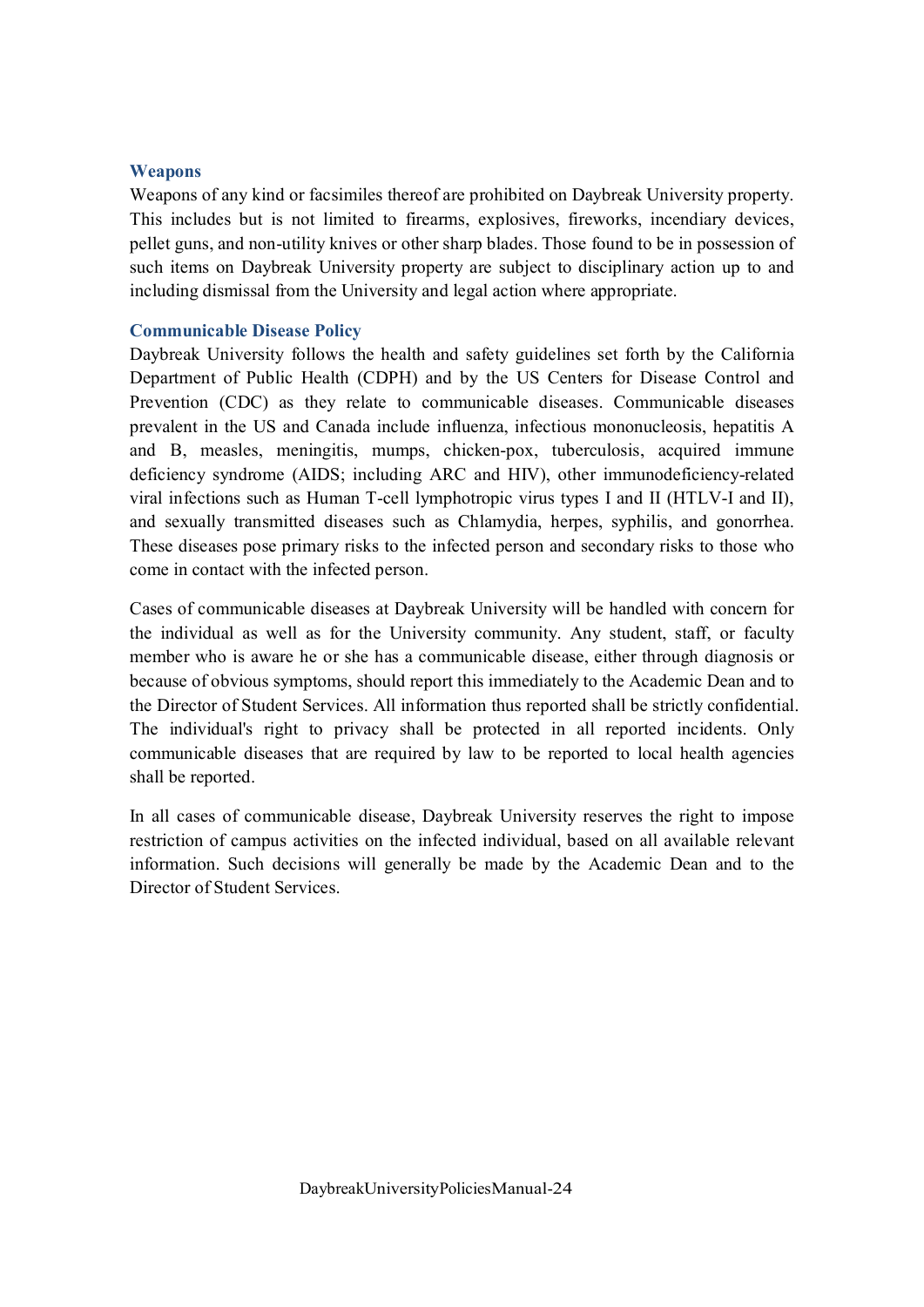### Weapons

Weapons of any kind or facsimiles thereof are prohibited on Daybreak University property. This includes but is not limited to firearms, explosives, fireworks, incendiary devices, pellet guns, and non-utility knives or other sharp blades. Those found to be in possession of such items on Daybreak University property are subject to disciplinary action up to and including dismissal from the University and legal action where appropriate.

### Communicable Disease Policy

Daybreak University follows the health and safety guidelines set forth by the California Department of Public Health (CDPH) and by the US Centers for Disease Control and Prevention (CDC) as they relate to communicable diseases. Communicable diseases prevalent in the US and Canada include influenza, infectious mononucleosis, hepatitis A and B, measles, meningitis, mumps, chicken-pox, tuberculosis, acquired immune deficiency syndrome (AIDS; including ARC and HIV), other immunodeficiency-related viral infections such as Human T-cell lymphotropic virus types I and II (HTLV-I and II), and sexually transmitted diseases such as Chlamydia, herpes, syphilis, and gonorrhea. These diseases pose primary risks to the infected person and secondary risks to those who come in contact with the infected person.

Cases of communicable diseases at Daybreak University will be handled with concern for the individual as well as for the University community. Any student, staff, or faculty member who is aware he or she has a communicable disease, either through diagnosis or because of obvious symptoms, should report this immediately to the Academic Dean and to the Director of Student Services. All information thus reported shall be strictly confidential. The individual's right to privacy shall be protected in all reported incidents. Only communicable diseases that are required by law to be reported to local health agencies shall be reported.

In all cases of communicable disease, Daybreak University reserves the right to impose restriction of campus activities on the infected individual, based on all available relevant information. Such decisions will generally be made by the Academic Dean and to the Director of Student Services.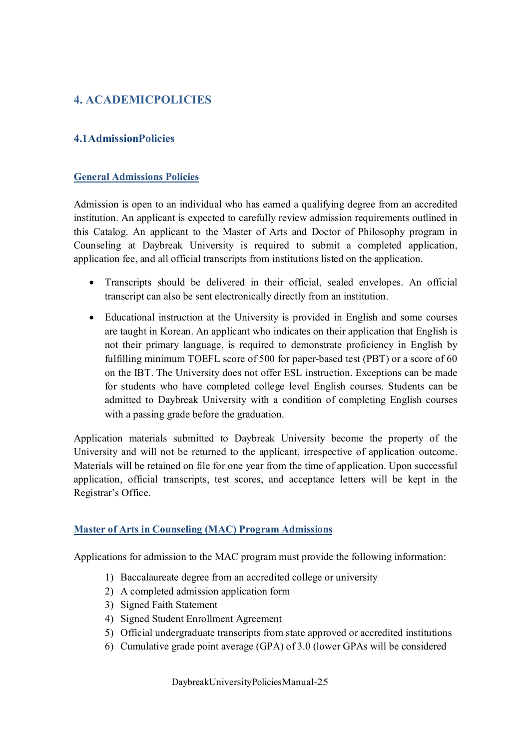# 4. ACADEMICPOLICIES

## 4.1AdmissionPolicies

### General Admissions Policies

Admission is open to an individual who has earned a qualifying degree from an accredited institution. An applicant is expected to carefully review admission requirements outlined in this Catalog. An applicant to the Master of Arts and Doctor of Philosophy program in Counseling at Daybreak University is required to submit a completed application, application fee, and all official transcripts from institutions listed on the application.

- Transcripts should be delivered in their official, sealed envelopes. An official transcript can also be sent electronically directly from an institution.
- Educational instruction at the University is provided in English and some courses are taught in Korean. An applicant who indicates on their application that English is not their primary language, is required to demonstrate proficiency in English by fulfilling minimum TOEFL score of 500 for paper-based test (PBT) or a score of 60 on the IBT. The University does not offer ESL instruction. Exceptions can be made for students who have completed college level English courses. Students can be admitted to Daybreak University with a condition of completing English courses with a passing grade before the graduation.

Application materials submitted to Daybreak University become the property of the University and will not be returned to the applicant, irrespective of application outcome. Materials will be retained on file for one year from the time of application. Upon successful application, official transcripts, test scores, and acceptance letters will be kept in the Registrar's Office.

### Master of Arts in Counseling (MAC) Program Admissions

Applications for admission to the MAC program must provide the following information:

1) Baccalaureate degree from an accredited college or university
2) A completed admission application form
3) Signed Faith Statement
4) Signed Student Enrollment Agreement
5) Official undergraduate transcripts from state approved or accredited institutions
6) Cumulative grade point average (GPA) of 3.0 (lower GPAs will be considered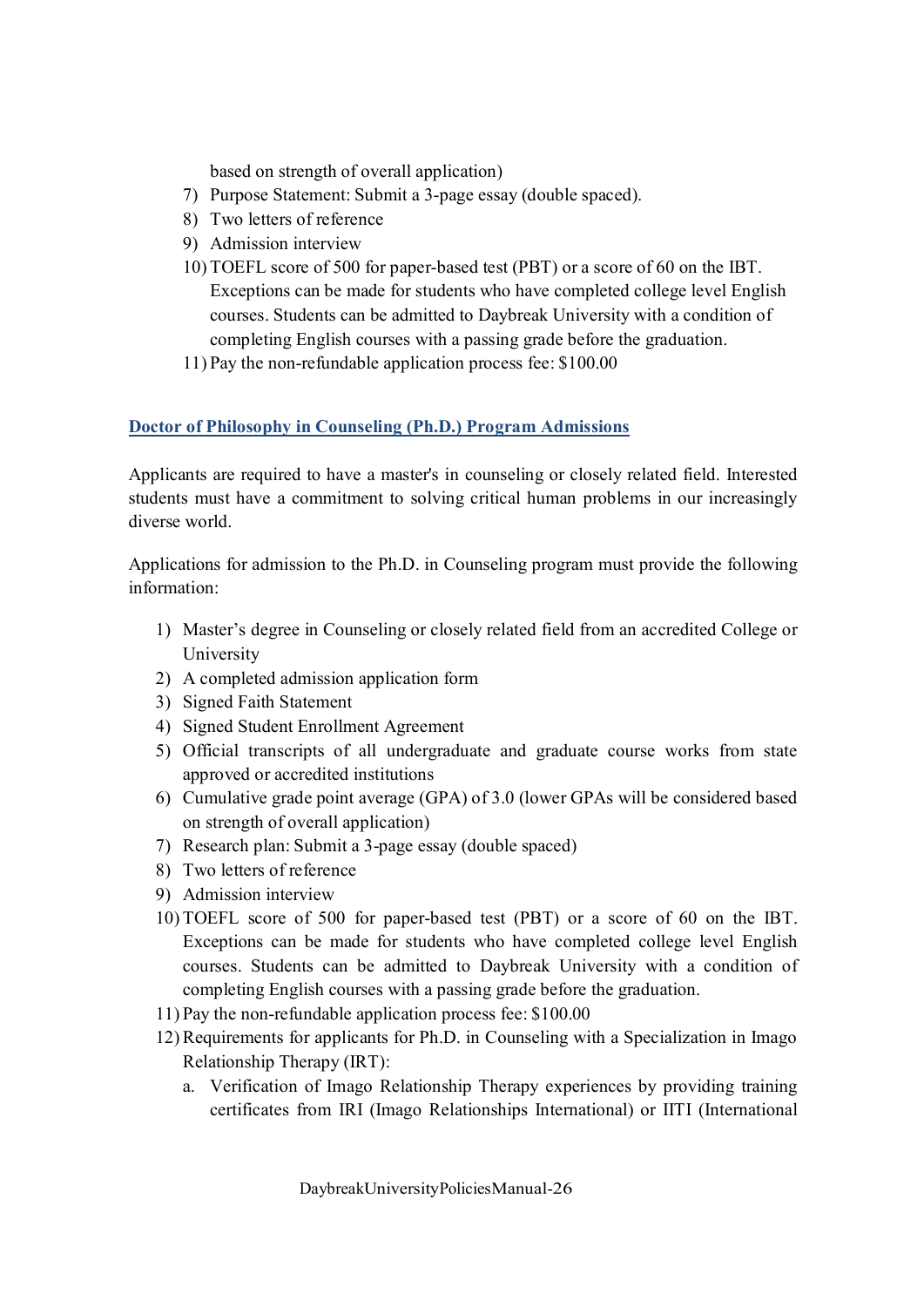based on strength of overall application)

7) Purpose Statement: Submit a 3-page essay (double spaced).
8) Two letters of reference
9) Admission interview
10) TOEFL score of 500 for paper-based test (PBT) or a score of 60 on the IBT. Exceptions can be made for students who have completed college level English courses. Students can be admitted to Daybreak University with a condition of completing English courses with a passing grade before the graduation.
11) Pay the non-refundable application process fee: $100.00

### Doctor of Philosophy in Counseling (Ph.D.) Program Admissions

Applicants are required to have a master's in counseling or closely related field. Interested students must have a commitment to solving critical human problems in our increasingly diverse world.

Applications for admission to the Ph.D. in Counseling program must provide the following information:

1) Master's degree in Counseling or closely related field from an accredited College or University
2) A completed admission application form
3) Signed Faith Statement
4) Signed Student Enrollment Agreement
5) Official transcripts of all undergraduate and graduate course works from state approved or accredited institutions
6) Cumulative grade point average (GPA) of 3.0 (lower GPAs will be considered based on strength of overall application)
7) Research plan: Submit a 3-page essay (double spaced)
8) Two letters of reference
9) Admission interview
10) TOEFL score of 500 for paper-based test (PBT) or a score of 60 on the IBT. Exceptions can be made for students who have completed college level English courses. Students can be admitted to Daybreak University with a condition of completing English courses with a passing grade before the graduation.
11) Pay the non-refundable application process fee: $100.00
12) Requirements for applicants for Ph.D. in Counseling with a Specialization in Imago Relationship Therapy (IRT):
    a. Verification of Imago Relationship Therapy experiences by providing training certificates from IRI (Imago Relationships International) or IITI (International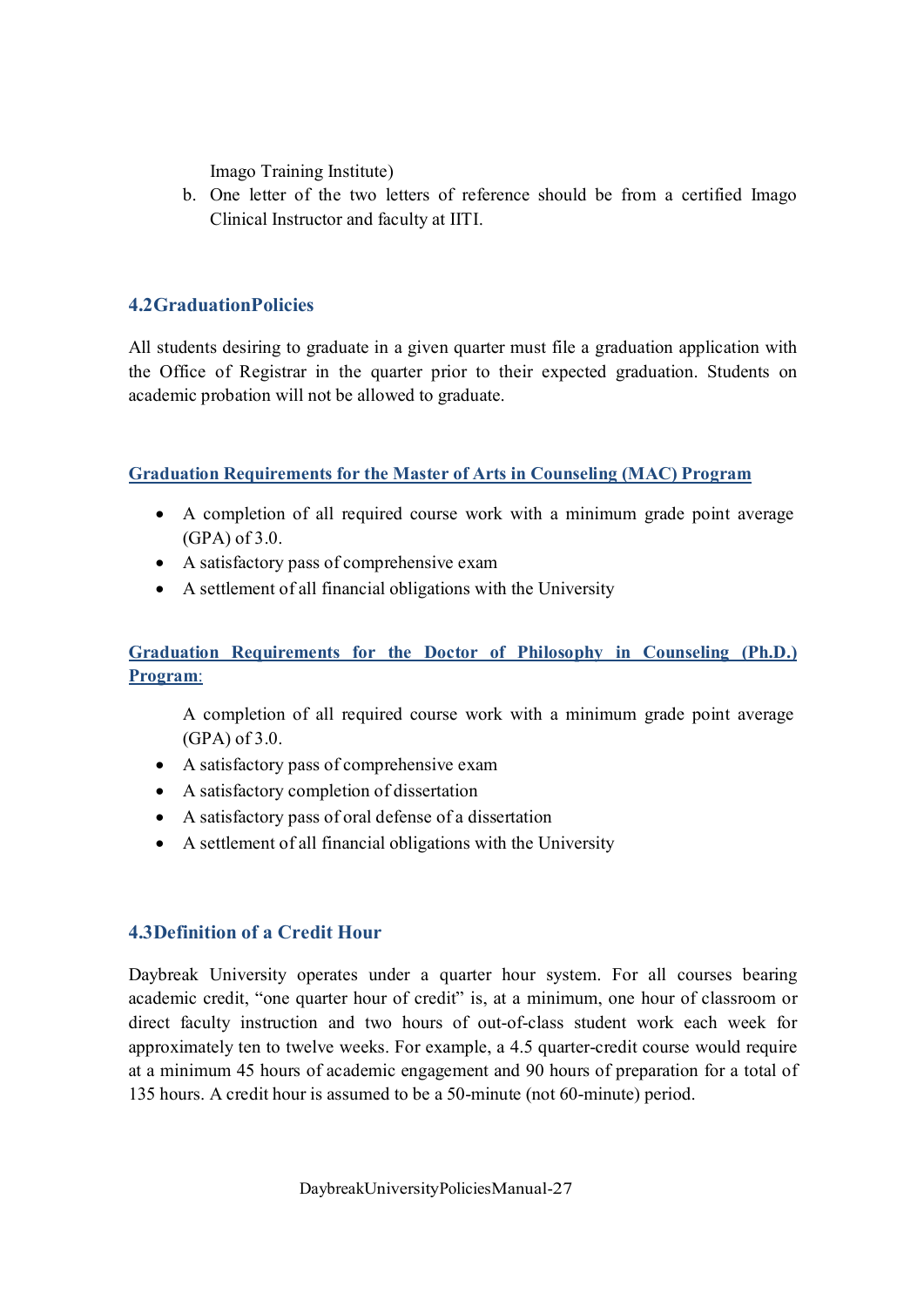Imago Training Institute)

b. One letter of the two letters of reference should be from a certified Imago Clinical Instructor and faculty at IITI.

## 4.2 Graduation Policies

All students desiring to graduate in a given quarter must file a graduation application with the Office of Registrar in the quarter prior to their expected graduation. Students on academic probation will not be allowed to graduate.

### Graduation Requirements for the Master of Arts in Counseling (MAC) Program

- A completion of all required course work with a minimum grade point average (GPA) of 3.0.
- A satisfactory pass of comprehensive exam
- A settlement of all financial obligations with the University

### Graduation Requirements for the Doctor of Philosophy in Counseling (Ph.D.) Program:

- A completion of all required course work with a minimum grade point average (GPA) of 3.0.
- A satisfactory pass of comprehensive exam
- A satisfactory completion of dissertation
- A satisfactory pass of oral defense of a dissertation
- A settlement of all financial obligations with the University

## 4.3 Definition of a Credit Hour

Daybreak University operates under a quarter hour system. For all courses bearing academic credit, "one quarter hour of credit" is, at a minimum, one hour of classroom or direct faculty instruction and two hours of out-of-class student work each week for approximately ten to twelve weeks. For example, a 4.5 quarter-credit course would require at a minimum 45 hours of academic engagement and 90 hours of preparation for a total of 135 hours. A credit hour is assumed to be a 50-minute (not 60-minute) period.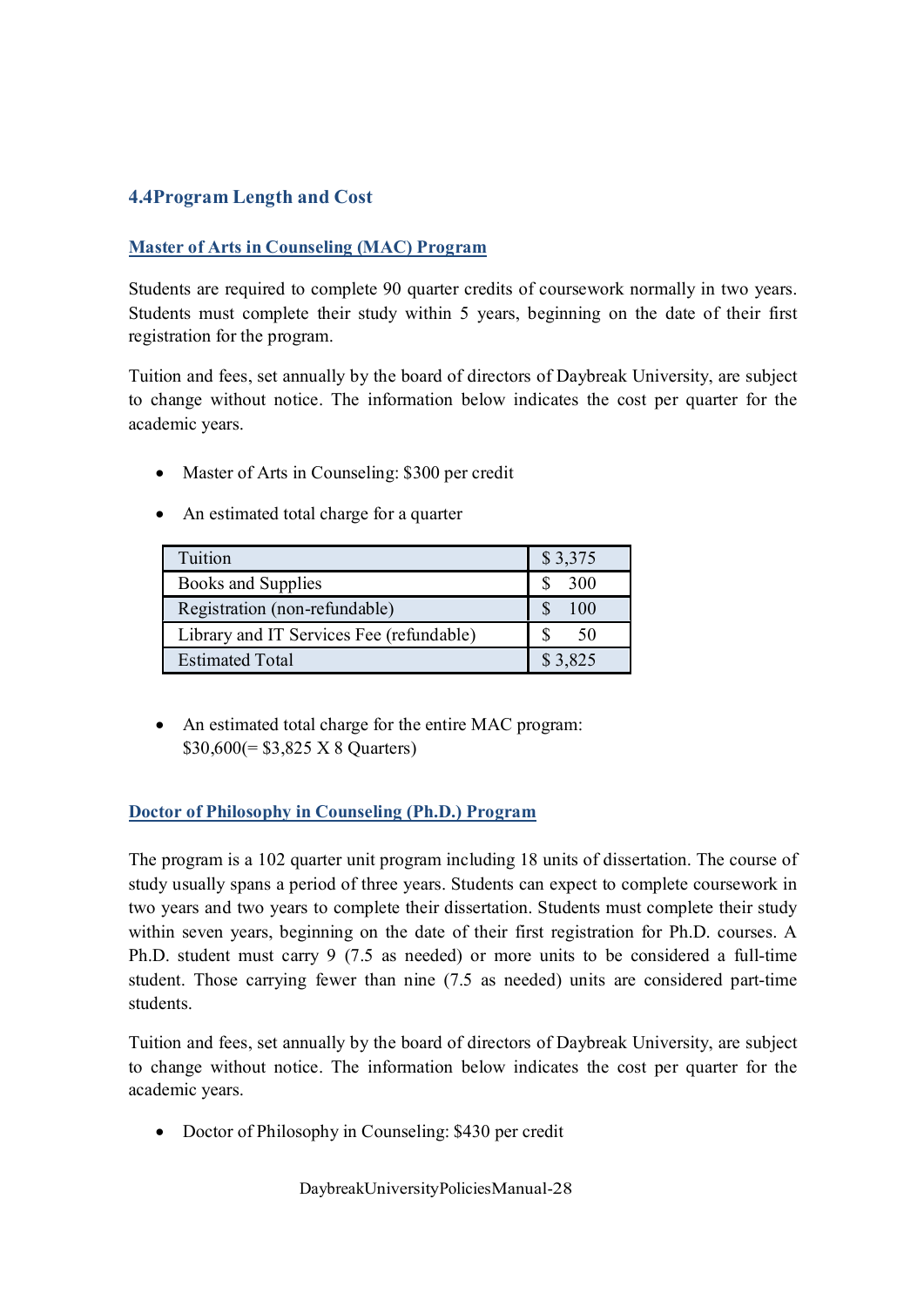### 4.4Program Length and Cost

#### Master of Arts in Counseling (MAC) Program

Students are required to complete 90 quarter credits of coursework normally in two years. Students must complete their study within 5 years, beginning on the date of their first registration for the program.

Tuition and fees, set annually by the board of directors of Daybreak University, are subject to change without notice. The information below indicates the cost per quarter for the academic years.

- Master of Arts in Counseling: $300 per credit
- An estimated total charge for a quarter

| Item | Cost |
| --- | --- |
| Tuition | $ 3,375 |
| Books and Supplies | $ 300 |
| Registration (non-refundable) | $ 100 |
| Library and IT Services Fee (refundable) | $ 50 |
| Estimated Total | $ 3,825 |

- An estimated total charge for the entire MAC program: $30,600(= $3,825 X 8 Quarters)

#### Doctor of Philosophy in Counseling (Ph.D.) Program

The program is a 102 quarter unit program including 18 units of dissertation. The course of study usually spans a period of three years. Students can expect to complete coursework in two years and two years to complete their dissertation. Students must complete their study within seven years, beginning on the date of their first registration for Ph.D. courses. A Ph.D. student must carry 9 (7.5 as needed) or more units to be considered a full-time student. Those carrying fewer than nine (7.5 as needed) units are considered part-time students.

Tuition and fees, set annually by the board of directors of Daybreak University, are subject to change without notice. The information below indicates the cost per quarter for the academic years.

- Doctor of Philosophy in Counseling: $430 per credit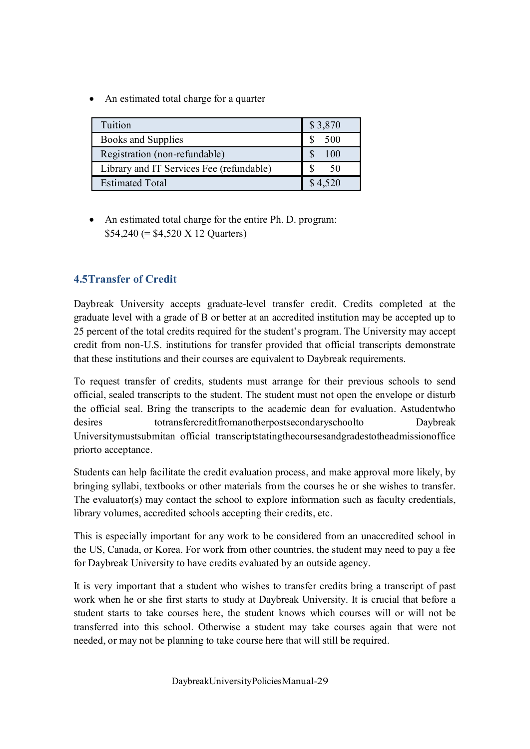- An estimated total charge for a quarter

| Tuition | $ 3,870 |
|---|---|
| Books and Supplies | $ 500 |
| Registration (non-refundable) | $ 100 |
| Library and IT Services Fee (refundable) | $ 50 |
| Estimated Total | $ 4,520 |

- An estimated total charge for the entire Ph. D. program: $54,240 (= $4,520 X 12 Quarters)

### 4.5 Transfer of Credit

Daybreak University accepts graduate-level transfer credit. Credits completed at the graduate level with a grade of B or better at an accredited institution may be accepted up to 25 percent of the total credits required for the student's program. The University may accept credit from non-U.S. institutions for transfer provided that official transcripts demonstrate that these institutions and their courses are equivalent to Daybreak requirements.

To request transfer of credits, students must arrange for their previous schools to send official, sealed transcripts to the student. The student must not open the envelope or disturb the official seal. Bring the transcripts to the academic dean for evaluation. A student who desires to transfer credit from another postsecondary school to Daybreak University must submit an official transcript stating the courses and grades to the admission office prior to acceptance.

Students can help facilitate the credit evaluation process, and make approval more likely, by bringing syllabi, textbooks or other materials from the courses he or she wishes to transfer. The evaluator(s) may contact the school to explore information such as faculty credentials, library volumes, accredited schools accepting their credits, etc.

This is especially important for any work to be considered from an unaccredited school in the US, Canada, or Korea. For work from other countries, the student may need to pay a fee for Daybreak University to have credits evaluated by an outside agency.

It is very important that a student who wishes to transfer credits bring a transcript of past work when he or she first starts to study at Daybreak University. It is crucial that before a student starts to take courses here, the student knows which courses will or will not be transferred into this school. Otherwise a student may take courses again that were not needed, or may not be planning to take course here that will still be required.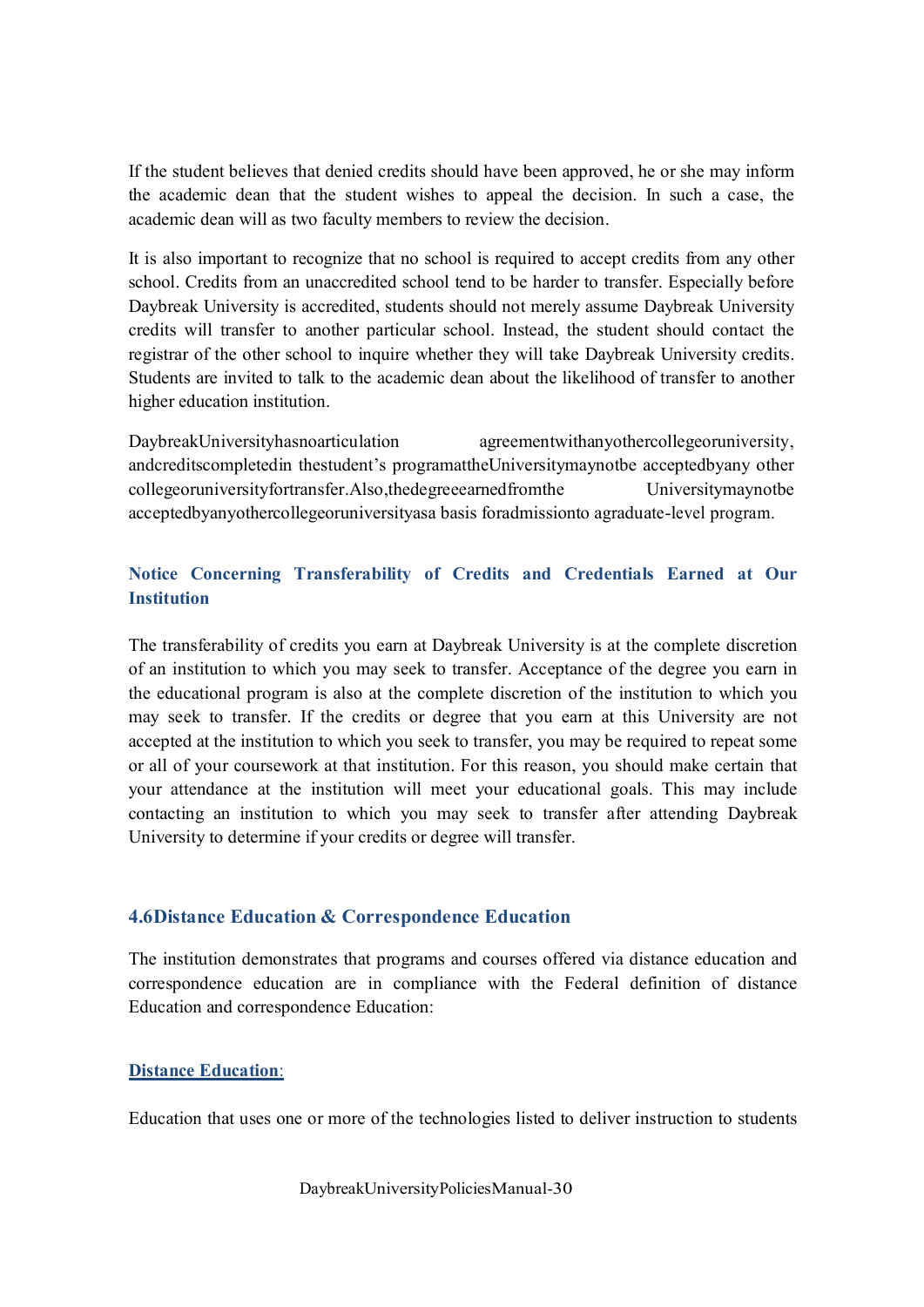If the student believes that denied credits should have been approved, he or she may inform the academic dean that the student wishes to appeal the decision. In such a case, the academic dean will as two faculty members to review the decision.

It is also important to recognize that no school is required to accept credits from any other school. Credits from an unaccredited school tend to be harder to transfer. Especially before Daybreak University is accredited, students should not merely assume Daybreak University credits will transfer to another particular school. Instead, the student should contact the registrar of the other school to inquire whether they will take Daybreak University credits. Students are invited to talk to the academic dean about the likelihood of transfer to another higher education institution.

DaybreakUniversityhasnoarticulation agreementwithanyothercollegeoruniversity, andcreditscompletedin thestudent's programattheUniversitymaynotbe acceptedbyany other collegeoruniversityfortransfer.Also,thedegreeearnedfromthe Universitymaynotbe acceptedbyanyothercollegeoruniversityasa basis foradmissionto agraduate-level program.

### Notice Concerning Transferability of Credits and Credentials Earned at Our Institution

The transferability of credits you earn at Daybreak University is at the complete discretion of an institution to which you may seek to transfer. Acceptance of the degree you earn in the educational program is also at the complete discretion of the institution to which you may seek to transfer. If the credits or degree that you earn at this University are not accepted at the institution to which you seek to transfer, you may be required to repeat some or all of your coursework at that institution. For this reason, you should make certain that your attendance at the institution will meet your educational goals. This may include contacting an institution to which you may seek to transfer after attending Daybreak University to determine if your credits or degree will transfer.

### 4.6Distance Education & Correspondence Education

The institution demonstrates that programs and courses offered via distance education and correspondence education are in compliance with the Federal definition of distance Education and correspondence Education:

**Distance Education:**

Education that uses one or more of the technologies listed to deliver instruction to students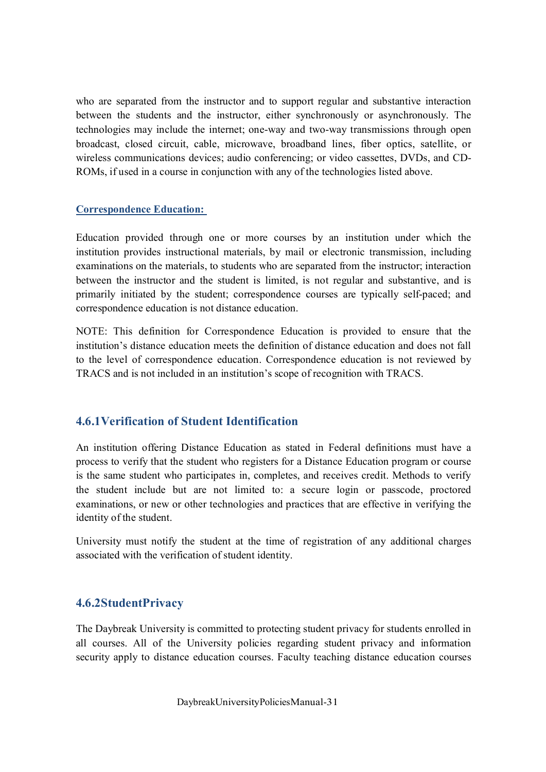who are separated from the instructor and to support regular and substantive interaction between the students and the instructor, either synchronously or asynchronously. The technologies may include the internet; one-way and two-way transmissions through open broadcast, closed circuit, cable, microwave, broadband lines, fiber optics, satellite, or wireless communications devices; audio conferencing; or video cassettes, DVDs, and CD-ROMs, if used in a course in conjunction with any of the technologies listed above.

**Correspondence Education:**

Education provided through one or more courses by an institution under which the institution provides instructional materials, by mail or electronic transmission, including examinations on the materials, to students who are separated from the instructor; interaction between the instructor and the student is limited, is not regular and substantive, and is primarily initiated by the student; correspondence courses are typically self-paced; and correspondence education is not distance education.

NOTE: This definition for Correspondence Education is provided to ensure that the institution's distance education meets the definition of distance education and does not fall to the level of correspondence education. Correspondence education is not reviewed by TRACS and is not included in an institution's scope of recognition with TRACS.

### 4.6.1 Verification of Student Identification

An institution offering Distance Education as stated in Federal definitions must have a process to verify that the student who registers for a Distance Education program or course is the same student who participates in, completes, and receives credit. Methods to verify the student include but are not limited to: a secure login or passcode, proctored examinations, or new or other technologies and practices that are effective in verifying the identity of the student.

University must notify the student at the time of registration of any additional charges associated with the verification of student identity.

### 4.6.2 Student Privacy

The Daybreak University is committed to protecting student privacy for students enrolled in all courses. All of the University policies regarding student privacy and information security apply to distance education courses. Faculty teaching distance education courses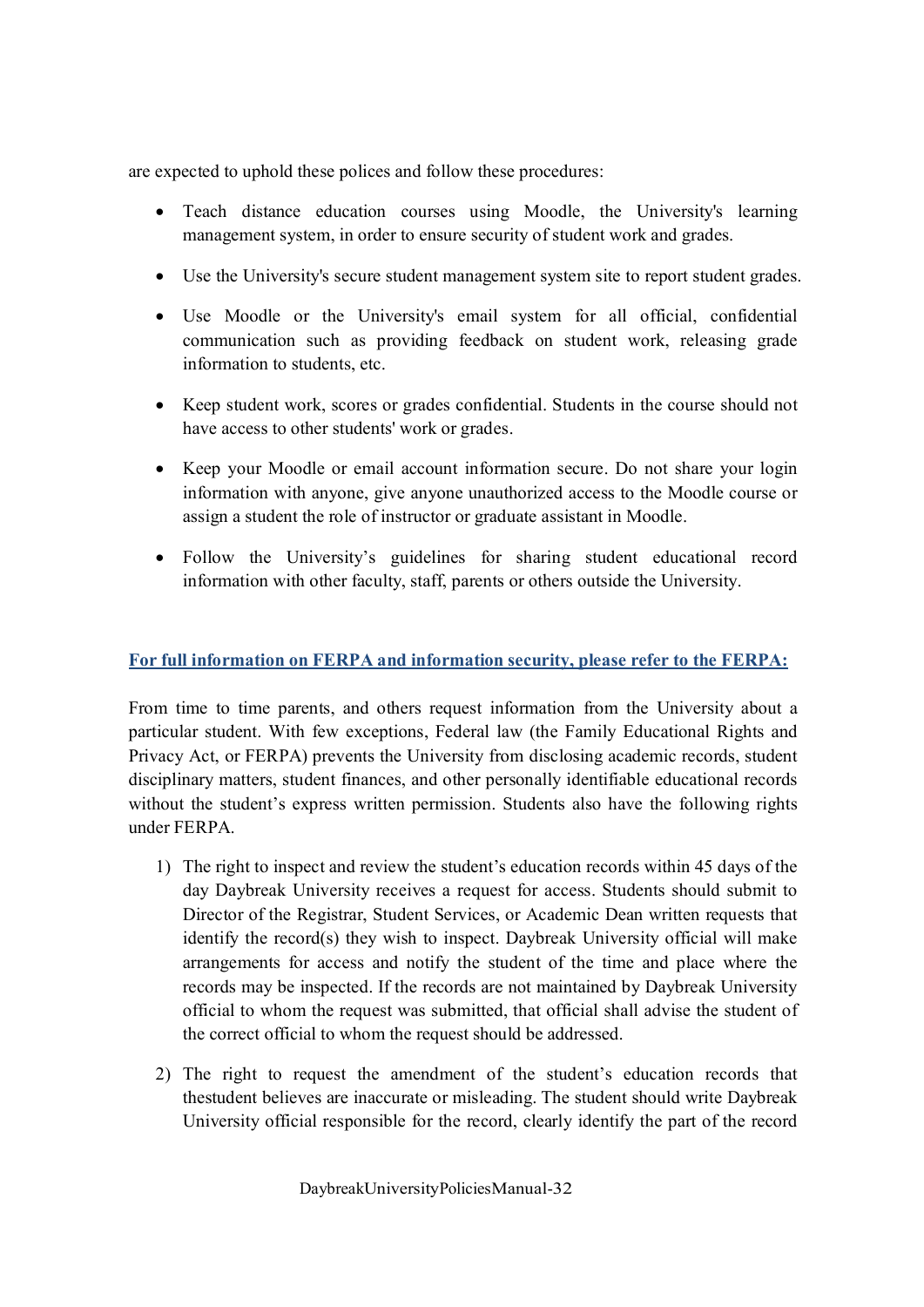are expected to uphold these polices and follow these procedures:

- Teach distance education courses using Moodle, the University's learning management system, in order to ensure security of student work and grades.
- Use the University's secure student management system site to report student grades.
- Use Moodle or the University's email system for all official, confidential communication such as providing feedback on student work, releasing grade information to students, etc.
- Keep student work, scores or grades confidential. Students in the course should not have access to other students' work or grades.
- Keep your Moodle or email account information secure. Do not share your login information with anyone, give anyone unauthorized access to the Moodle course or assign a student the role of instructor or graduate assistant in Moodle.
- Follow the University's guidelines for sharing student educational record information with other faculty, staff, parents or others outside the University.

**For full information on FERPA and information security, please refer to the FERPA:**

From time to time parents, and others request information from the University about a particular student. With few exceptions, Federal law (the Family Educational Rights and Privacy Act, or FERPA) prevents the University from disclosing academic records, student disciplinary matters, student finances, and other personally identifiable educational records without the student's express written permission. Students also have the following rights under FERPA.

1) The right to inspect and review the student's education records within 45 days of the day Daybreak University receives a request for access. Students should submit to Director of the Registrar, Student Services, or Academic Dean written requests that identify the record(s) they wish to inspect. Daybreak University official will make arrangements for access and notify the student of the time and place where the records may be inspected. If the records are not maintained by Daybreak University official to whom the request was submitted, that official shall advise the student of the correct official to whom the request should be addressed.
2) The right to request the amendment of the student's education records that thestudent believes are inaccurate or misleading. The student should write Daybreak University official responsible for the record, clearly identify the part of the record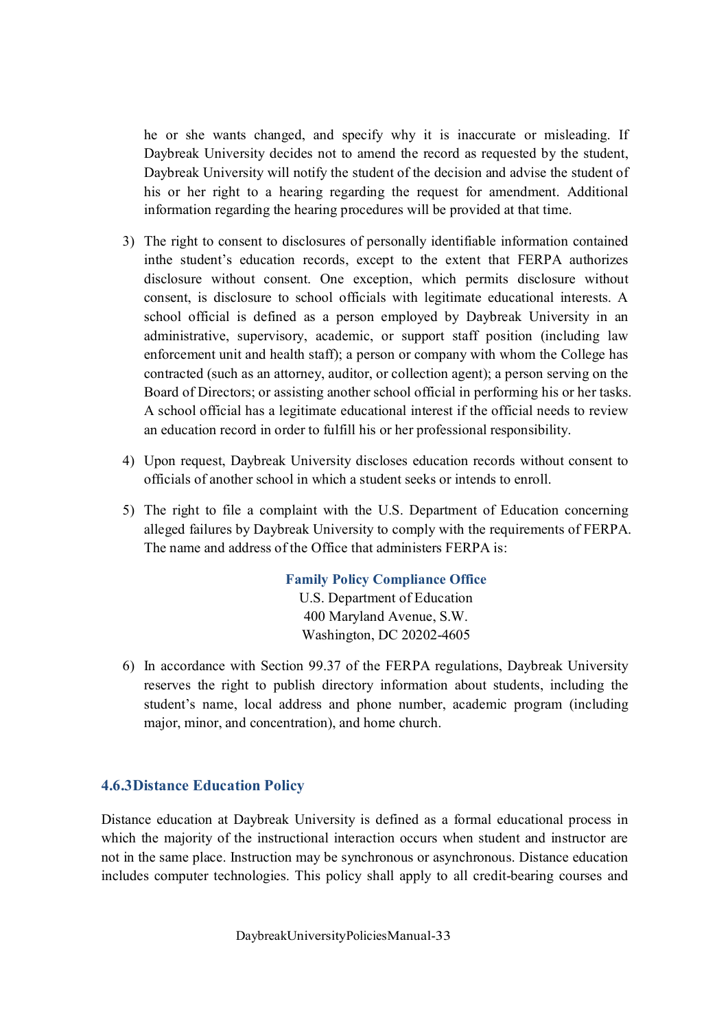he or she wants changed, and specify why it is inaccurate or misleading. If Daybreak University decides not to amend the record as requested by the student, Daybreak University will notify the student of the decision and advise the student of his or her right to a hearing regarding the request for amendment. Additional information regarding the hearing procedures will be provided at that time.

3) The right to consent to disclosures of personally identifiable information contained inthe student's education records, except to the extent that FERPA authorizes disclosure without consent. One exception, which permits disclosure without consent, is disclosure to school officials with legitimate educational interests. A school official is defined as a person employed by Daybreak University in an administrative, supervisory, academic, or support staff position (including law enforcement unit and health staff); a person or company with whom the College has contracted (such as an attorney, auditor, or collection agent); a person serving on the Board of Directors; or assisting another school official in performing his or her tasks. A school official has a legitimate educational interest if the official needs to review an education record in order to fulfill his or her professional responsibility.

4) Upon request, Daybreak University discloses education records without consent to officials of another school in which a student seeks or intends to enroll.

5) The right to file a complaint with the U.S. Department of Education concerning alleged failures by Daybreak University to comply with the requirements of FERPA. The name and address of the Office that administers FERPA is:

   **Family Policy Compliance Office**
   U.S. Department of Education
   400 Maryland Avenue, S.W.
   Washington, DC 20202-4605

6) In accordance with Section 99.37 of the FERPA regulations, Daybreak University reserves the right to publish directory information about students, including the student's name, local address and phone number, academic program (including major, minor, and concentration), and home church.

### 4.6.3Distance Education Policy

Distance education at Daybreak University is defined as a formal educational process in which the majority of the instructional interaction occurs when student and instructor are not in the same place. Instruction may be synchronous or asynchronous. Distance education includes computer technologies. This policy shall apply to all credit-bearing courses and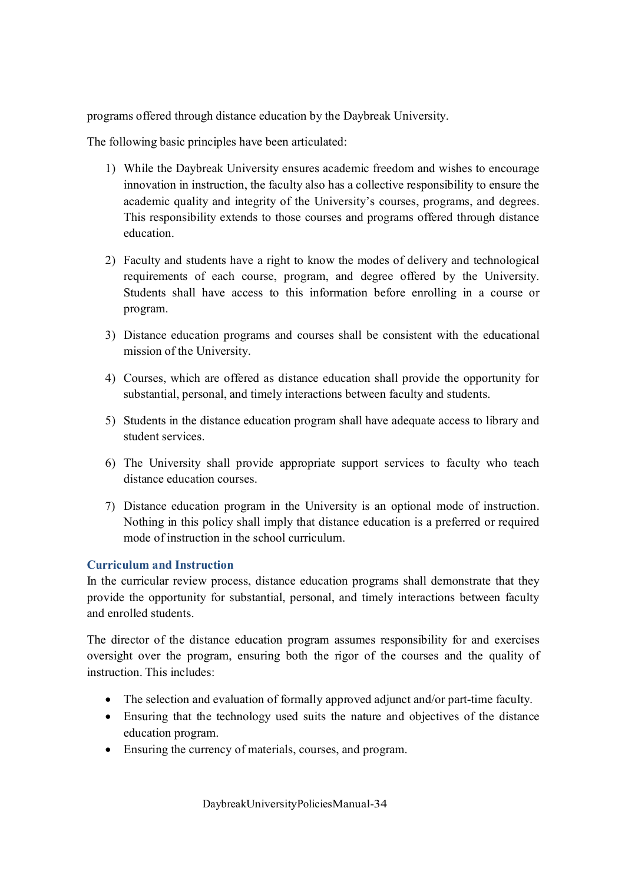programs offered through distance education by the Daybreak University.

The following basic principles have been articulated:

1) While the Daybreak University ensures academic freedom and wishes to encourage innovation in instruction, the faculty also has a collective responsibility to ensure the academic quality and integrity of the University's courses, programs, and degrees. This responsibility extends to those courses and programs offered through distance education.

2) Faculty and students have a right to know the modes of delivery and technological requirements of each course, program, and degree offered by the University. Students shall have access to this information before enrolling in a course or program.

3) Distance education programs and courses shall be consistent with the educational mission of the University.

4) Courses, which are offered as distance education shall provide the opportunity for substantial, personal, and timely interactions between faculty and students.

5) Students in the distance education program shall have adequate access to library and student services.

6) The University shall provide appropriate support services to faculty who teach distance education courses.

7) Distance education program in the University is an optional mode of instruction. Nothing in this policy shall imply that distance education is a preferred or required mode of instruction in the school curriculum.

### Curriculum and Instruction

In the curricular review process, distance education programs shall demonstrate that they provide the opportunity for substantial, personal, and timely interactions between faculty and enrolled students.

The director of the distance education program assumes responsibility for and exercises oversight over the program, ensuring both the rigor of the courses and the quality of instruction. This includes:

- The selection and evaluation of formally approved adjunct and/or part-time faculty.
- Ensuring that the technology used suits the nature and objectives of the distance education program.
- Ensuring the currency of materials, courses, and program.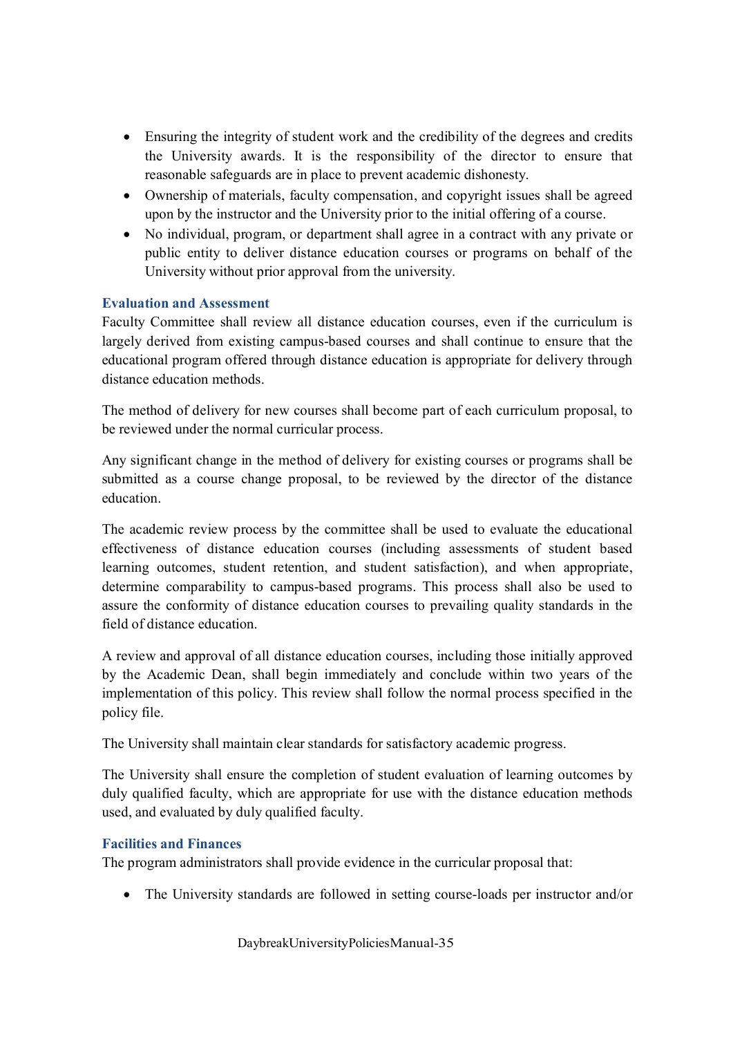- Ensuring the integrity of student work and the credibility of the degrees and credits the University awards. It is the responsibility of the director to ensure that reasonable safeguards are in place to prevent academic dishonesty.
- Ownership of materials, faculty compensation, and copyright issues shall be agreed upon by the instructor and the University prior to the initial offering of a course.
- No individual, program, or department shall agree in a contract with any private or public entity to deliver distance education courses or programs on behalf of the University without prior approval from the university.

### Evaluation and Assessment

Faculty Committee shall review all distance education courses, even if the curriculum is largely derived from existing campus-based courses and shall continue to ensure that the educational program offered through distance education is appropriate for delivery through distance education methods.

The method of delivery for new courses shall become part of each curriculum proposal, to be reviewed under the normal curricular process.

Any significant change in the method of delivery for existing courses or programs shall be submitted as a course change proposal, to be reviewed by the director of the distance education.

The academic review process by the committee shall be used to evaluate the educational effectiveness of distance education courses (including assessments of student based learning outcomes, student retention, and student satisfaction), and when appropriate, determine comparability to campus-based programs. This process shall also be used to assure the conformity of distance education courses to prevailing quality standards in the field of distance education.

A review and approval of all distance education courses, including those initially approved by the Academic Dean, shall begin immediately and conclude within two years of the implementation of this policy. This review shall follow the normal process specified in the policy file.

The University shall maintain clear standards for satisfactory academic progress.

The University shall ensure the completion of student evaluation of learning outcomes by duly qualified faculty, which are appropriate for use with the distance education methods used, and evaluated by duly qualified faculty.

### Facilities and Finances

The program administrators shall provide evidence in the curricular proposal that:

- The University standards are followed in setting course-loads per instructor and/or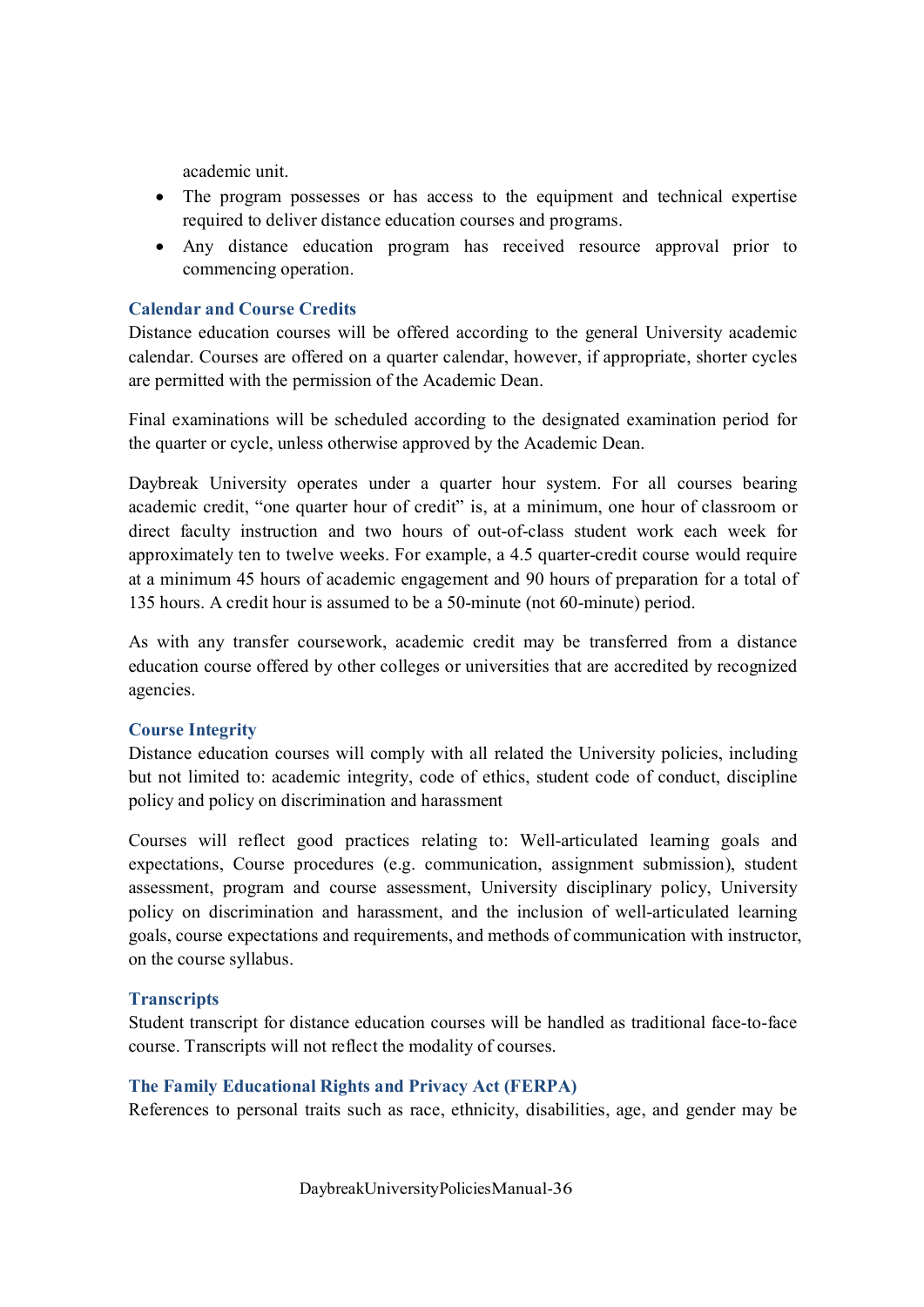academic unit.

- The program possesses or has access to the equipment and technical expertise required to deliver distance education courses and programs.
- Any distance education program has received resource approval prior to commencing operation.

### Calendar and Course Credits

Distance education courses will be offered according to the general University academic calendar. Courses are offered on a quarter calendar, however, if appropriate, shorter cycles are permitted with the permission of the Academic Dean.

Final examinations will be scheduled according to the designated examination period for the quarter or cycle, unless otherwise approved by the Academic Dean.

Daybreak University operates under a quarter hour system. For all courses bearing academic credit, "one quarter hour of credit" is, at a minimum, one hour of classroom or direct faculty instruction and two hours of out-of-class student work each week for approximately ten to twelve weeks. For example, a 4.5 quarter-credit course would require at a minimum 45 hours of academic engagement and 90 hours of preparation for a total of 135 hours. A credit hour is assumed to be a 50-minute (not 60-minute) period.

As with any transfer coursework, academic credit may be transferred from a distance education course offered by other colleges or universities that are accredited by recognized agencies.

### Course Integrity

Distance education courses will comply with all related the University policies, including but not limited to: academic integrity, code of ethics, student code of conduct, discipline policy and policy on discrimination and harassment

Courses will reflect good practices relating to: Well-articulated learning goals and expectations, Course procedures (e.g. communication, assignment submission), student assessment, program and course assessment, University disciplinary policy, University policy on discrimination and harassment, and the inclusion of well-articulated learning goals, course expectations and requirements, and methods of communication with instructor, on the course syllabus.

### Transcripts

Student transcript for distance education courses will be handled as traditional face-to-face course. Transcripts will not reflect the modality of courses.

### The Family Educational Rights and Privacy Act (FERPA)

References to personal traits such as race, ethnicity, disabilities, age, and gender may be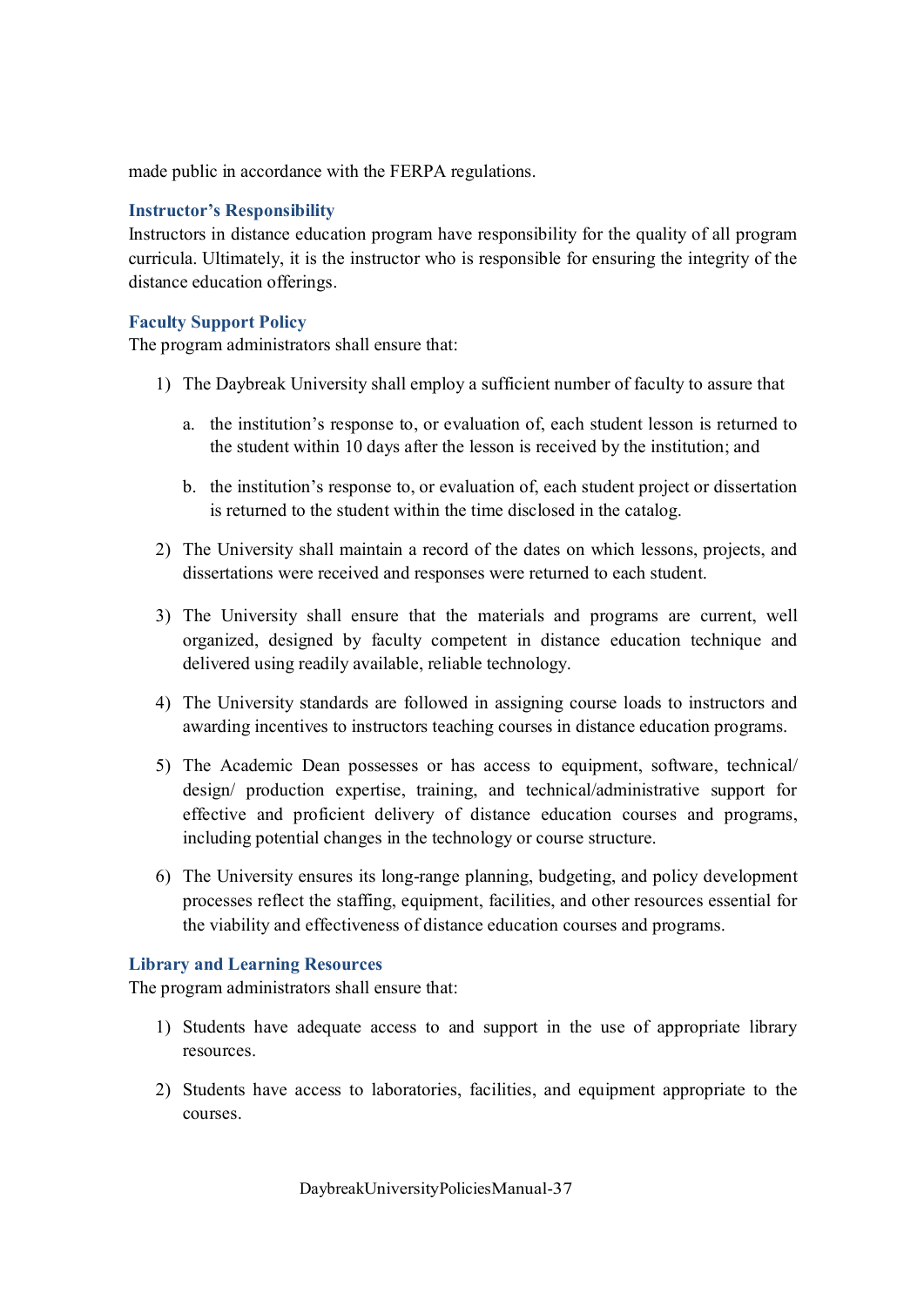made public in accordance with the FERPA regulations.

### Instructor's Responsibility

Instructors in distance education program have responsibility for the quality of all program curricula. Ultimately, it is the instructor who is responsible for ensuring the integrity of the distance education offerings.

### Faculty Support Policy

The program administrators shall ensure that:

1) The Daybreak University shall employ a sufficient number of faculty to assure that

   a. the institution's response to, or evaluation of, each student lesson is returned to the student within 10 days after the lesson is received by the institution; and

   b. the institution's response to, or evaluation of, each student project or dissertation is returned to the student within the time disclosed in the catalog.

2) The University shall maintain a record of the dates on which lessons, projects, and dissertations were received and responses were returned to each student.

3) The University shall ensure that the materials and programs are current, well organized, designed by faculty competent in distance education technique and delivered using readily available, reliable technology.

4) The University standards are followed in assigning course loads to instructors and awarding incentives to instructors teaching courses in distance education programs.

5) The Academic Dean possesses or has access to equipment, software, technical/ design/ production expertise, training, and technical/administrative support for effective and proficient delivery of distance education courses and programs, including potential changes in the technology or course structure.

6) The University ensures its long-range planning, budgeting, and policy development processes reflect the staffing, equipment, facilities, and other resources essential for the viability and effectiveness of distance education courses and programs.

### Library and Learning Resources

The program administrators shall ensure that:

1) Students have adequate access to and support in the use of appropriate library resources.

2) Students have access to laboratories, facilities, and equipment appropriate to the courses.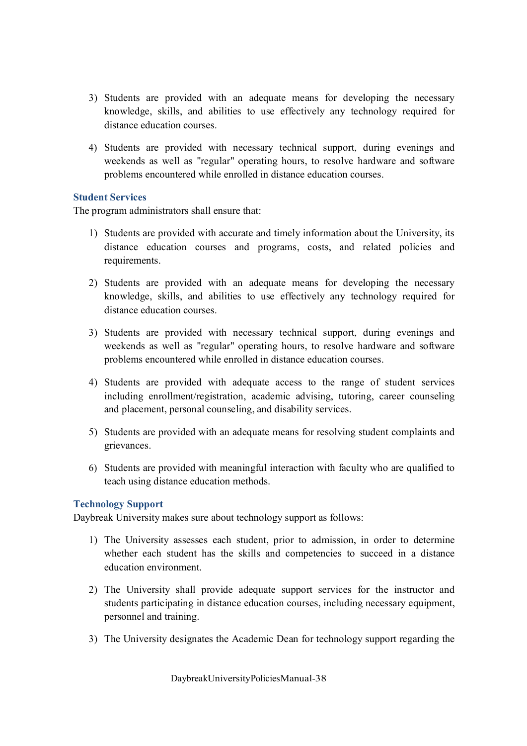3) Students are provided with an adequate means for developing the necessary knowledge, skills, and abilities to use effectively any technology required for distance education courses.

4) Students are provided with necessary technical support, during evenings and weekends as well as "regular" operating hours, to resolve hardware and software problems encountered while enrolled in distance education courses.

### Student Services

The program administrators shall ensure that:

1) Students are provided with accurate and timely information about the University, its distance education courses and programs, costs, and related policies and requirements.

2) Students are provided with an adequate means for developing the necessary knowledge, skills, and abilities to use effectively any technology required for distance education courses.

3) Students are provided with necessary technical support, during evenings and weekends as well as "regular" operating hours, to resolve hardware and software problems encountered while enrolled in distance education courses.

4) Students are provided with adequate access to the range of student services including enrollment/registration, academic advising, tutoring, career counseling and placement, personal counseling, and disability services.

5) Students are provided with an adequate means for resolving student complaints and grievances.

6) Students are provided with meaningful interaction with faculty who are qualified to teach using distance education methods.

### Technology Support

Daybreak University makes sure about technology support as follows:

1) The University assesses each student, prior to admission, in order to determine whether each student has the skills and competencies to succeed in a distance education environment.

2) The University shall provide adequate support services for the instructor and students participating in distance education courses, including necessary equipment, personnel and training.

3) The University designates the Academic Dean for technology support regarding the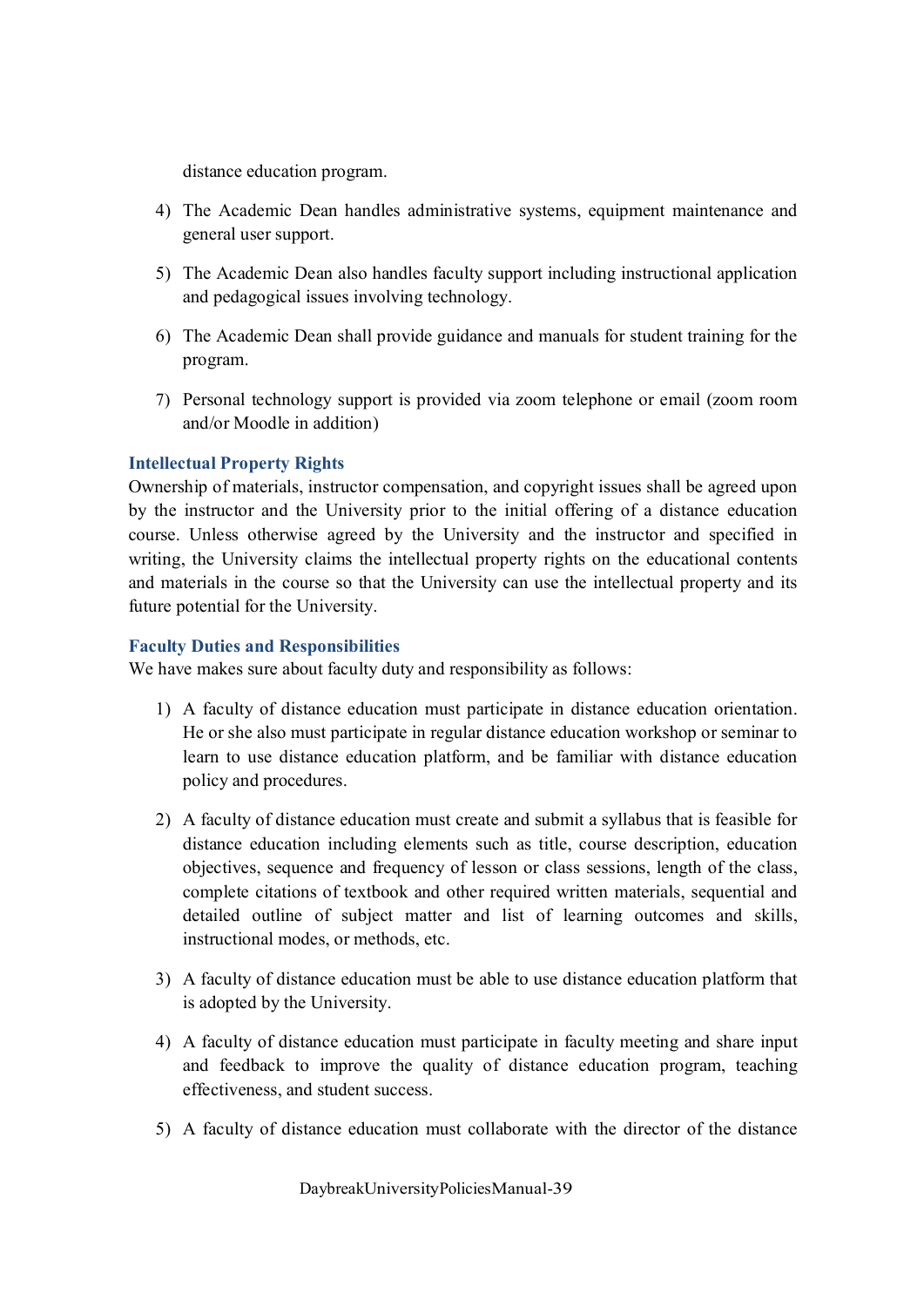distance education program.

4) The Academic Dean handles administrative systems, equipment maintenance and general user support.

5) The Academic Dean also handles faculty support including instructional application and pedagogical issues involving technology.

6) The Academic Dean shall provide guidance and manuals for student training for the program.

7) Personal technology support is provided via zoom telephone or email (zoom room and/or Moodle in addition)

### Intellectual Property Rights

Ownership of materials, instructor compensation, and copyright issues shall be agreed upon by the instructor and the University prior to the initial offering of a distance education course. Unless otherwise agreed by the University and the instructor and specified in writing, the University claims the intellectual property rights on the educational contents and materials in the course so that the University can use the intellectual property and its future potential for the University.

### Faculty Duties and Responsibilities

We have makes sure about faculty duty and responsibility as follows:

1) A faculty of distance education must participate in distance education orientation. He or she also must participate in regular distance education workshop or seminar to learn to use distance education platform, and be familiar with distance education policy and procedures.

2) A faculty of distance education must create and submit a syllabus that is feasible for distance education including elements such as title, course description, education objectives, sequence and frequency of lesson or class sessions, length of the class, complete citations of textbook and other required written materials, sequential and detailed outline of subject matter and list of learning outcomes and skills, instructional modes, or methods, etc.

3) A faculty of distance education must be able to use distance education platform that is adopted by the University.

4) A faculty of distance education must participate in faculty meeting and share input and feedback to improve the quality of distance education program, teaching effectiveness, and student success.

5) A faculty of distance education must collaborate with the director of the distance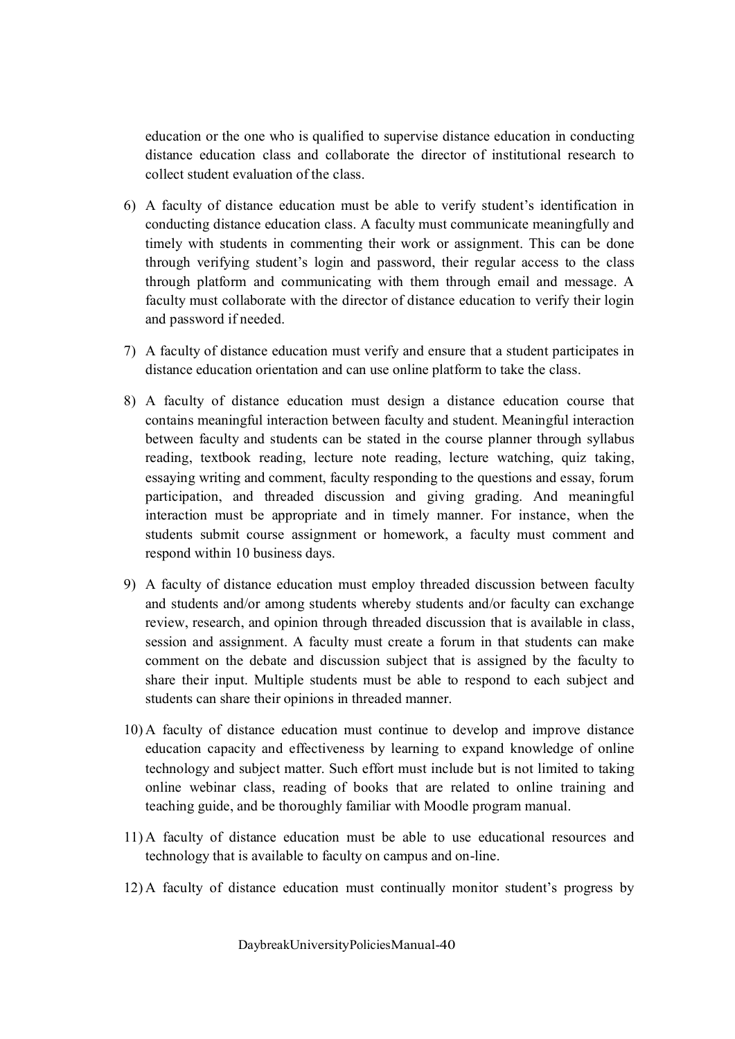education or the one who is qualified to supervise distance education in conducting distance education class and collaborate the director of institutional research to collect student evaluation of the class.

6) A faculty of distance education must be able to verify student's identification in conducting distance education class. A faculty must communicate meaningfully and timely with students in commenting their work or assignment. This can be done through verifying student's login and password, their regular access to the class through platform and communicating with them through email and message. A faculty must collaborate with the director of distance education to verify their login and password if needed.

7) A faculty of distance education must verify and ensure that a student participates in distance education orientation and can use online platform to take the class.

8) A faculty of distance education must design a distance education course that contains meaningful interaction between faculty and student. Meaningful interaction between faculty and students can be stated in the course planner through syllabus reading, textbook reading, lecture note reading, lecture watching, quiz taking, essaying writing and comment, faculty responding to the questions and essay, forum participation, and threaded discussion and giving grading. And meaningful interaction must be appropriate and in timely manner. For instance, when the students submit course assignment or homework, a faculty must comment and respond within 10 business days.

9) A faculty of distance education must employ threaded discussion between faculty and students and/or among students whereby students and/or faculty can exchange review, research, and opinion through threaded discussion that is available in class, session and assignment. A faculty must create a forum in that students can make comment on the debate and discussion subject that is assigned by the faculty to share their input. Multiple students must be able to respond to each subject and students can share their opinions in threaded manner.

10) A faculty of distance education must continue to develop and improve distance education capacity and effectiveness by learning to expand knowledge of online technology and subject matter. Such effort must include but is not limited to taking online webinar class, reading of books that are related to online training and teaching guide, and be thoroughly familiar with Moodle program manual.

11) A faculty of distance education must be able to use educational resources and technology that is available to faculty on campus and on-line.

12) A faculty of distance education must continually monitor student's progress by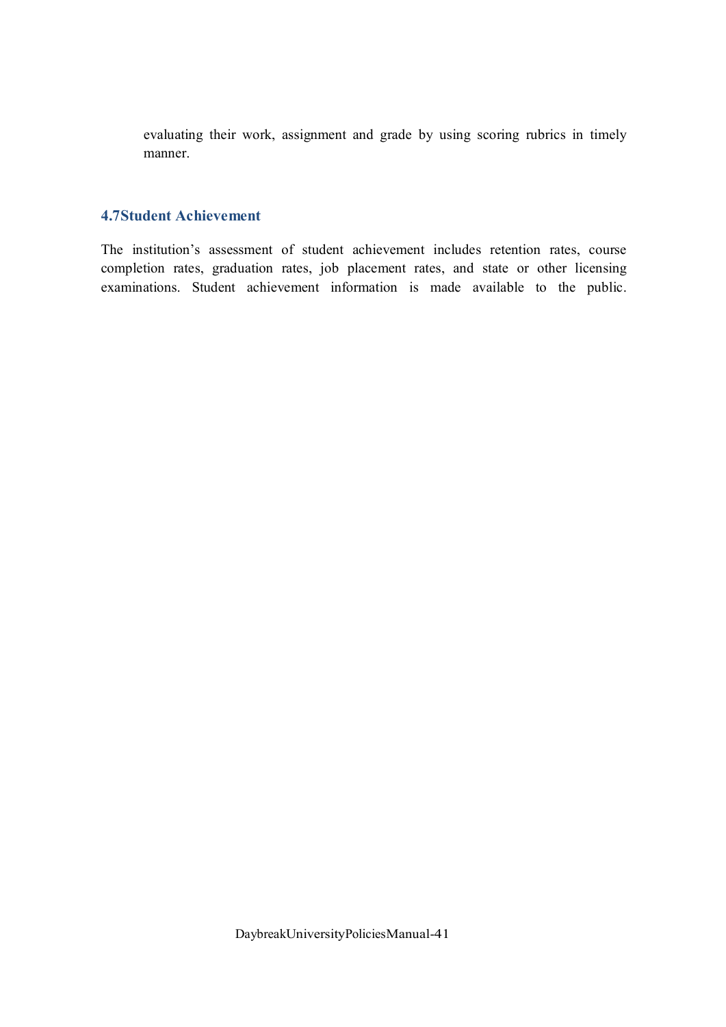evaluating their work, assignment and grade by using scoring rubrics in timely manner.

## 4.7Student Achievement

The institution's assessment of student achievement includes retention rates, course completion rates, graduation rates, job placement rates, and state or other licensing examinations. Student achievement information is made available to the public.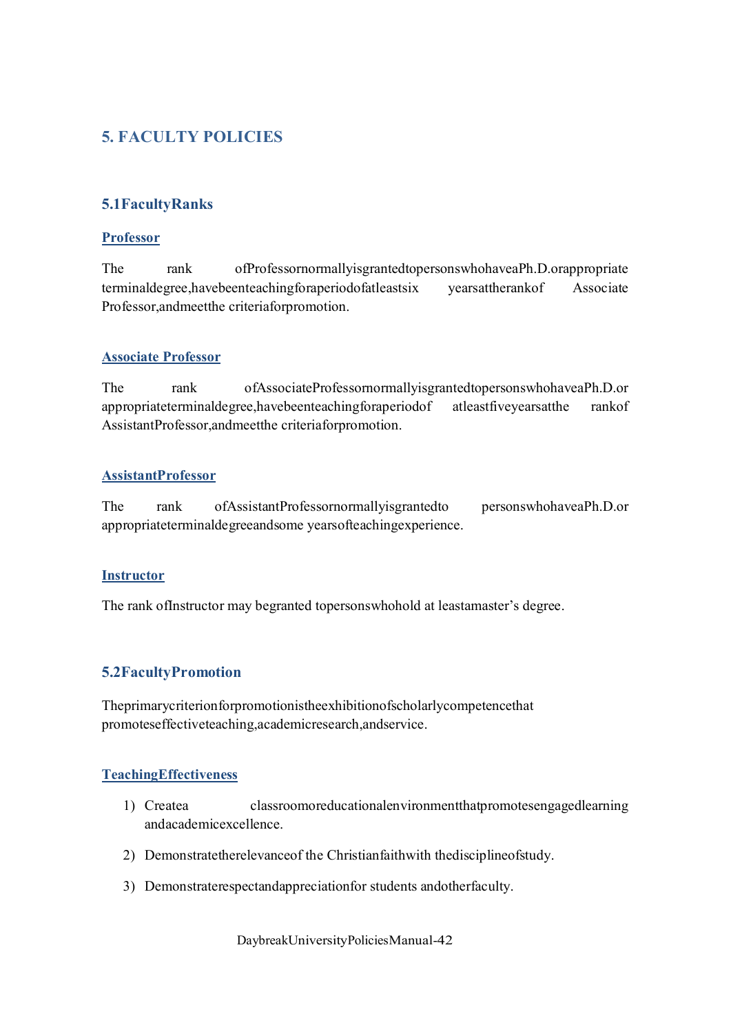## 5. FACULTY POLICIES

### 5.1 Faculty Ranks

#### Professor

The rank of Professor normally is granted to persons who have a Ph.D. or appropriate terminal degree, have been teaching for a period of at least six years at the rank of Associate Professor, and meet the criteria for promotion.

#### Associate Professor

The rank of Associate Professor normally is granted to persons who have a Ph.D. or appropriate terminal degree, have been teaching for a period of at least five years at the rank of Assistant Professor, and meet the criteria for promotion.

#### Assistant Professor

The rank of Assistant Professor normally is granted to persons who have a Ph.D. or appropriate terminal degree and some years of teaching experience.

#### Instructor

The rank of Instructor may be granted to persons who hold at least a master's degree.

### 5.2 Faculty Promotion

The primary criterion for promotion is the exhibition of scholarly competence that promotes effective teaching, academic research, and service.

#### Teaching Effectiveness

1) Create a classroom or educational environment that promotes engaged learning and academic excellence.
2) Demonstrate the relevance of the Christian faith with the discipline of study.
3) Demonstrate respect and appreciation for students and other faculty.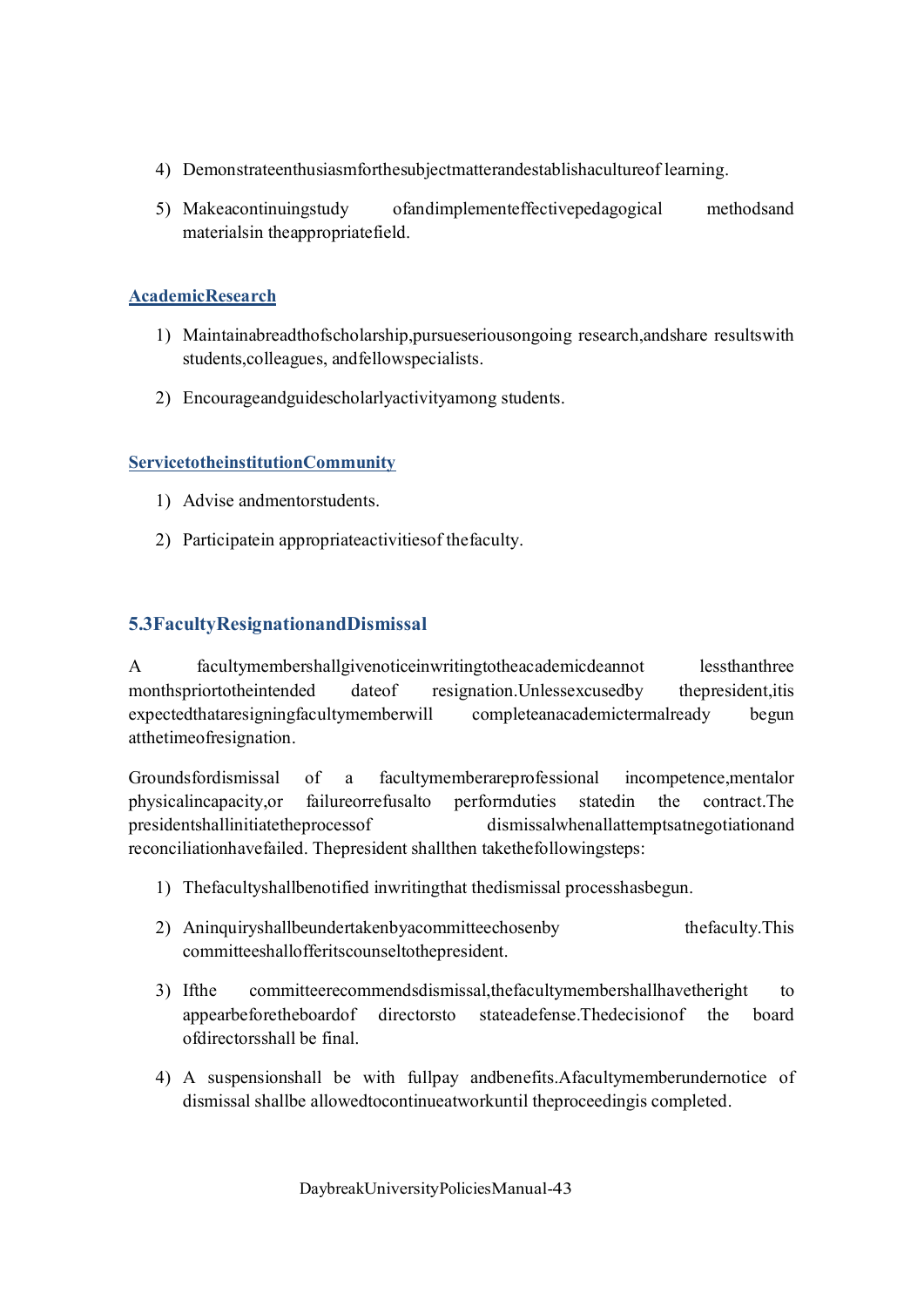4) Demonstrate enthusiasm for the subject matter and establish a culture of learning.

5) Make a continuing study of and implement effective pedagogical methods and materials in the appropriate field.

### Academic Research

1) Maintain a breadth of scholarship, pursue serious ongoing research, and share results with students, colleagues, and fellow specialists.

2) Encourage and guide scholarly activity among students.

### Service to the institution Community

1) Advise and mentor students.

2) Participate in appropriate activities of the faculty.

## 5.3 Faculty Resignation and Dismissal

A faculty member shall give notice in writing to the academic dean not less than three months prior to the intended date of resignation. Unless excused by the president, it is expected that a resigning faculty member will complete an academic term already begun at the time of resignation.

Grounds for dismissal of a faculty member are professional incompetence, mental or physical incapacity, or failure or refusal to perform duties stated in the contract. The president shall initiate the process of dismissal when all attempts at negotiation and reconciliation have failed. The president shall then take the following steps:

1) The faculty shall be notified in writing that the dismissal process has begun.

2) An inquiry shall be undertaken by a committee chosen by the faculty. This committee shall offer its counsel to the president.

3) If the committee recommends dismissal, the faculty member shall have the right to appear before the board of directors to state a defense. The decision of the board of directors shall be final.

4) A suspension shall be with full pay and benefits. A faculty member under notice of dismissal shall be allowed to continue at work until the proceeding is completed.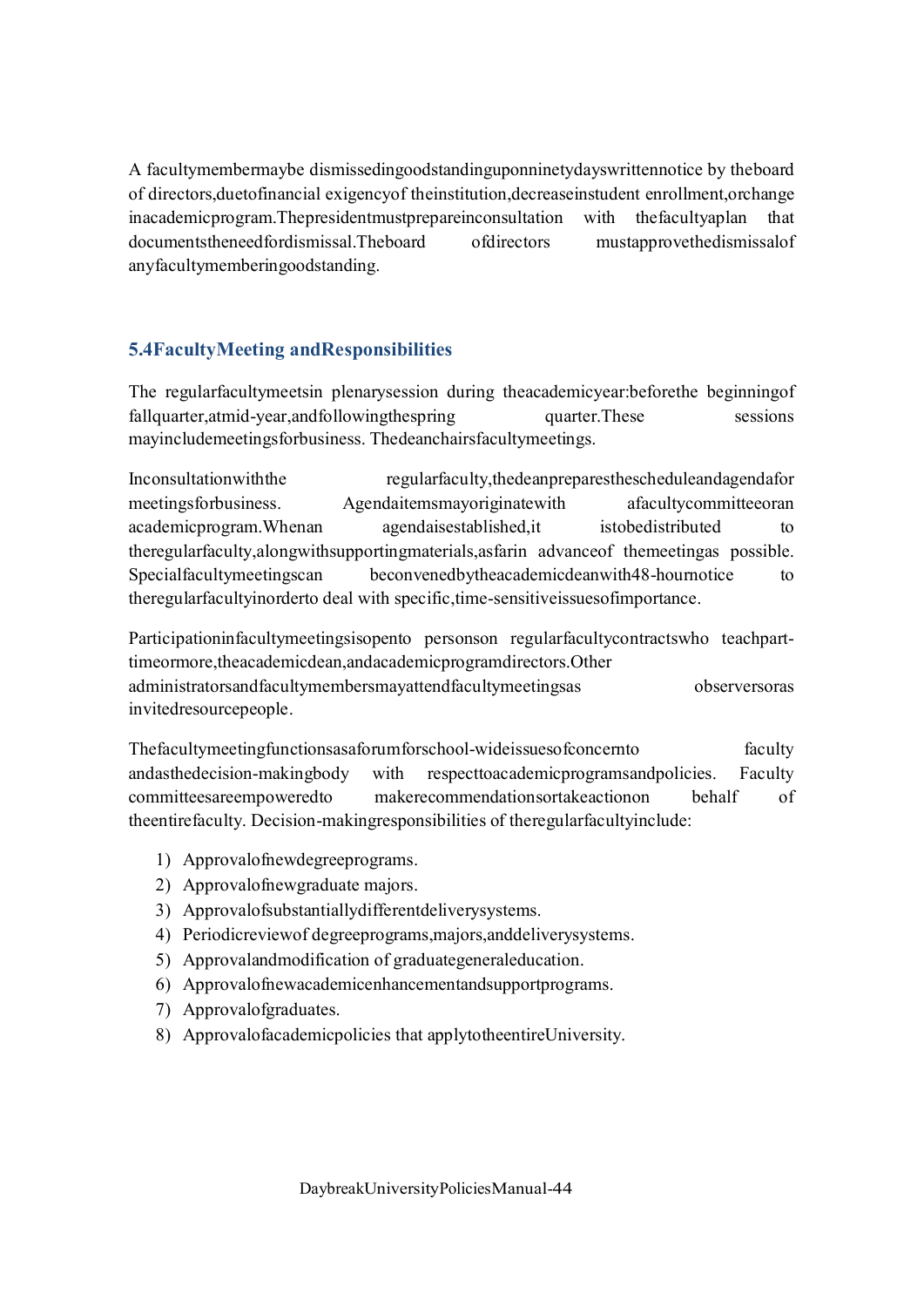A faculty member may be dismissed in good standing upon ninety days written notice by the board of directors, due to financial exigency of the institution, decrease in student enrollment, or change in academic program. The president must prepare in consultation with the faculty a plan that documents the need for dismissal. The board of directors must approve the dismissal of any faculty member in good standing.

## 5.4 Faculty Meeting and Responsibilities

The regular faculty meets in plenary session during the academic year: before the beginning of fall quarter, at mid-year, and following the spring quarter. These sessions may include meetings for business. The dean chairs faculty meetings.

In consultation with the regular faculty, the dean prepares the schedule and agenda for meetings for business. Agenda items may originate with a faculty committee or an academic program. When an agenda is established, it is to be distributed to the regular faculty, along with supporting materials, as far in advance of the meeting as possible. Special faculty meetings can be convened by the academic dean with 48-hour notice to the regular faculty in order to deal with specific, time-sensitive issues of importance.

Participation in faculty meetings is open to persons on regular faculty contracts who teach part-time or more, the academic dean, and academic program directors. Other administrators and faculty members may attend faculty meetings as observers or as invited resource people.

The faculty meeting functions as a forum for school-wide issues of concern to faculty and as the decision-making body with respect to academic programs and policies. Faculty committees are empowered to make recommendations or take action on behalf of the entire faculty. Decision-making responsibilities of the regular faculty include:

1) Approval of new degree programs.
2) Approval of new graduate majors.
3) Approval of substantially different delivery systems.
4) Periodic review of degree programs, majors, and delivery systems.
5) Approval and modification of graduate general education.
6) Approval of new academic enhancement and support programs.
7) Approval of graduates.
8) Approval of academic policies that apply to the entire University.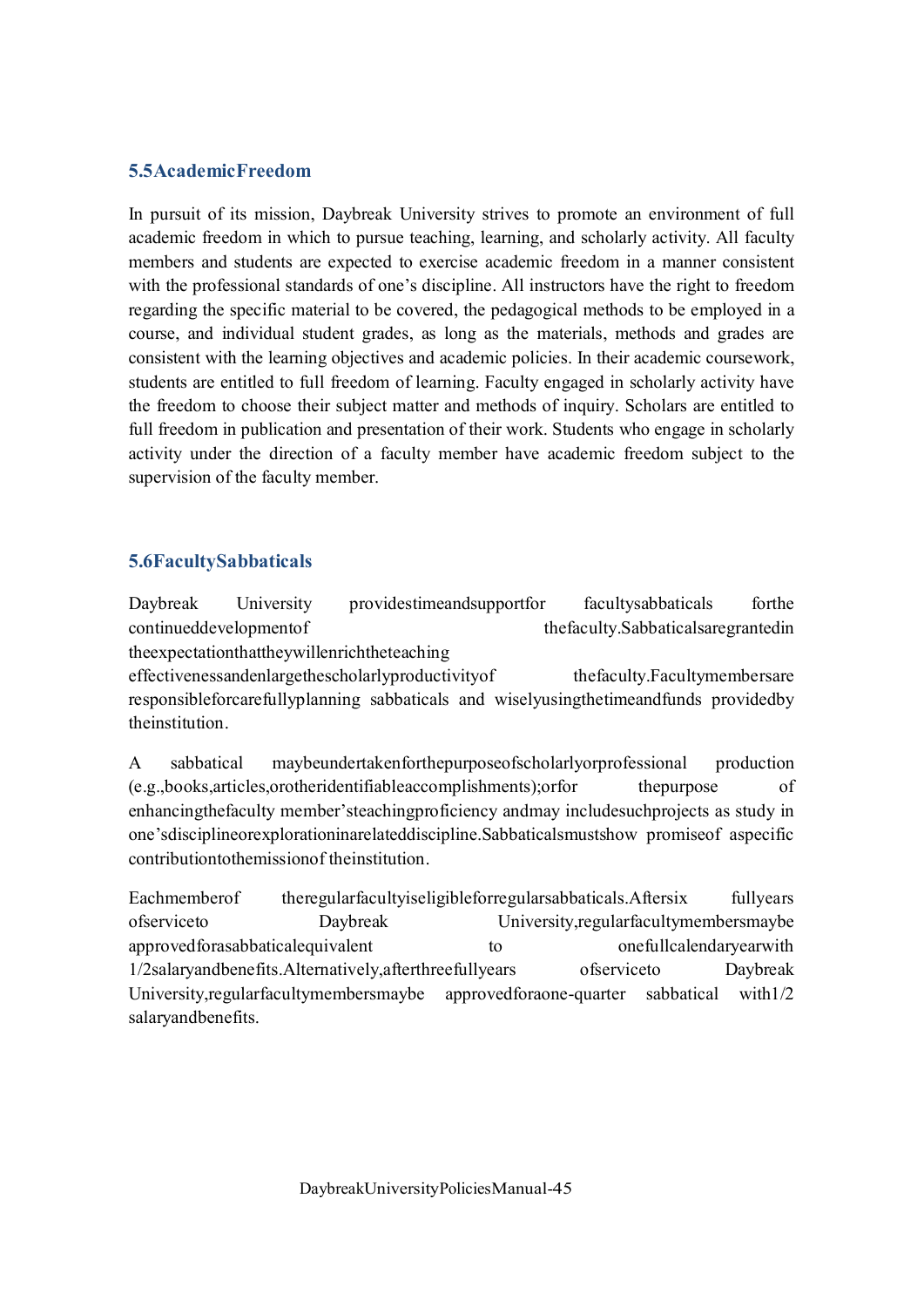## 5.5 Academic Freedom

In pursuit of its mission, Daybreak University strives to promote an environment of full academic freedom in which to pursue teaching, learning, and scholarly activity. All faculty members and students are expected to exercise academic freedom in a manner consistent with the professional standards of one's discipline. All instructors have the right to freedom regarding the specific material to be covered, the pedagogical methods to be employed in a course, and individual student grades, as long as the materials, methods and grades are consistent with the learning objectives and academic policies. In their academic coursework, students are entitled to full freedom of learning. Faculty engaged in scholarly activity have the freedom to choose their subject matter and methods of inquiry. Scholars are entitled to full freedom in publication and presentation of their work. Students who engage in scholarly activity under the direction of a faculty member have academic freedom subject to the supervision of the faculty member.

## 5.6 Faculty Sabbaticals

Daybreak University provides time and support for faculty sabbaticals for the continued development of the faculty. Sabbaticals are granted in the expectation that they will enrich the teaching effectiveness and enlarge the scholarly productivity of the faculty. Faculty members are responsible for carefully planning sabbaticals and wisely using the time and funds provided by the institution.

A sabbatical may be undertaken for the purpose of scholarly or professional production (e.g., books, articles, or other identifiable accomplishments); or for the purpose of enhancing the faculty member's teaching proficiency and may include such projects as study in one's discipline or exploration in a related discipline. Sabbaticals must show promise of a specific contribution to the mission of the institution.

Each member of the regular faculty is eligible for regular sabbaticals. After six full years of service to Daybreak University, regular faculty members may be approved for a sabbatical equivalent to one full calendar year with 1/2 salary and benefits. Alternatively, after three full years of service to Daybreak University, regular faculty members may be approved for a one-quarter sabbatical with 1/2 salary and benefits.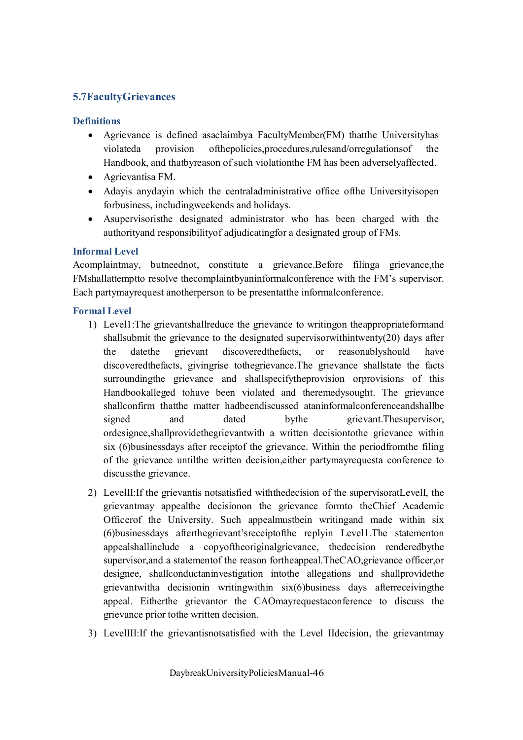## 5.7 Faculty Grievances

### Definitions

- A grievance is defined as a claim by a Faculty Member (FM) that the University has violated a provision of the policies, procedures, rules and/or regulations of the Handbook, and that by reason of such violation the FM has been adversely affected.
- A grievant is a FM.
- A day is any day in which the central administrative office of the University is open for business, including weekends and holidays.
- A supervisor is the designated administrator who has been charged with the authority and responsibility of adjudicating for a designated group of FMs.

### Informal Level

A complaint may, but need not, constitute a grievance. Before filing a grievance, the FM shall attempt to resolve the complaint by an informal conference with the FM's supervisor. Each party may request another person to be present at the informal conference.

### Formal Level

1) Level 1: The grievant shall reduce the grievance to writing on the appropriate form and shall submit the grievance to the designated supervisor within twenty (20) days after the date the grievant discovered the facts, or reasonably should have discovered the facts, giving rise to the grievance. The grievance shall state the facts surrounding the grievance and shall specify the provision or provisions of this Handbook alleged to have been violated and the remedy sought. The grievance shall confirm that the matter had been discussed at an informal conference and shall be signed and dated by the grievant. The supervisor, or designee, shall provide the grievant with a written decision to the grievance within six (6) business days after receipt of the grievance. Within the period from the filing of the grievance until the written decision, either party may request a conference to discuss the grievance.

2) Level II: If the grievant is not satisfied with the decision of the supervisor at Level I, the grievant may appeal the decision on the grievance form to the Chief Academic Officer of the University. Such appeal must be in writing and made within six (6) business days after the grievant's receipt of the reply in Level 1. The statement on appeal shall include a copy of the original grievance, the decision rendered by the supervisor, and a statement of the reason for the appeal. The CAO, grievance officer, or designee, shall conduct an investigation into the allegations and shall provide the grievant with a decision in writing within six (6) business days after receiving the appeal. Either the grievant or the CAO may request a conference to discuss the grievance prior to the written decision.

3) Level III: If the grievant is not satisfied with the Level II decision, the grievant may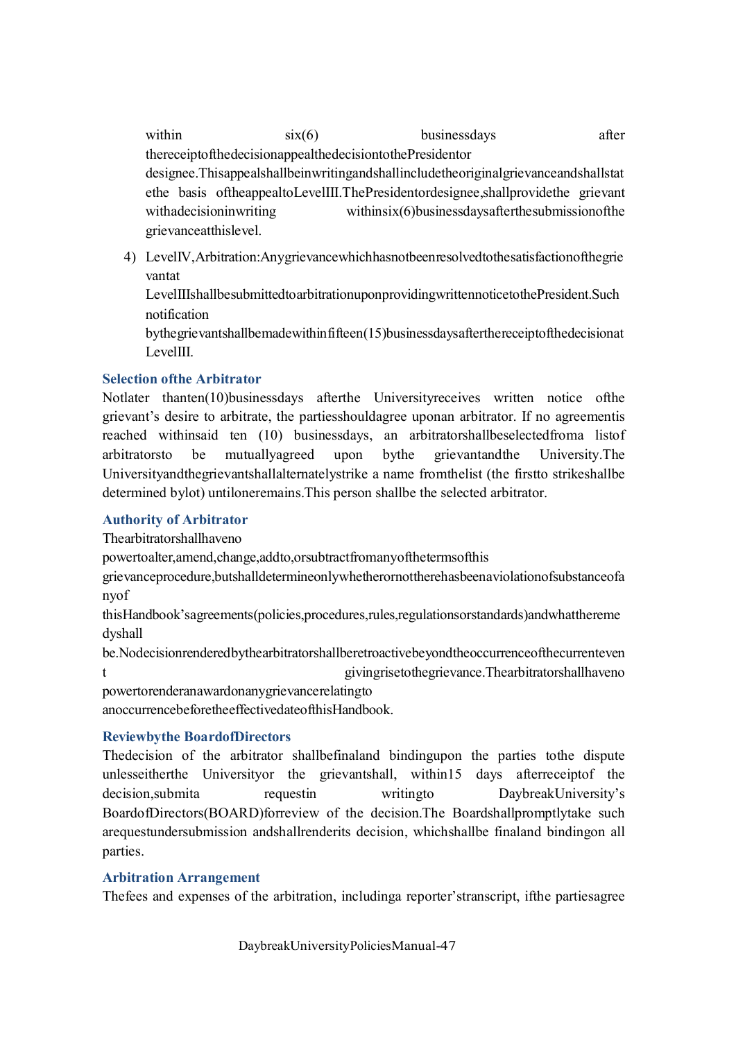within six(6) businessdays after thereceiptofthedecisionappealthedecisiontothePresidentor designee.Thisappealshallbeinwritingandshallincludetheoriginalgrievanceandshallstate the basis oftheappealtoLevelIII.ThePresidentordesignee,shallprovidethe grievant withadecisioninwriting withinsix(6)businessdaysafterthesubmissionofthe grievanceatthislevel.

4) LevelIV,Arbitration:Anygrievancewhichhasnotbeenresolvedtothesatisfactionofthegrievantat LevelIIIshallbesubmittedtoarbitrationuponprovidingwrittennoticetothePresident.Such notification bythegrievantshallbemadewithinfifteen(15)businessdaysafterthereceiptofthedecisionat LevelIII.

### Selection ofthe Arbitrator

Notlater thanten(10)businessdays afterthe Universityreceives written notice ofthe grievant's desire to arbitrate, the partiesshouldagree uponan arbitrator. If no agreementis reached withinsaid ten (10) businessdays, an arbitratorshallbeselectedfroma listof arbitratorsto be mutuallyagreed upon bythe grievantandthe University.The Universityandthegrievantshallalternatelystrike a name fromthelist (the firstto strikeshallbe determined bylot) untiloneremains.This person shallbe the selected arbitrator.

### Authority of Arbitrator

Thearbitratorshallhaveno powertoalter,amend,change,addto,orsubtractfromanyofthetermsofthis grievanceprocedure,butshalldetermineonlywhetherornottherehasbeenaviolationofsubstanceofanyof thisHandbook'sagreements(policies,procedures,rules,regulationsorstandards)andwhattheremedyshall be.Nodecisionrenderedbythearbitratorshallberetroactivebeyondtheoccurrenceofthecurrentevent givingrisetothegrievance.Thearbitratorshallhaveno powertorenderanawardonanygrievancerelatingto anoccurrencebeforetheeffectivedateofthisHandbook.

### Reviewbythe BoardofDirectors

Thedecision of the arbitrator shallbefinaland bindingupon the parties tothe dispute unlesseitherthe Universityor the grievantshall, within15 days afterreceiptof the decision,submita requestin writingto DaybreakUniversity's BoardofDirectors(BOARD)forreview of the decision.The Boardshallpromptlytake such arequestundersubmission andshallrenderits decision, whichshallbe finaland bindingon all parties.

### Arbitration Arrangement

Thefees and expenses of the arbitration, includinga reporter'stranscript, ifthe partiesagree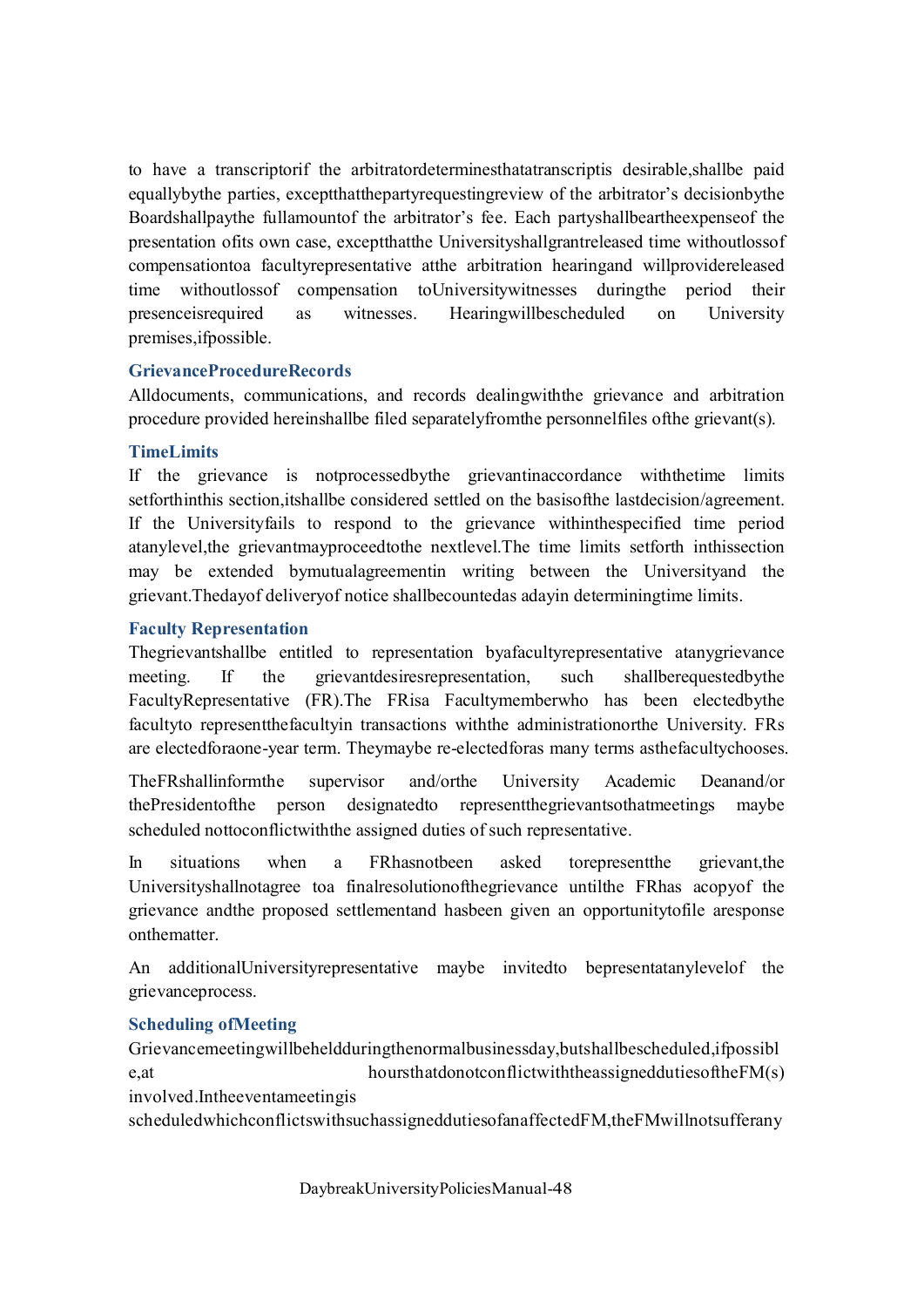to have a transcriptorif the arbitratordeterminesthatatranscriptis desirable,shallbe paid equallybythe parties, exceptthatthepartyrequestingreview of the arbitrator's decisionbythe Boardshallpaythe fullamountof the arbitrator's fee. Each partyshallbeartheexpenseof the presentation ofits own case, exceptthatthe Universityshallgrantreleased time withoutlossof compensationtoa facultyrepresentative atthe arbitration hearingand willprovidereleased time withoutlossof compensation toUniversitywitnesses duringthe period their presenceisrequired as witnesses. Hearingwillbescheduled on University premises,ifpossible.

### GrievanceProcedureRecords

Alldocuments, communications, and records dealingwiththe grievance and arbitration procedure provided hereinshallbe filed separatelyfromthe personnelfiles ofthe grievant(s).

### TimeLimits

If the grievance is notprocessedbythe grievantinaccordance withthetime limits setforthinthis section,itshallbe considered settled on the basisofthe lastdecision/agreement. If the Universityfails to respond to the grievance withinthespecified time period atanylevel,the grievantmayproceedtothe nextlevel.The time limits setforth inthissection may be extended bymutualagreementin writing between the Universityand the grievant.Thedayof deliveryof notice shallbecountedas adayin determiningtime limits.

### Faculty Representation

Thegrievantshallbe entitled to representation byafacultyrepresentative atanygrievance meeting. If the grievantdesiresrepresentation, such shallberequestedbythe FacultyRepresentative (FR).The FRisa Facultymemberwho has been electedbythe facultyto representthefacultyin transactions withthe administrationorthe University. FRs are electedforaone-year term. Theymaybe re-electedforas many terms asthefacultychooses.

TheFRshallinformthe supervisor and/orthe University Academic Deanand/or thePresidentofthe person designatedto representthegrievantsothatmeetings maybe scheduled nottoconflictwiththe assigned duties of such representative.

In situations when a FRhasnotbeen asked torepresentthe grievant,the Universityshallnotagree toa finalresolutionofthegrievance untilthe FRhas acopyof the grievance andthe proposed settlementand hasbeen given an opportunitytofile aresponse onthematter.

An additionalUniversityrepresentative maybe invitedto bepresentatanylevelof the grievanceprocess.

### Scheduling ofMeeting

Grievancemeetingwillbeheldduringthenormalbusinessday,butshallbescheduled,ifpossible,at hoursthatdonotconflictwiththeassigneddutiesoftheFM(s) involved.Intheeventameetingis scheduledwhichconflictswithsuchassigneddutiesofanaffectedFM,theFMwillnotsufferany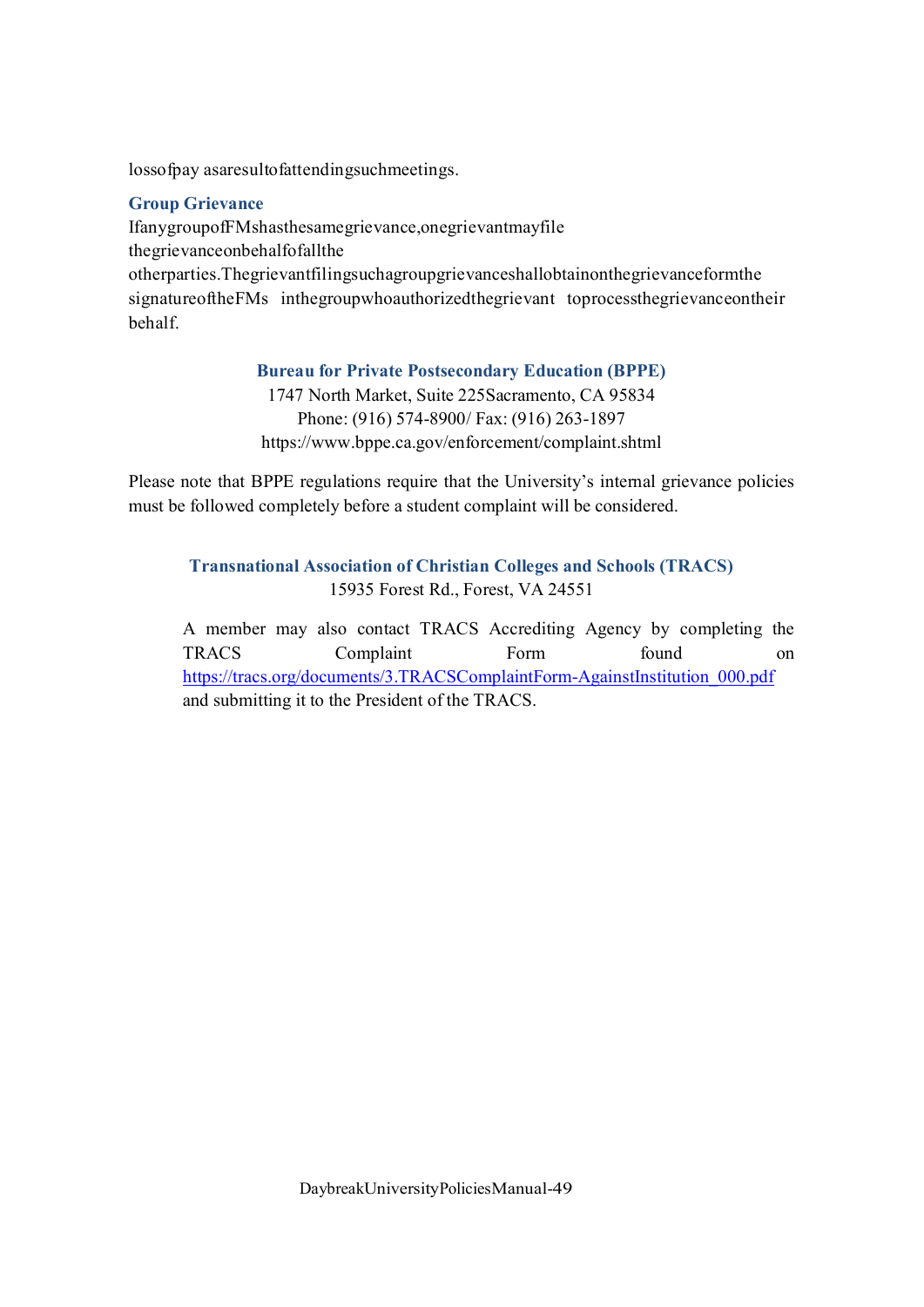lossofpay asaresultofattendingsuchmeetings.

### Group Grievance

IfanygroupofFMshasthesamegrievance,onegrievantmayfile thegrievanceonbehalfofallthe otherparties.Thegrievantfilingsuchagroupgrievanceshallobtainonthegrievanceformthe signatureoftheFMs inthegroupwhoauthorizedthegrievant toprocessthegrievanceontheir behalf.

**Bureau for Private Postsecondary Education (BPPE)**
1747 North Market, Suite 225Sacramento, CA 95834
Phone: (916) 574-8900/ Fax: (916) 263-1897
https://www.bppe.ca.gov/enforcement/complaint.shtml

Please note that BPPE regulations require that the University's internal grievance policies must be followed completely before a student complaint will be considered.

**Transnational Association of Christian Colleges and Schools (TRACS)**
15935 Forest Rd., Forest, VA 24551

A member may also contact TRACS Accrediting Agency by completing the TRACS Complaint Form found on https://tracs.org/documents/3.TRACSComplaintForm-AgainstInstitution_000.pdf and submitting it to the President of the TRACS.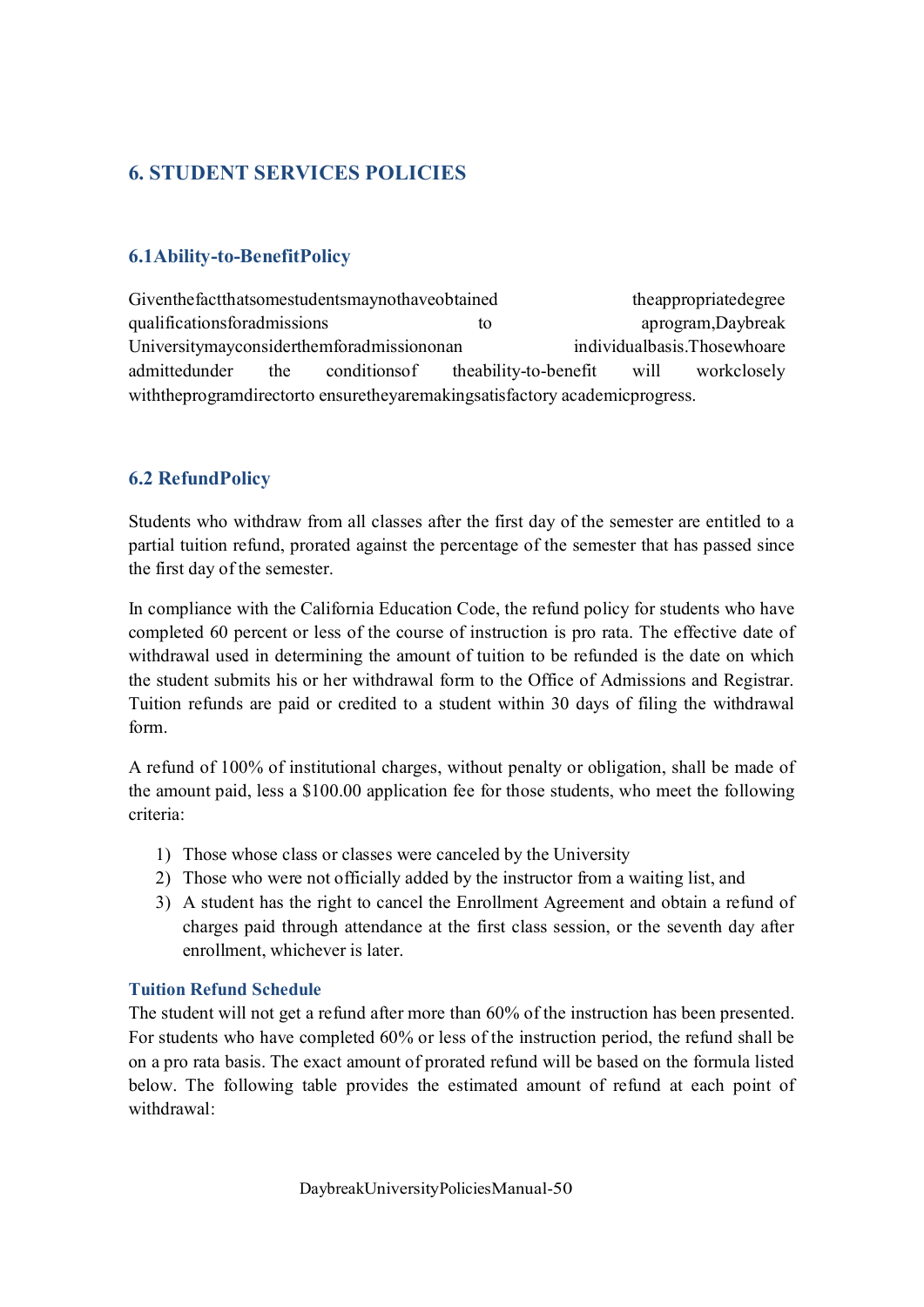## 6. STUDENT SERVICES POLICIES

### 6.1 Ability-to-Benefit Policy

Given the fact that some students may not have obtained the appropriate degree qualifications for admissions to a program, Daybreak University may consider them for admission on an individual basis. Those who are admitted under the conditions of the ability-to-benefit will work closely with the program director to ensure they are making satisfactory academic progress.

### 6.2 Refund Policy

Students who withdraw from all classes after the first day of the semester are entitled to a partial tuition refund, prorated against the percentage of the semester that has passed since the first day of the semester.

In compliance with the California Education Code, the refund policy for students who have completed 60 percent or less of the course of instruction is pro rata. The effective date of withdrawal used in determining the amount of tuition to be refunded is the date on which the student submits his or her withdrawal form to the Office of Admissions and Registrar. Tuition refunds are paid or credited to a student within 30 days of filing the withdrawal form.

A refund of 100% of institutional charges, without penalty or obligation, shall be made of the amount paid, less a $100.00 application fee for those students, who meet the following criteria:

1) Those whose class or classes were canceled by the University
2) Those who were not officially added by the instructor from a waiting list, and
3) A student has the right to cancel the Enrollment Agreement and obtain a refund of charges paid through attendance at the first class session, or the seventh day after enrollment, whichever is later.

#### Tuition Refund Schedule

The student will not get a refund after more than 60% of the instruction has been presented. For students who have completed 60% or less of the instruction period, the refund shall be on a pro rata basis. The exact amount of prorated refund will be based on the formula listed below. The following table provides the estimated amount of refund at each point of withdrawal: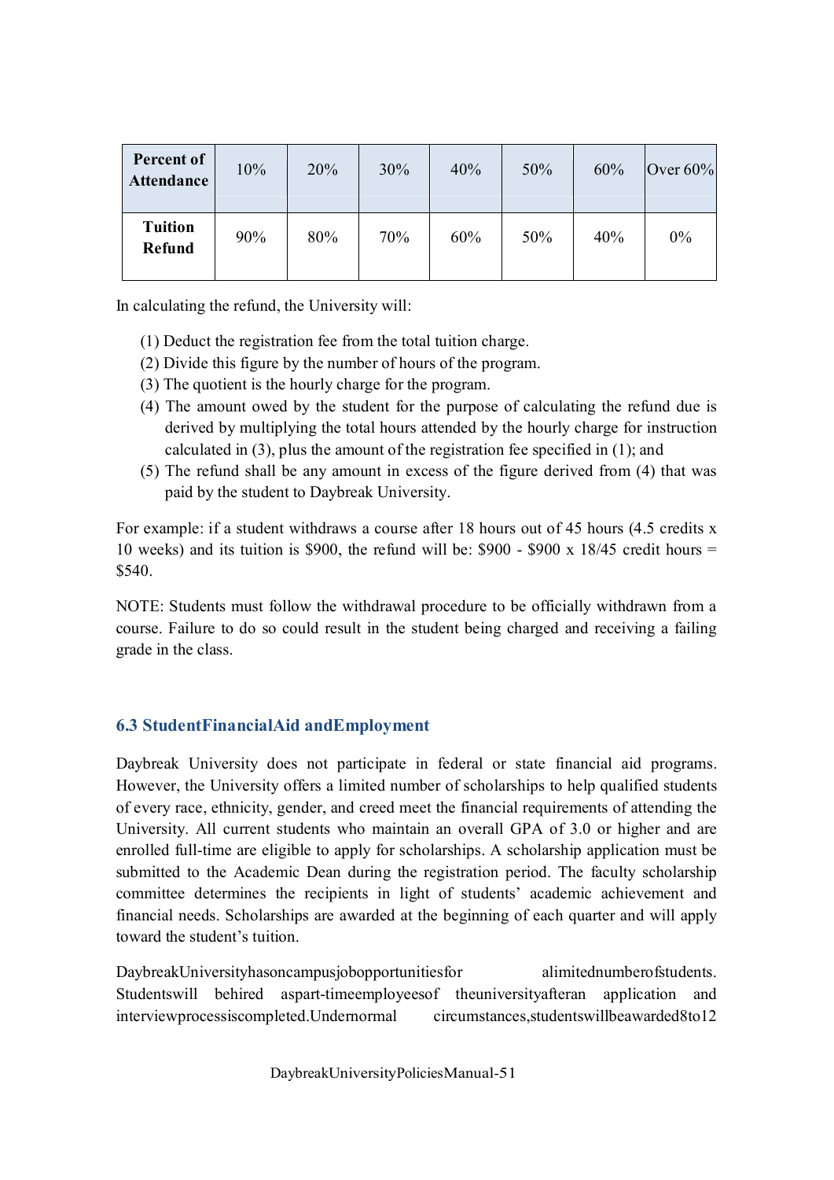| Percent of Attendance | 10% | 20% | 30% | 40% | 50% | 60% | Over 60% |
|---|---|---|---|---|---|---|---|
| Tuition Refund | 90% | 80% | 70% | 60% | 50% | 40% | 0% |

In calculating the refund, the University will:

(1) Deduct the registration fee from the total tuition charge.
(2) Divide this figure by the number of hours of the program.
(3) The quotient is the hourly charge for the program.
(4) The amount owed by the student for the purpose of calculating the refund due is derived by multiplying the total hours attended by the hourly charge for instruction calculated in (3), plus the amount of the registration fee specified in (1); and
(5) The refund shall be any amount in excess of the figure derived from (4) that was paid by the student to Daybreak University.

For example: if a student withdraws a course after 18 hours out of 45 hours (4.5 credits x 10 weeks) and its tuition is \$900, the refund will be: \$900 - \$900 x 18/45 credit hours = \$540.

NOTE: Students must follow the withdrawal procedure to be officially withdrawn from a course. Failure to do so could result in the student being charged and receiving a failing grade in the class.

### 6.3 Student Financial Aid and Employment

Daybreak University does not participate in federal or state financial aid programs. However, the University offers a limited number of scholarships to help qualified students of every race, ethnicity, gender, and creed meet the financial requirements of attending the University. All current students who maintain an overall GPA of 3.0 or higher and are enrolled full-time are eligible to apply for scholarships. A scholarship application must be submitted to the Academic Dean during the registration period. The faculty scholarship committee determines the recipients in light of students' academic achievement and financial needs. Scholarships are awarded at the beginning of each quarter and will apply toward the student's tuition.

Daybreak University has on campus job opportunities for a limited number of students. Students will be hired as part-time employees of the university after an application and interview process is completed. Under normal circumstances, students will be awarded 8 to 12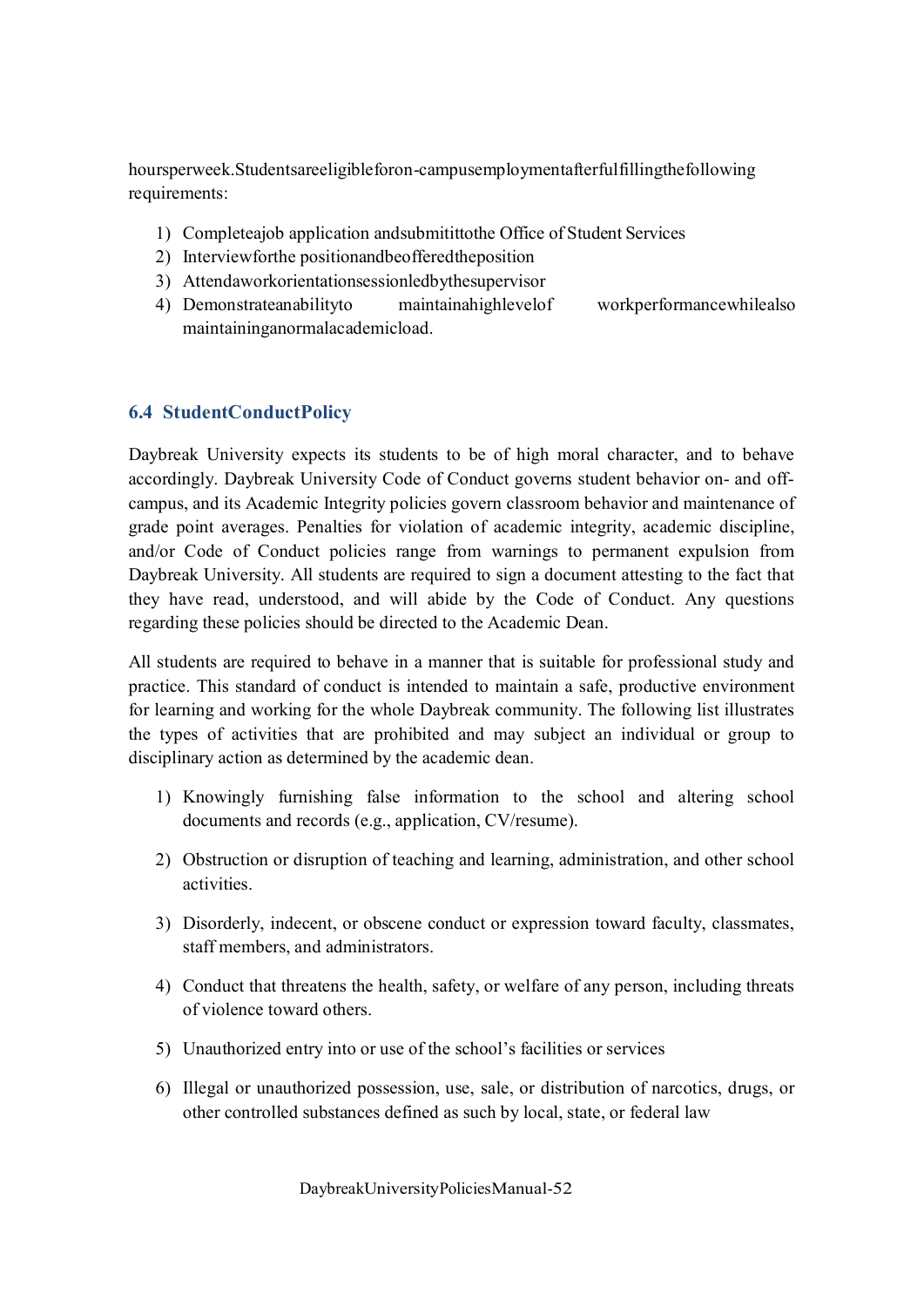hoursperweek.Studentsareeligibleforon-campusemploymentafterfulfillingthefollowing requirements:

1) Completeajob application andsubmitittothe Office of Student Services
2) Interviewforthe positionandbeofferedtheposition
3) Attendaworkorientationsessionledbythesupervisor
4) Demonstrateanabilityto maintainahighlevelof workperformancewhilealso maintaininganormalacademicload.

### 6.4 StudentConductPolicy

Daybreak University expects its students to be of high moral character, and to behave accordingly. Daybreak University Code of Conduct governs student behavior on- and off-campus, and its Academic Integrity policies govern classroom behavior and maintenance of grade point averages. Penalties for violation of academic integrity, academic discipline, and/or Code of Conduct policies range from warnings to permanent expulsion from Daybreak University. All students are required to sign a document attesting to the fact that they have read, understood, and will abide by the Code of Conduct. Any questions regarding these policies should be directed to the Academic Dean.

All students are required to behave in a manner that is suitable for professional study and practice. This standard of conduct is intended to maintain a safe, productive environment for learning and working for the whole Daybreak community. The following list illustrates the types of activities that are prohibited and may subject an individual or group to disciplinary action as determined by the academic dean.

1) Knowingly furnishing false information to the school and altering school documents and records (e.g., application, CV/resume).

2) Obstruction or disruption of teaching and learning, administration, and other school activities.

3) Disorderly, indecent, or obscene conduct or expression toward faculty, classmates, staff members, and administrators.

4) Conduct that threatens the health, safety, or welfare of any person, including threats of violence toward others.

5) Unauthorized entry into or use of the school's facilities or services

6) Illegal or unauthorized possession, use, sale, or distribution of narcotics, drugs, or other controlled substances defined as such by local, state, or federal law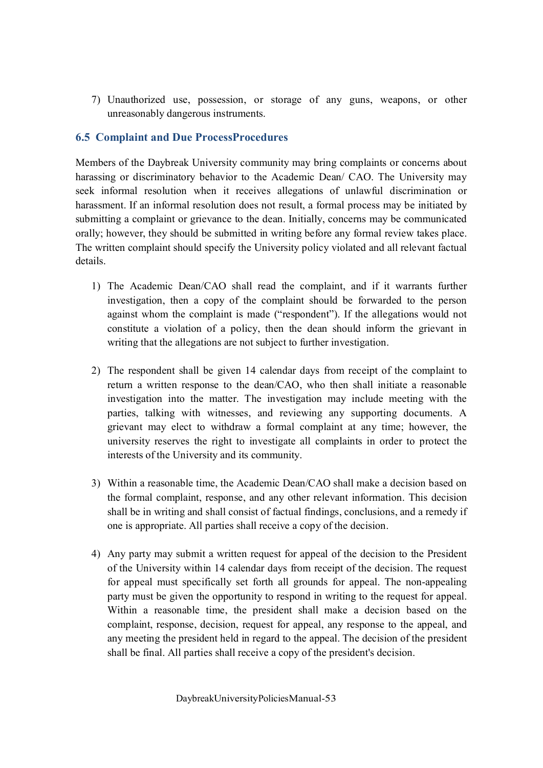7) Unauthorized use, possession, or storage of any guns, weapons, or other unreasonably dangerous instruments.

### 6.5 Complaint and Due ProcessProcedures

Members of the Daybreak University community may bring complaints or concerns about harassing or discriminatory behavior to the Academic Dean/ CAO. The University may seek informal resolution when it receives allegations of unlawful discrimination or harassment. If an informal resolution does not result, a formal process may be initiated by submitting a complaint or grievance to the dean. Initially, concerns may be communicated orally; however, they should be submitted in writing before any formal review takes place. The written complaint should specify the University policy violated and all relevant factual details.

1) The Academic Dean/CAO shall read the complaint, and if it warrants further investigation, then a copy of the complaint should be forwarded to the person against whom the complaint is made ("respondent"). If the allegations would not constitute a violation of a policy, then the dean should inform the grievant in writing that the allegations are not subject to further investigation.

2) The respondent shall be given 14 calendar days from receipt of the complaint to return a written response to the dean/CAO, who then shall initiate a reasonable investigation into the matter. The investigation may include meeting with the parties, talking with witnesses, and reviewing any supporting documents. A grievant may elect to withdraw a formal complaint at any time; however, the university reserves the right to investigate all complaints in order to protect the interests of the University and its community.

3) Within a reasonable time, the Academic Dean/CAO shall make a decision based on the formal complaint, response, and any other relevant information. This decision shall be in writing and shall consist of factual findings, conclusions, and a remedy if one is appropriate. All parties shall receive a copy of the decision.

4) Any party may submit a written request for appeal of the decision to the President of the University within 14 calendar days from receipt of the decision. The request for appeal must specifically set forth all grounds for appeal. The non-appealing party must be given the opportunity to respond in writing to the request for appeal. Within a reasonable time, the president shall make a decision based on the complaint, response, decision, request for appeal, any response to the appeal, and any meeting the president held in regard to the appeal. The decision of the president shall be final. All parties shall receive a copy of the president's decision.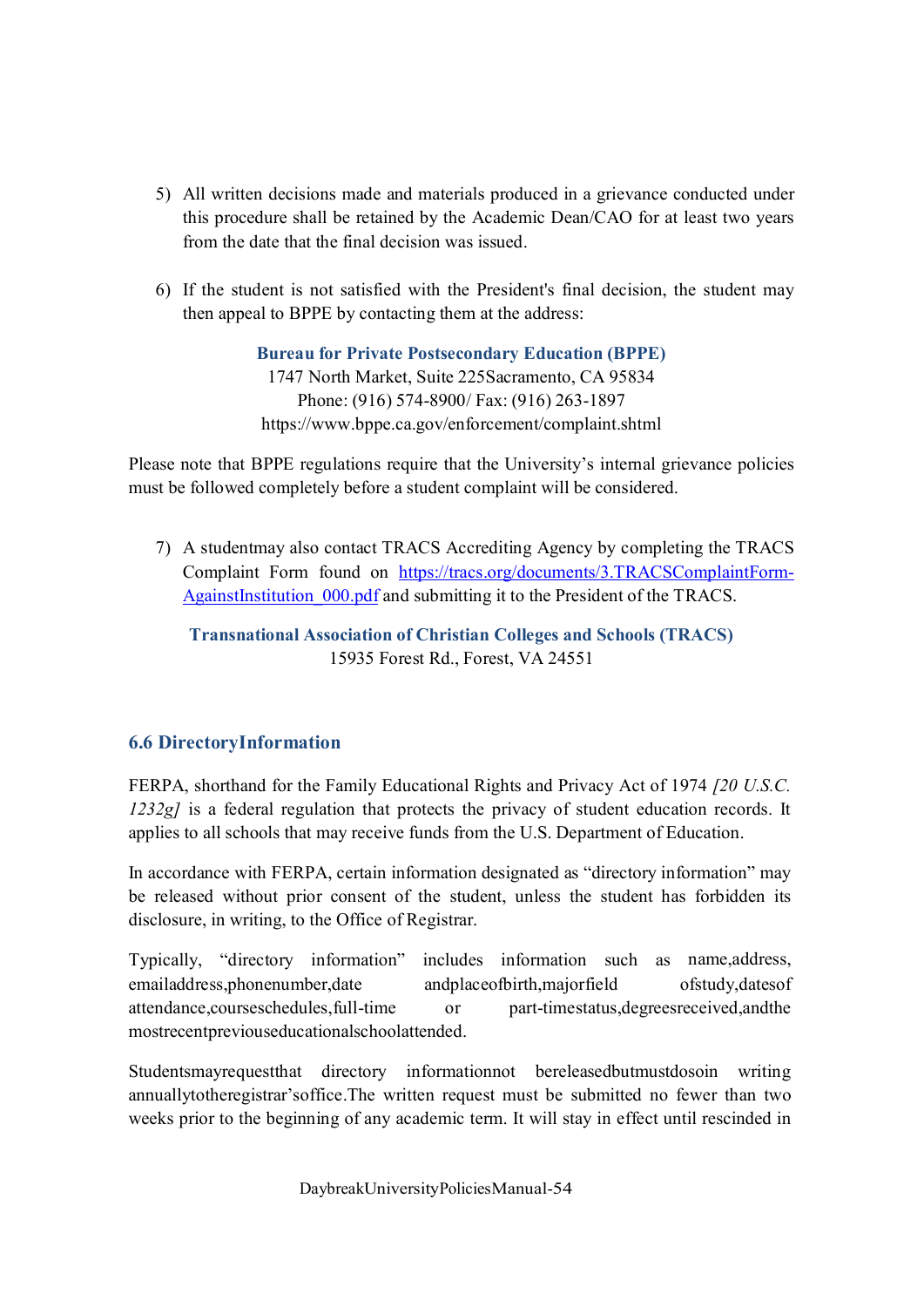5) All written decisions made and materials produced in a grievance conducted under this procedure shall be retained by the Academic Dean/CAO for at least two years from the date that the final decision was issued.

6) If the student is not satisfied with the President's final decision, the student may then appeal to BPPE by contacting them at the address:

**Bureau for Private Postsecondary Education (BPPE)**
1747 North Market, Suite 225Sacramento, CA 95834
Phone: (916) 574-8900/ Fax: (916) 263-1897
https://www.bppe.ca.gov/enforcement/complaint.shtml

Please note that BPPE regulations require that the University's internal grievance policies must be followed completely before a student complaint will be considered.

7) A studentmay also contact TRACS Accrediting Agency by completing the TRACS Complaint Form found on https://tracs.org/documents/3.TRACSComplaintForm-AgainstInstitution_000.pdf and submitting it to the President of the TRACS.

**Transnational Association of Christian Colleges and Schools (TRACS)**
15935 Forest Rd., Forest, VA 24551

## 6.6 DirectoryInformation

FERPA, shorthand for the Family Educational Rights and Privacy Act of 1974 *[20 U.S.C. 1232g]* is a federal regulation that protects the privacy of student education records. It applies to all schools that may receive funds from the U.S. Department of Education.

In accordance with FERPA, certain information designated as "directory information" may be released without prior consent of the student, unless the student has forbidden its disclosure, in writing, to the Office of Registrar.

Typically, "directory information" includes information such as name,address, emailaddress,phonenumber,date andplaceofbirth,majorfield ofstudy,datesof attendance,courseschedules,full-time or part-timestatus,degreesreceived,andthe mostrecentpreviouseducationalschoolattended.

Studentsmayrequestthat directory informationnot bereleasedbutmustdosoin writing annuallytotheregistrar'soffice.The written request must be submitted no fewer than two weeks prior to the beginning of any academic term. It will stay in effect until rescinded in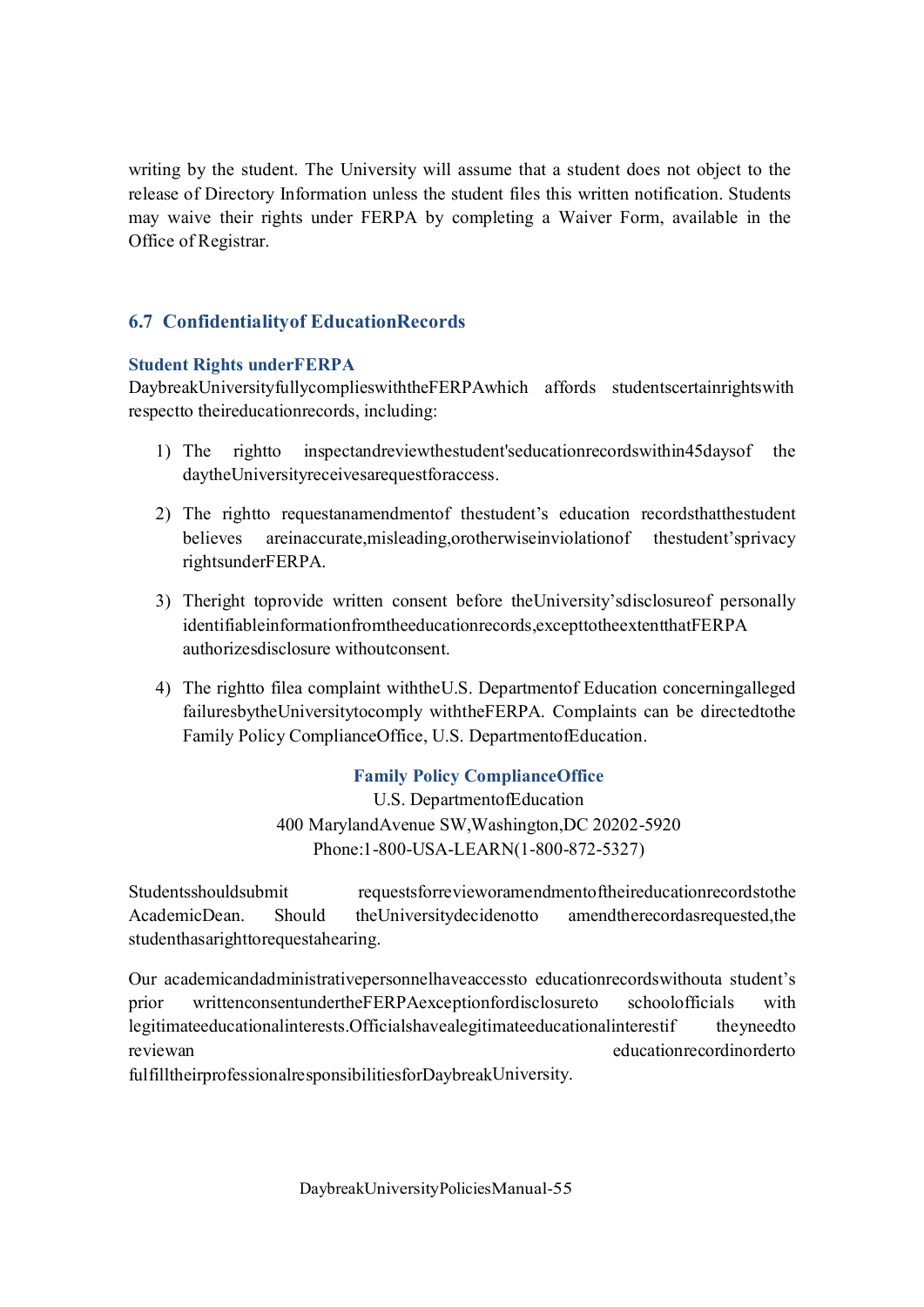writing by the student. The University will assume that a student does not object to the release of Directory Information unless the student files this written notification. Students may waive their rights under FERPA by completing a Waiver Form, available in the Office of Registrar.

## 6.7 Confidentiality of Education Records

### Student Rights under FERPA

Daybreak University fully complies with the FERPA which affords students certain rights with respect to their education records, including:

1) The right to inspect and review the student's education records within 45 days of the day the University receives a request for access.

2) The right to request an amendment of the student's education records that the student believes are inaccurate, misleading, or otherwise in violation of the student's privacy rights under FERPA.

3) The right to provide written consent before the University's disclosure of personally identifiable information from the education records, except to the extent that FERPA authorizes disclosure without consent.

4) The right to file a complaint with the U.S. Department of Education concerning alleged failures by the University to comply with the FERPA. Complaints can be directed to the Family Policy Compliance Office, U.S. Department of Education.

**Family Policy Compliance Office**
U.S. Department of Education
400 Maryland Avenue SW, Washington, DC 20202-5920
Phone: 1-800-USA-LEARN (1-800-872-5327)

Students should submit requests for review or amendment of their education records to the Academic Dean. Should the University decide not to amend the records as requested, the student has a right to request a hearing.

Our academic and administrative personnel have access to education records without a student's prior written consent under the FERPA exception for disclosure to school officials with legitimate educational interests. Officials have a legitimate educational interest if they need to review an education record in order to fulfill their professional responsibilities for Daybreak University.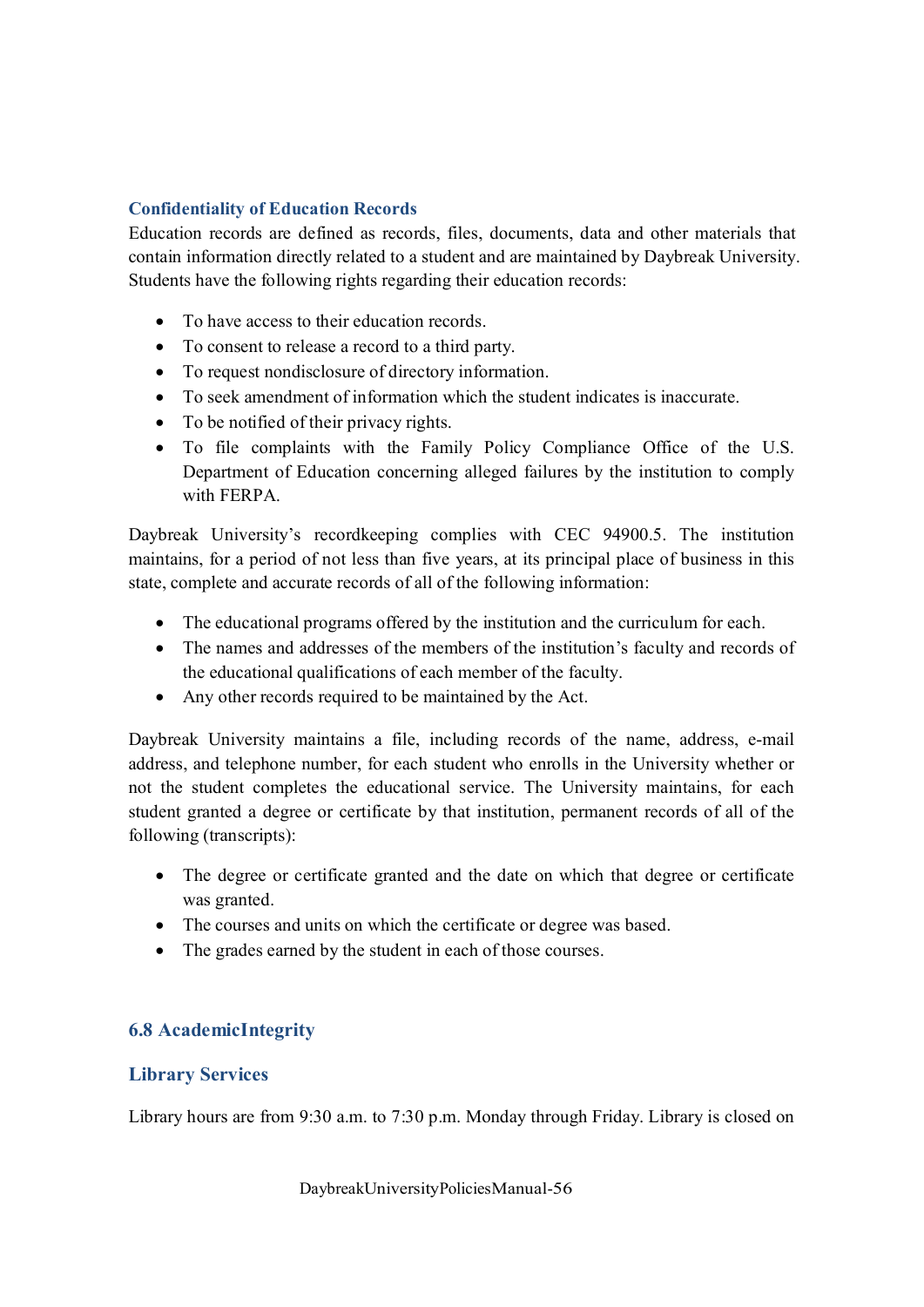### Confidentiality of Education Records

Education records are defined as records, files, documents, data and other materials that contain information directly related to a student and are maintained by Daybreak University. Students have the following rights regarding their education records:

- To have access to their education records.
- To consent to release a record to a third party.
- To request nondisclosure of directory information.
- To seek amendment of information which the student indicates is inaccurate.
- To be notified of their privacy rights.
- To file complaints with the Family Policy Compliance Office of the U.S. Department of Education concerning alleged failures by the institution to comply with FERPA.

Daybreak University's recordkeeping complies with CEC 94900.5. The institution maintains, for a period of not less than five years, at its principal place of business in this state, complete and accurate records of all of the following information:

- The educational programs offered by the institution and the curriculum for each.
- The names and addresses of the members of the institution's faculty and records of the educational qualifications of each member of the faculty.
- Any other records required to be maintained by the Act.

Daybreak University maintains a file, including records of the name, address, e-mail address, and telephone number, for each student who enrolls in the University whether or not the student completes the educational service. The University maintains, for each student granted a degree or certificate by that institution, permanent records of all of the following (transcripts):

- The degree or certificate granted and the date on which that degree or certificate was granted.
- The courses and units on which the certificate or degree was based.
- The grades earned by the student in each of those courses.

## 6.8 AcademicIntegrity

### Library Services

Library hours are from 9:30 a.m. to 7:30 p.m. Monday through Friday. Library is closed on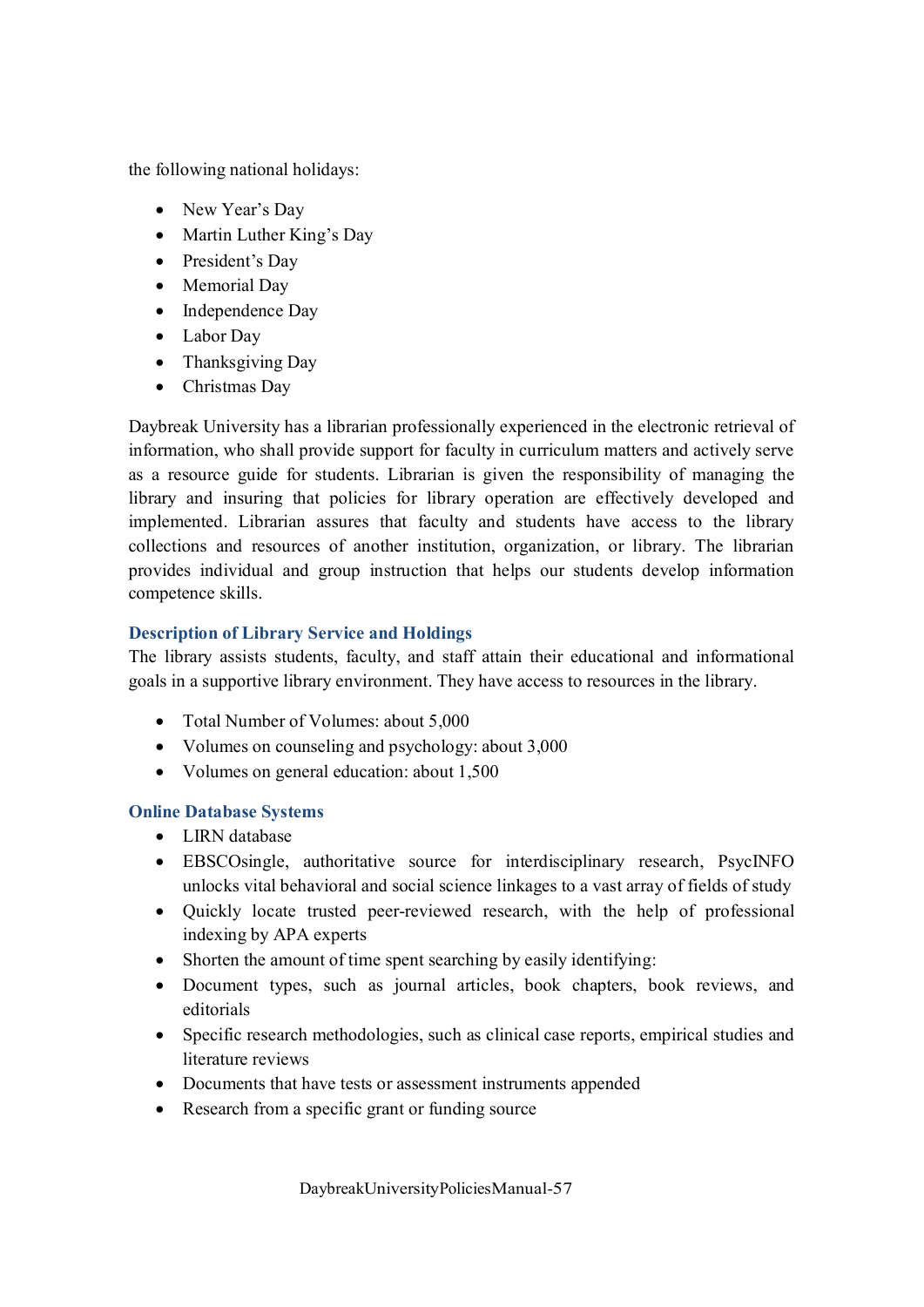the following national holidays:

- New Year's Day
- Martin Luther King's Day
- President's Day
- Memorial Day
- Independence Day
- Labor Day
- Thanksgiving Day
- Christmas Day

Daybreak University has a librarian professionally experienced in the electronic retrieval of information, who shall provide support for faculty in curriculum matters and actively serve as a resource guide for students. Librarian is given the responsibility of managing the library and insuring that policies for library operation are effectively developed and implemented. Librarian assures that faculty and students have access to the library collections and resources of another institution, organization, or library. The librarian provides individual and group instruction that helps our students develop information competence skills.

### Description of Library Service and Holdings

The library assists students, faculty, and staff attain their educational and informational goals in a supportive library environment. They have access to resources in the library.

- Total Number of Volumes: about 5,000
- Volumes on counseling and psychology: about 3,000
- Volumes on general education: about 1,500

### Online Database Systems

- LIRN database
- EBSCOsingle, authoritative source for interdisciplinary research, PsycINFO unlocks vital behavioral and social science linkages to a vast array of fields of study
- Quickly locate trusted peer-reviewed research, with the help of professional indexing by APA experts
- Shorten the amount of time spent searching by easily identifying:
- Document types, such as journal articles, book chapters, book reviews, and editorials
- Specific research methodologies, such as clinical case reports, empirical studies and literature reviews
- Documents that have tests or assessment instruments appended
- Research from a specific grant or funding source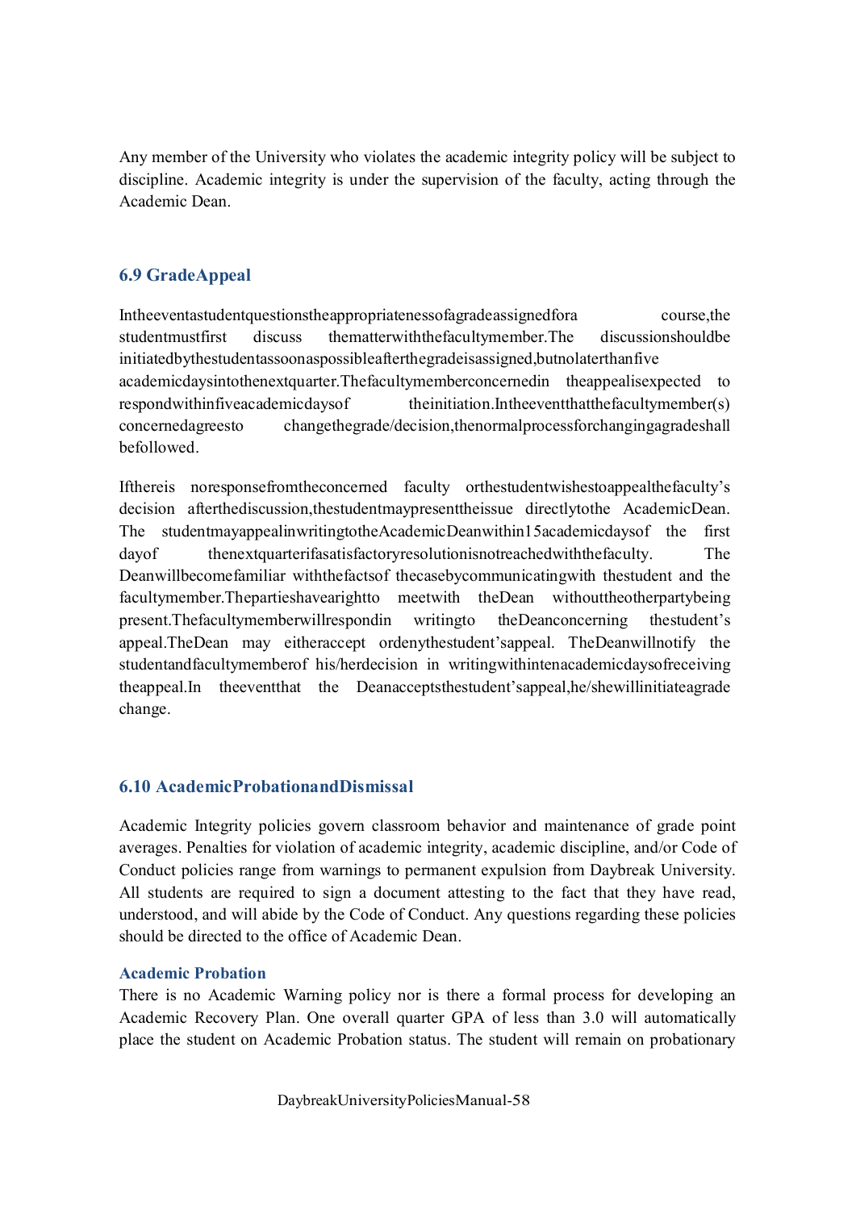Any member of the University who violates the academic integrity policy will be subject to discipline. Academic integrity is under the supervision of the faculty, acting through the Academic Dean.

### 6.9 Grade Appeal

In the event a student questions the appropriateness of a grade assigned for a course, the student must first discuss the matter with the faculty member. The discussion should be initiated by the student as soon as possible after the grade is assigned, but no later than five academic days into the next quarter. The faculty member concerned in the appeal is expected to respond within in five academic days of the initiation. In the event that the faculty member(s) concerned agrees to change the grade/decision, the normal process for changing a grade shall be followed.

If there is no response from the concerned faculty or the student wishes to appeal the faculty's decision after the discussion, the student may present the issue directly to the Academic Dean. The student may appeal in writing to the Academic Dean within 15 academic days of the first day of the next quarter if a satisfactory resolution is not reached with the faculty. The Dean will become familiar with the facts of the case by communicating with the student and the faculty member. The parties have a right to meet with the Dean without the other party being present. The faculty member will respond in writing to the Dean concerning the student's appeal. The Dean may either accept or deny the student's appeal. The Dean will notify the student and faculty member of his/her decision in writing within ten academic days of receiving the appeal. In the event that the Dean accepts the student's appeal, he/she will initiate a grade change.

### 6.10 Academic Probation and Dismissal

Academic Integrity policies govern classroom behavior and maintenance of grade point averages. Penalties for violation of academic integrity, academic discipline, and/or Code of Conduct policies range from warnings to permanent expulsion from Daybreak University. All students are required to sign a document attesting to the fact that they have read, understood, and will abide by the Code of Conduct. Any questions regarding these policies should be directed to the office of Academic Dean.

#### Academic Probation

There is no Academic Warning policy nor is there a formal process for developing an Academic Recovery Plan. One overall quarter GPA of less than 3.0 will automatically place the student on Academic Probation status. The student will remain on probationary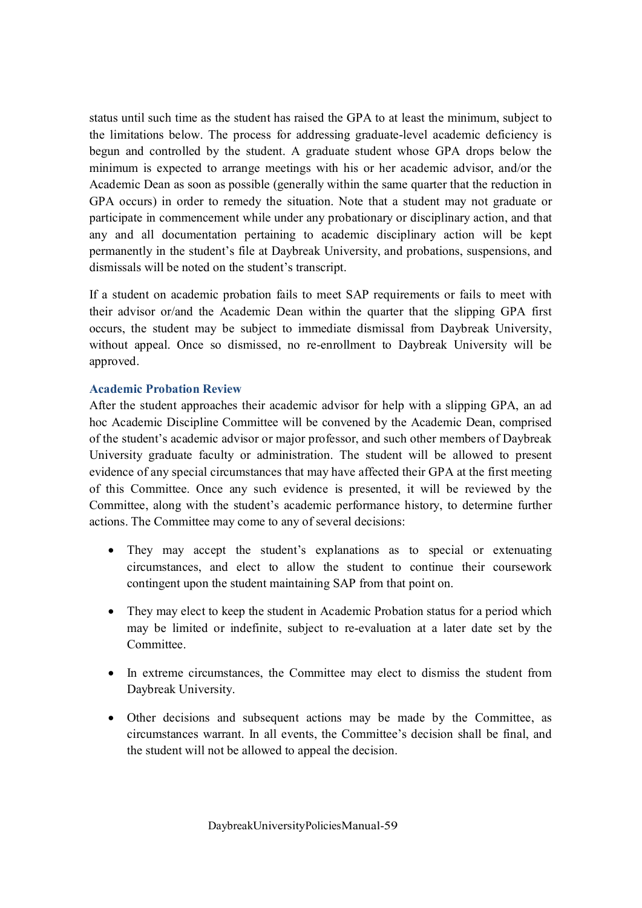status until such time as the student has raised the GPA to at least the minimum, subject to the limitations below. The process for addressing graduate-level academic deficiency is begun and controlled by the student. A graduate student whose GPA drops below the minimum is expected to arrange meetings with his or her academic advisor, and/or the Academic Dean as soon as possible (generally within the same quarter that the reduction in GPA occurs) in order to remedy the situation. Note that a student may not graduate or participate in commencement while under any probationary or disciplinary action, and that any and all documentation pertaining to academic disciplinary action will be kept permanently in the student's file at Daybreak University, and probations, suspensions, and dismissals will be noted on the student's transcript.

If a student on academic probation fails to meet SAP requirements or fails to meet with their advisor or/and the Academic Dean within the quarter that the slipping GPA first occurs, the student may be subject to immediate dismissal from Daybreak University, without appeal. Once so dismissed, no re-enrollment to Daybreak University will be approved.

### Academic Probation Review

After the student approaches their academic advisor for help with a slipping GPA, an ad hoc Academic Discipline Committee will be convened by the Academic Dean, comprised of the student's academic advisor or major professor, and such other members of Daybreak University graduate faculty or administration. The student will be allowed to present evidence of any special circumstances that may have affected their GPA at the first meeting of this Committee. Once any such evidence is presented, it will be reviewed by the Committee, along with the student's academic performance history, to determine further actions. The Committee may come to any of several decisions:

- They may accept the student's explanations as to special or extenuating circumstances, and elect to allow the student to continue their coursework contingent upon the student maintaining SAP from that point on.
- They may elect to keep the student in Academic Probation status for a period which may be limited or indefinite, subject to re-evaluation at a later date set by the Committee.
- In extreme circumstances, the Committee may elect to dismiss the student from Daybreak University.
- Other decisions and subsequent actions may be made by the Committee, as circumstances warrant. In all events, the Committee's decision shall be final, and the student will not be allowed to appeal the decision.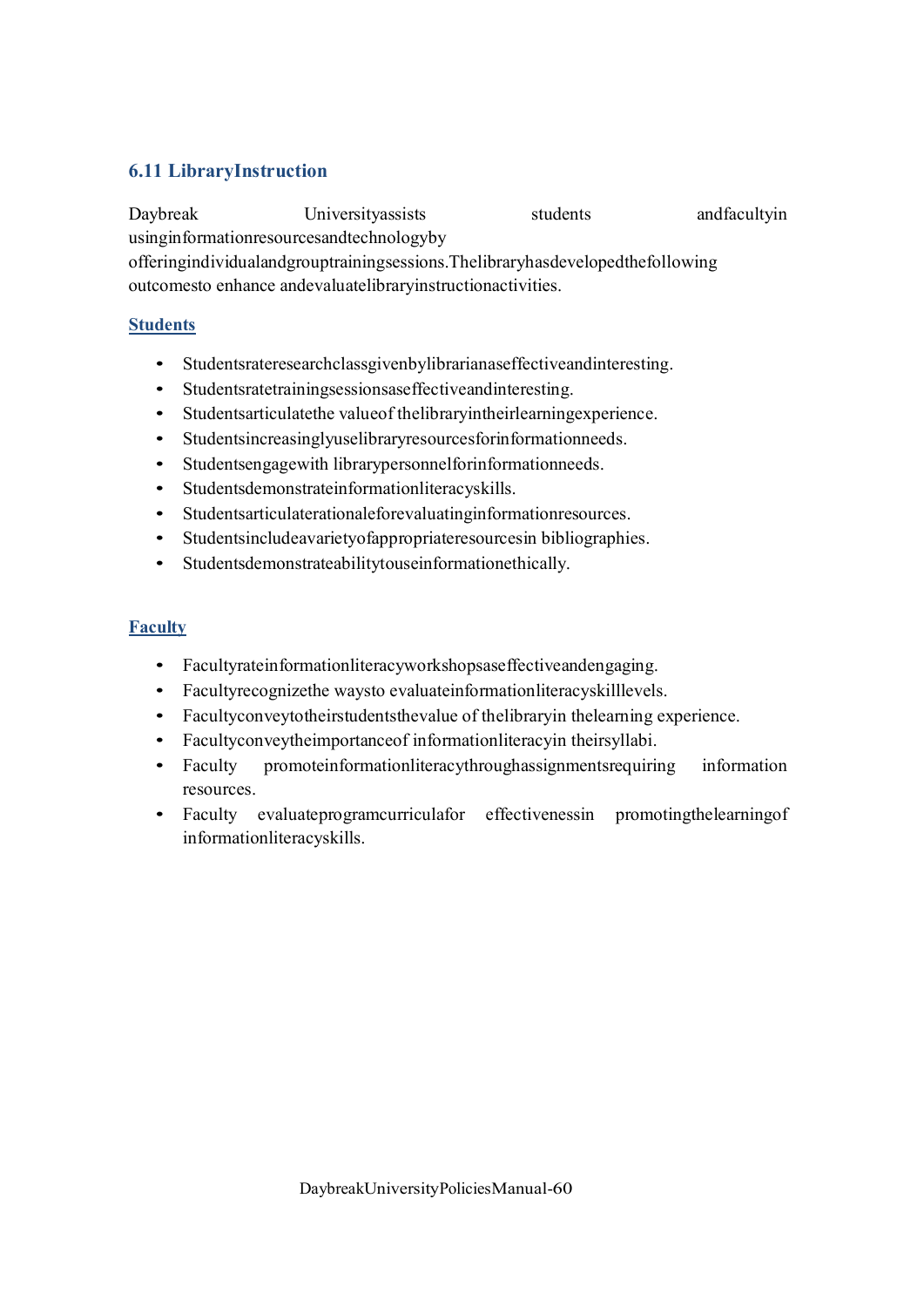### 6.11 Library Instruction

Daybreak University assists students and faculty in using information resources and technology by offering individual and group training sessions. The library has developed the following outcomes to enhance and evaluate library instruction activities.

**Students**

- Students rate research class given by librarian as effective and interesting.
- Students rate training sessions as effective and interesting.
- Students articulate the value of the library in their learning experience.
- Students increasingly use library resources for information needs.
- Students engage with library personnel for information needs.
- Students demonstrate information literacy skills.
- Students articulate rationale for evaluating information resources.
- Students include a variety of appropriate resources in bibliographies.
- Students demonstrate ability to use information ethically.

**Faculty**

- Faculty rate information literacy workshops as effective and engaging.
- Faculty recognize the ways to evaluate information literacy skill levels.
- Faculty convey to their students the value of the library in the learning experience.
- Faculty convey the importance of information literacy in their syllabi.
- Faculty promote information literacy through assignments requiring information resources.
- Faculty evaluate program curricula for effectiveness in promoting the learning of information literacy skills.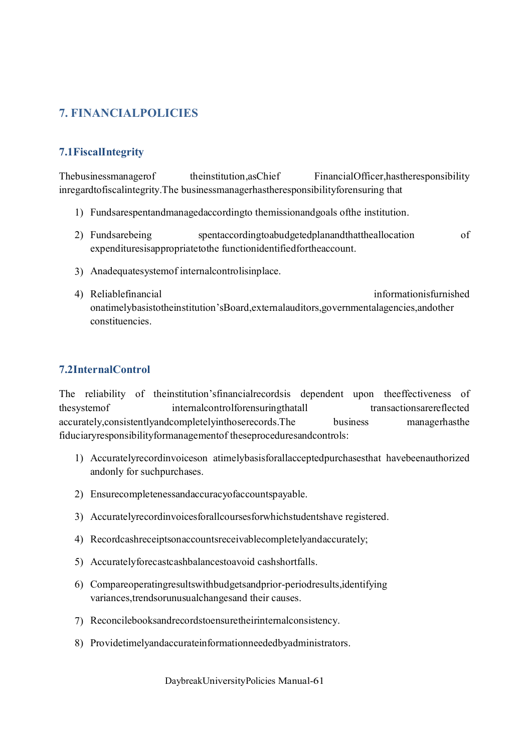## 7. FINANCIAL POLICIES

### 7.1 Fiscal Integrity

The business manager of the institution, as Chief Financial Officer, has the responsibility in regard to fiscal integrity. The business manager has the responsibility for ensuring that

1) Funds are spent and managed according to the mission and goals of the institution.
2) Funds are being spent according to a budgeted plan and that the allocation of expenditures is appropriate to the function identified for the account.
3) An adequate system of internal control is in place.
4) Reliable financial information is furnished on a timely basis to the institution's Board, external auditors, governmental agencies, and other constituencies.

### 7.2 Internal Control

The reliability of the institution's financial records is dependent upon the effectiveness of the system of internal control for ensuring that all transactions are reflected accurately, consistently and completely in those records. The business manager has the fiduciary responsibility for management of these procedures and controls:

1) Accurately record invoices on a timely basis for all accepted purchases that have been authorized and only for such purchases.
2) Ensure completeness and accuracy of accounts payable.
3) Accurately record invoices for all courses for which students have registered.
4) Record cash receipts on accounts receivable completely and accurately;
5) Accurately forecast cash balances to avoid cash shortfalls.
6) Compare operating results with budgets and prior-period results, identifying variances, trends or unusual changes and their causes.
7) Reconcile books and records to ensure their internal consistency.
8) Provide timely and accurate information needed by administrators.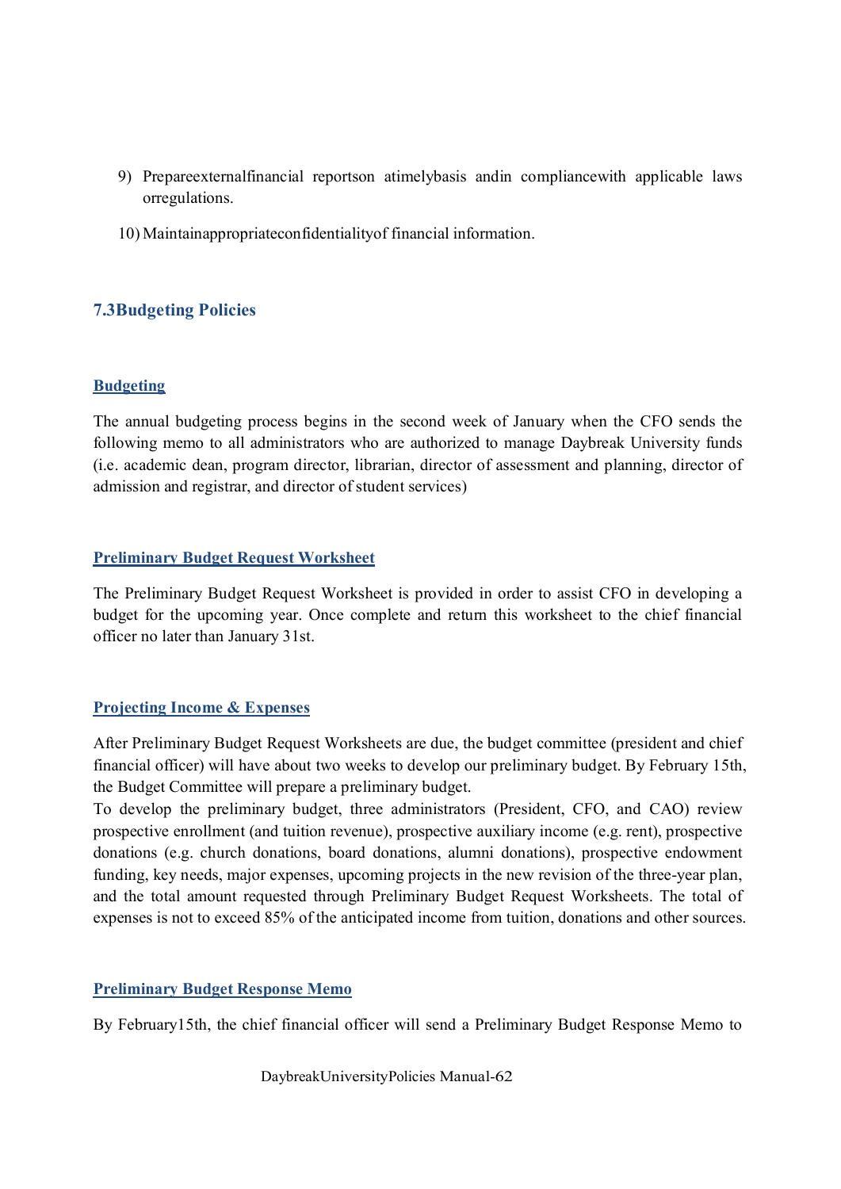9) Prepare external financial reports on a timely basis and in compliance with applicable laws or regulations.
10) Maintain appropriate confidentiality of financial information.

## 7.3 Budgeting Policies

### Budgeting

The annual budgeting process begins in the second week of January when the CFO sends the following memo to all administrators who are authorized to manage Daybreak University funds (i.e. academic dean, program director, librarian, director of assessment and planning, director of admission and registrar, and director of student services)

### Preliminary Budget Request Worksheet

The Preliminary Budget Request Worksheet is provided in order to assist CFO in developing a budget for the upcoming year. Once complete and return this worksheet to the chief financial officer no later than January 31st.

### Projecting Income & Expenses

After Preliminary Budget Request Worksheets are due, the budget committee (president and chief financial officer) will have about two weeks to develop our preliminary budget. By February 15th, the Budget Committee will prepare a preliminary budget.
To develop the preliminary budget, three administrators (President, CFO, and CAO) review prospective enrollment (and tuition revenue), prospective auxiliary income (e.g. rent), prospective donations (e.g. church donations, board donations, alumni donations), prospective endowment funding, key needs, major expenses, upcoming projects in the new revision of the three-year plan, and the total amount requested through Preliminary Budget Request Worksheets. The total of expenses is not to exceed 85% of the anticipated income from tuition, donations and other sources.

### Preliminary Budget Response Memo

By February 15th, the chief financial officer will send a Preliminary Budget Response Memo to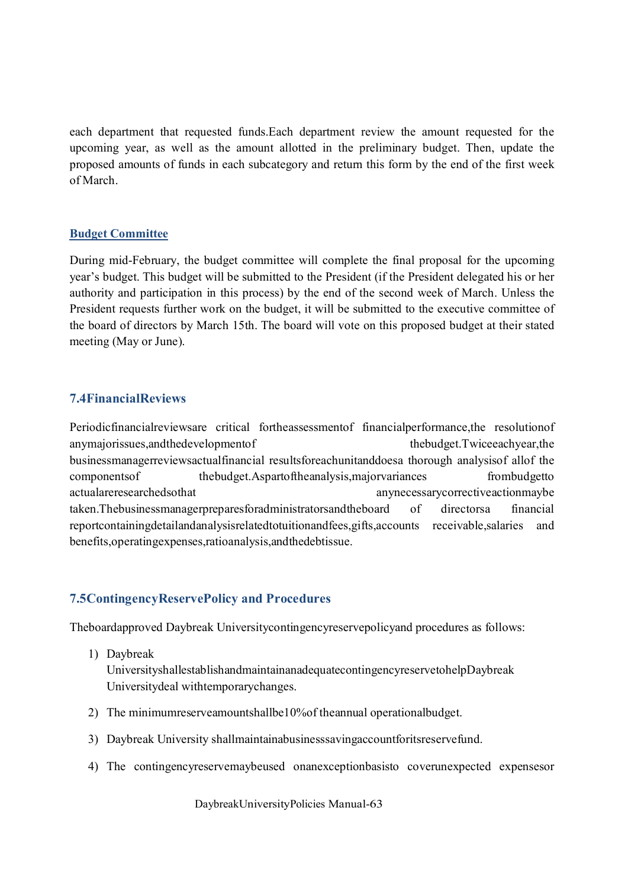each department that requested funds.Each department review the amount requested for the upcoming year, as well as the amount allotted in the preliminary budget. Then, update the proposed amounts of funds in each subcategory and return this form by the end of the first week of March.

### Budget Committee

During mid-February, the budget committee will complete the final proposal for the upcoming year's budget. This budget will be submitted to the President (if the President delegated his or her authority and participation in this process) by the end of the second week of March. Unless the President requests further work on the budget, it will be submitted to the executive committee of the board of directors by March 15th. The board will vote on this proposed budget at their stated meeting (May or June).

## 7.4 Financial Reviews

Periodic financial reviews are critical for the assessment of financial performance, the resolution of any major issues, and the development of the budget. Twice each year, the business manager reviews actual financial results for each unit and does a thorough analysis of all of the components of the budget. As part of the analysis, major variances from budget to actual are researched so that any necessary corrective action may be taken. The business manager prepares for administrators and the board of directors a financial report containing detail and analysis related to tuition and fees, gifts, accounts receivable, salaries and benefits, operating expenses, ratio analysis, and the debt issue.

## 7.5 Contingency Reserve Policy and Procedures

The board approved Daybreak University contingency reserve policy and procedures as follows:

1) Daybreak University shall establish and maintain an adequate contingency reserve to help Daybreak University deal with temporary changes.
2) The minimum reserve amount shall be 10% of the annual operational budget.
3) Daybreak University shall maintain a business saving account for its reserve fund.
4) The contingency reserve may be used on an exception basis to cover unexpected expenses or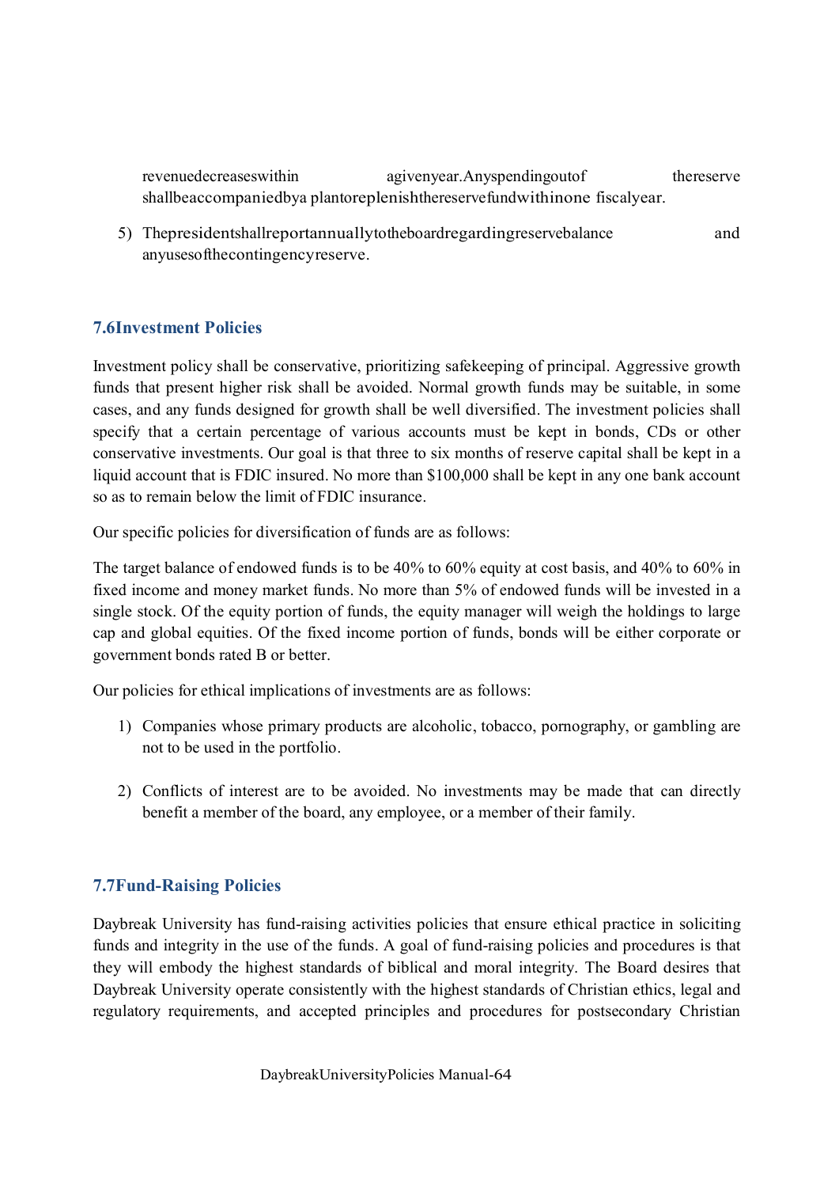revenue decreases within a given year. Any spending out of the reserve shall be accompanied by a plan to replenish the reserve fund within one fiscal year.

5) The president shall report annually to the board regarding reserve balance and any uses of the contingency reserve.

### 7.6 Investment Policies

Investment policy shall be conservative, prioritizing safekeeping of principal. Aggressive growth funds that present higher risk shall be avoided. Normal growth funds may be suitable, in some cases, and any funds designed for growth shall be well diversified. The investment policies shall specify that a certain percentage of various accounts must be kept in bonds, CDs or other conservative investments. Our goal is that three to six months of reserve capital shall be kept in a liquid account that is FDIC insured. No more than $100,000 shall be kept in any one bank account so as to remain below the limit of FDIC insurance.

Our specific policies for diversification of funds are as follows:

The target balance of endowed funds is to be 40% to 60% equity at cost basis, and 40% to 60% in fixed income and money market funds. No more than 5% of endowed funds will be invested in a single stock. Of the equity portion of funds, the equity manager will weigh the holdings to large cap and global equities. Of the fixed income portion of funds, bonds will be either corporate or government bonds rated B or better.

Our policies for ethical implications of investments are as follows:

1) Companies whose primary products are alcoholic, tobacco, pornography, or gambling are not to be used in the portfolio.

2) Conflicts of interest are to be avoided. No investments may be made that can directly benefit a member of the board, any employee, or a member of their family.

### 7.7 Fund-Raising Policies

Daybreak University has fund-raising activities policies that ensure ethical practice in soliciting funds and integrity in the use of the funds. A goal of fund-raising policies and procedures is that they will embody the highest standards of biblical and moral integrity. The Board desires that Daybreak University operate consistently with the highest standards of Christian ethics, legal and regulatory requirements, and accepted principles and procedures for postsecondary Christian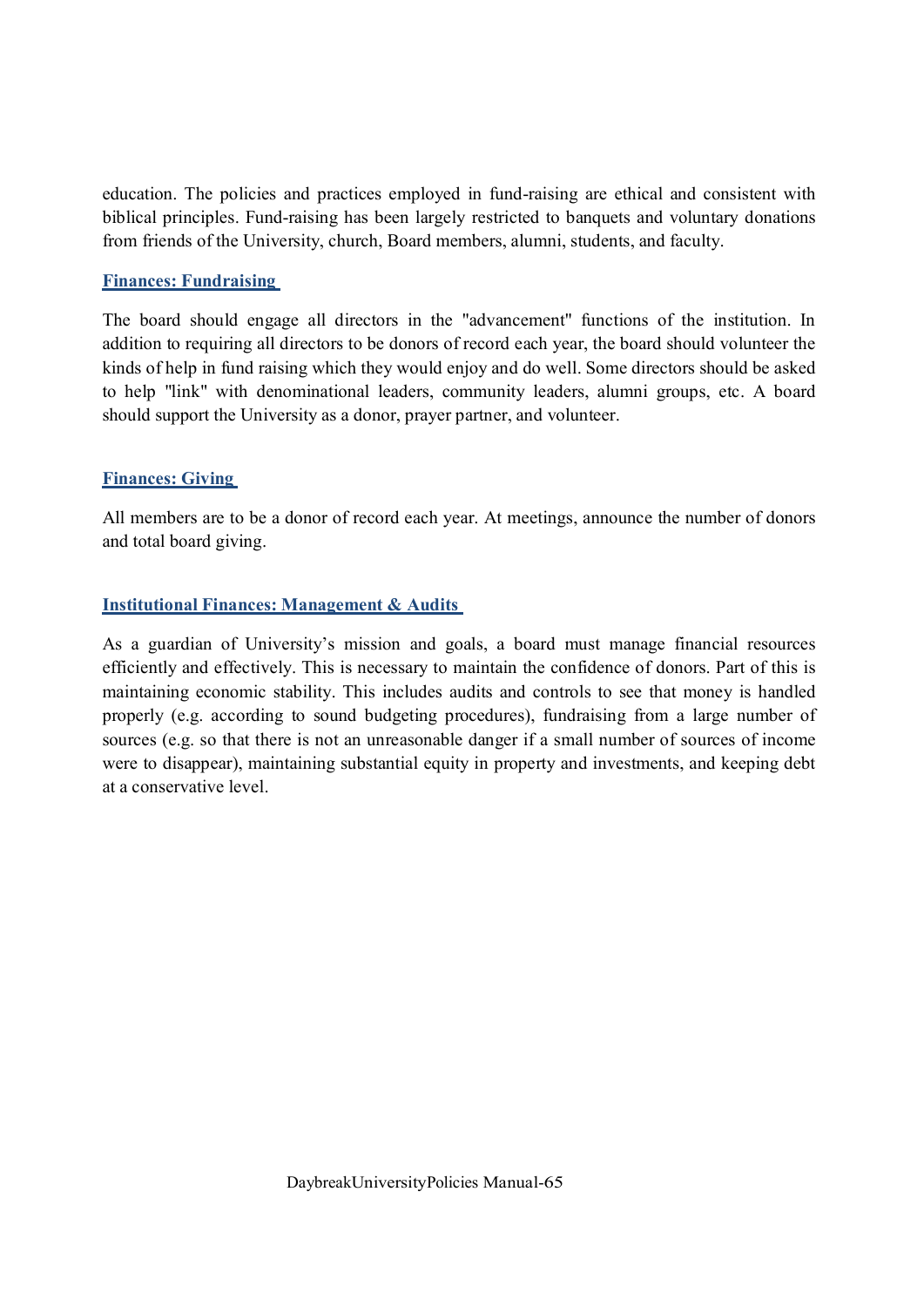education. The policies and practices employed in fund-raising are ethical and consistent with biblical principles. Fund-raising has been largely restricted to banquets and voluntary donations from friends of the University, church, Board members, alumni, students, and faculty.

### Finances: Fundraising

The board should engage all directors in the "advancement" functions of the institution. In addition to requiring all directors to be donors of record each year, the board should volunteer the kinds of help in fund raising which they would enjoy and do well. Some directors should be asked to help "link" with denominational leaders, community leaders, alumni groups, etc. A board should support the University as a donor, prayer partner, and volunteer.

### Finances: Giving

All members are to be a donor of record each year. At meetings, announce the number of donors and total board giving.

### Institutional Finances: Management & Audits

As a guardian of University's mission and goals, a board must manage financial resources efficiently and effectively. This is necessary to maintain the confidence of donors. Part of this is maintaining economic stability. This includes audits and controls to see that money is handled properly (e.g. according to sound budgeting procedures), fundraising from a large number of sources (e.g. so that there is not an unreasonable danger if a small number of sources of income were to disappear), maintaining substantial equity in property and investments, and keeping debt at a conservative level.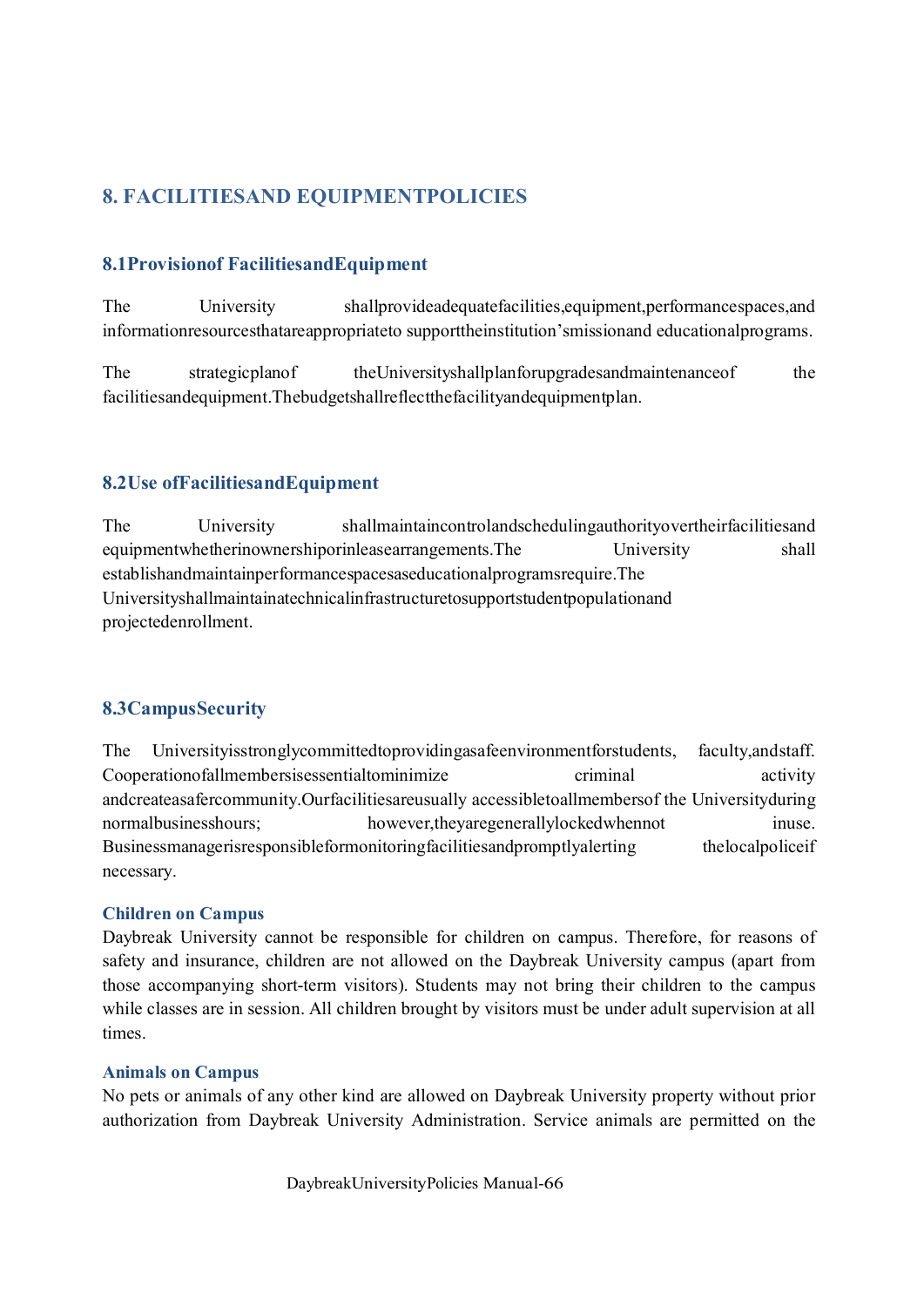## 8. FACILITIES AND EQUIPMENT POLICIES

### 8.1 Provision of Facilities and Equipment

The University shall provide adequate facilities, equipment, performance spaces, and information resources that are appropriate to support the institution's mission and educational programs.

The strategic plan of the University shall plan for upgrades and maintenance of the facilities and equipment. The budget shall reflect the facility and equipment plan.

### 8.2 Use of Facilities and Equipment

The University shall maintain control and scheduling authority over their facilities and equipment whether in ownership or in lease arrangements. The University shall establish and maintain performance spaces as educational programs require. The University shall maintain a technical infrastructure to support student population and projected enrollment.

### 8.3 Campus Security

The University is strongly committed to providing a safe environment for students, faculty, and staff. Cooperation of all members is essential to minimize criminal activity and create a safer community. Our facilities are usually accessible to all members of the University during normal business hours; however, they are generally locked when not in use. Business manager is responsible for monitoring facilities and promptly alerting the local police if necessary.

#### Children on Campus

Daybreak University cannot be responsible for children on campus. Therefore, for reasons of safety and insurance, children are not allowed on the Daybreak University campus (apart from those accompanying short-term visitors). Students may not bring their children to the campus while classes are in session. All children brought by visitors must be under adult supervision at all times.

#### Animals on Campus

No pets or animals of any other kind are allowed on Daybreak University property without prior authorization from Daybreak University Administration. Service animals are permitted on the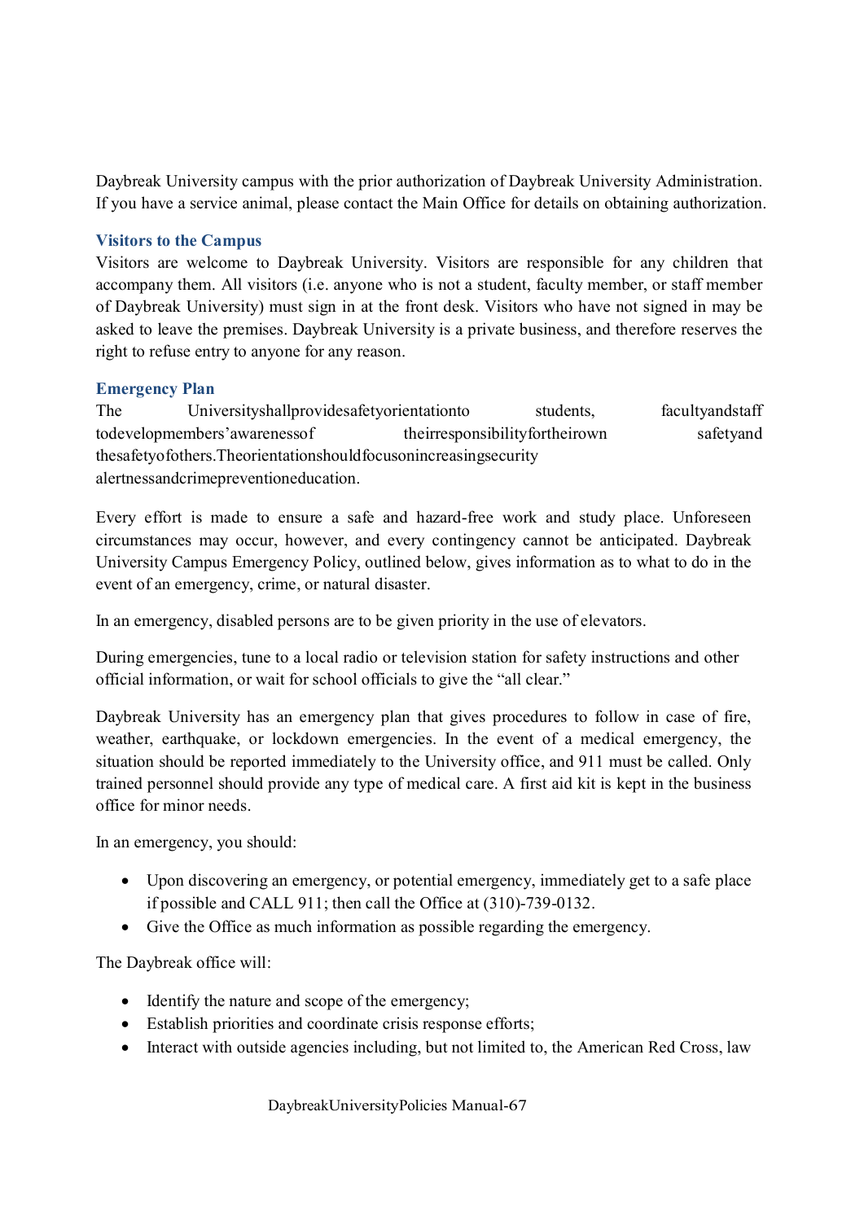Daybreak University campus with the prior authorization of Daybreak University Administration. If you have a service animal, please contact the Main Office for details on obtaining authorization.

### Visitors to the Campus

Visitors are welcome to Daybreak University. Visitors are responsible for any children that accompany them. All visitors (i.e. anyone who is not a student, faculty member, or staff member of Daybreak University) must sign in at the front desk. Visitors who have not signed in may be asked to leave the premises. Daybreak University is a private business, and therefore reserves the right to refuse entry to anyone for any reason.

### Emergency Plan

The Universityshallprovidesafetyorientationto students, facultyandstaff todevelopmembers'awarenessof theirresponsibilityfortheirown safetyand thesafetyofothers.Theorientationshouldfocusonincreasingsecurity alertnessandcrimepreventioneducation.

Every effort is made to ensure a safe and hazard-free work and study place. Unforeseen circumstances may occur, however, and every contingency cannot be anticipated. Daybreak University Campus Emergency Policy, outlined below, gives information as to what to do in the event of an emergency, crime, or natural disaster.

In an emergency, disabled persons are to be given priority in the use of elevators.

During emergencies, tune to a local radio or television station for safety instructions and other official information, or wait for school officials to give the "all clear."

Daybreak University has an emergency plan that gives procedures to follow in case of fire, weather, earthquake, or lockdown emergencies. In the event of a medical emergency, the situation should be reported immediately to the University office, and 911 must be called. Only trained personnel should provide any type of medical care. A first aid kit is kept in the business office for minor needs.

In an emergency, you should:

- Upon discovering an emergency, or potential emergency, immediately get to a safe place if possible and CALL 911; then call the Office at (310)-739-0132.
- Give the Office as much information as possible regarding the emergency.

The Daybreak office will:

- Identify the nature and scope of the emergency;
- Establish priorities and coordinate crisis response efforts;
- Interact with outside agencies including, but not limited to, the American Red Cross, law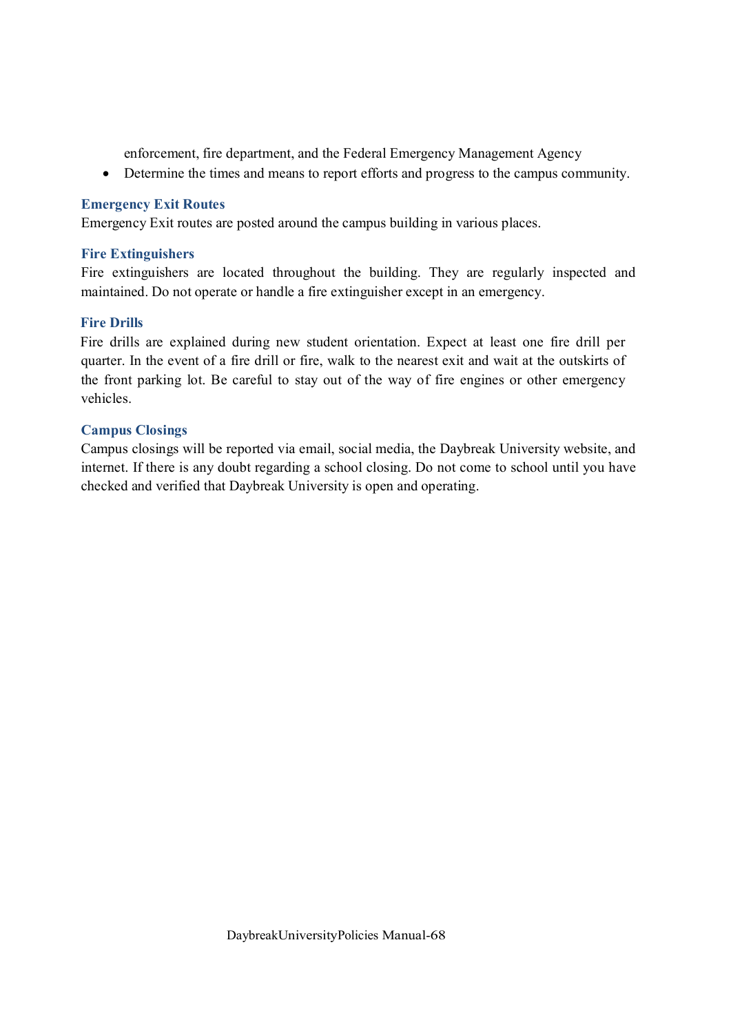enforcement, fire department, and the Federal Emergency Management Agency

- Determine the times and means to report efforts and progress to the campus community.

### Emergency Exit Routes

Emergency Exit routes are posted around the campus building in various places.

### Fire Extinguishers

Fire extinguishers are located throughout the building. They are regularly inspected and maintained. Do not operate or handle a fire extinguisher except in an emergency.

### Fire Drills

Fire drills are explained during new student orientation. Expect at least one fire drill per quarter. In the event of a fire drill or fire, walk to the nearest exit and wait at the outskirts of the front parking lot. Be careful to stay out of the way of fire engines or other emergency vehicles.

### Campus Closings

Campus closings will be reported via email, social media, the Daybreak University website, and internet. If there is any doubt regarding a school closing. Do not come to school until you have checked and verified that Daybreak University is open and operating.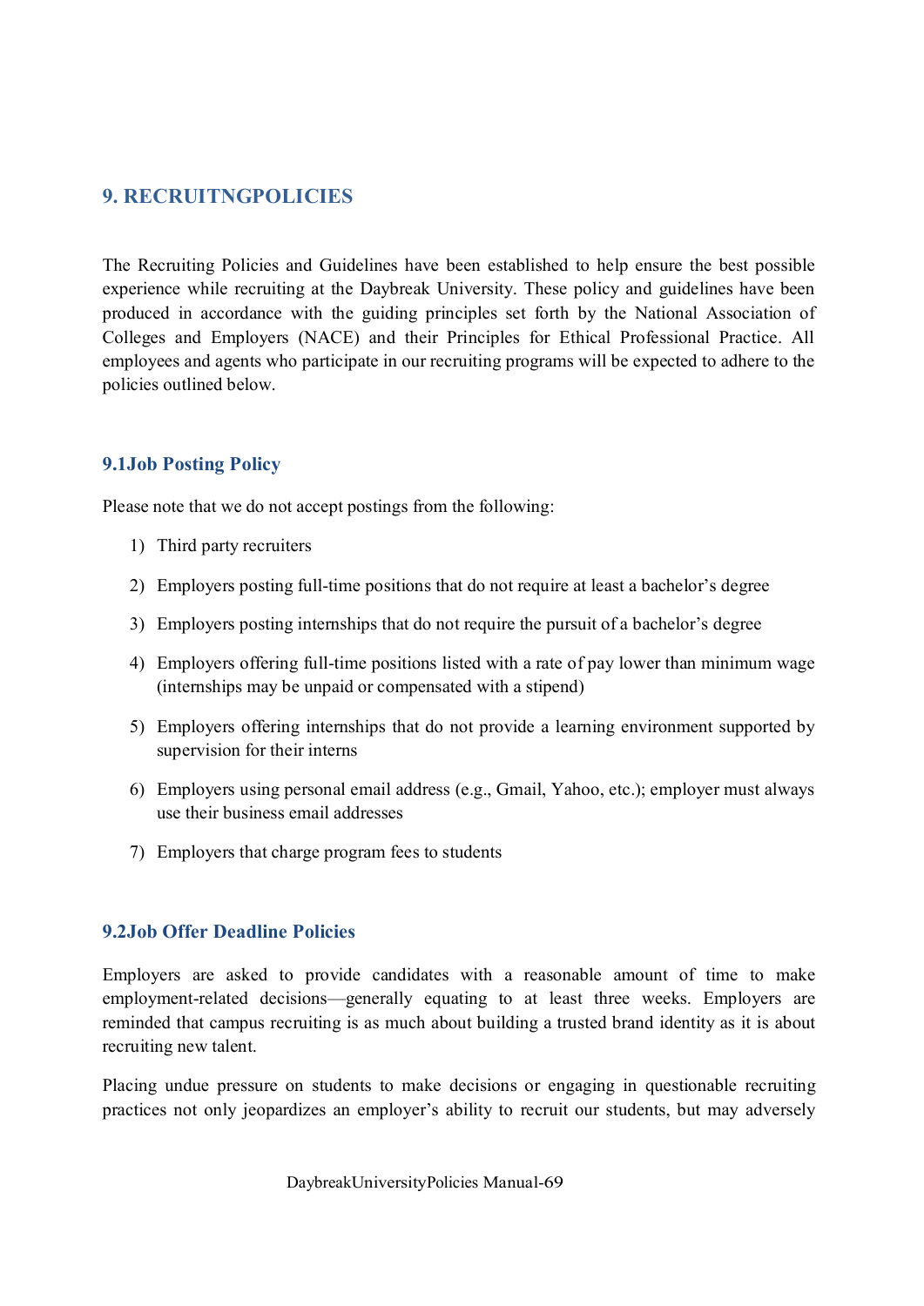## 9. RECRUITNGPOLICIES

The Recruiting Policies and Guidelines have been established to help ensure the best possible experience while recruiting at the Daybreak University. These policy and guidelines have been produced in accordance with the guiding principles set forth by the National Association of Colleges and Employers (NACE) and their Principles for Ethical Professional Practice. All employees and agents who participate in our recruiting programs will be expected to adhere to the policies outlined below.

### 9.1Job Posting Policy

Please note that we do not accept postings from the following:

1) Third party recruiters
2) Employers posting full-time positions that do not require at least a bachelor's degree
3) Employers posting internships that do not require the pursuit of a bachelor's degree
4) Employers offering full-time positions listed with a rate of pay lower than minimum wage (internships may be unpaid or compensated with a stipend)
5) Employers offering internships that do not provide a learning environment supported by supervision for their interns
6) Employers using personal email address (e.g., Gmail, Yahoo, etc.); employer must always use their business email addresses
7) Employers that charge program fees to students

### 9.2Job Offer Deadline Policies

Employers are asked to provide candidates with a reasonable amount of time to make employment-related decisions—generally equating to at least three weeks. Employers are reminded that campus recruiting is as much about building a trusted brand identity as it is about recruiting new talent.

Placing undue pressure on students to make decisions or engaging in questionable recruiting practices not only jeopardizes an employer's ability to recruit our students, but may adversely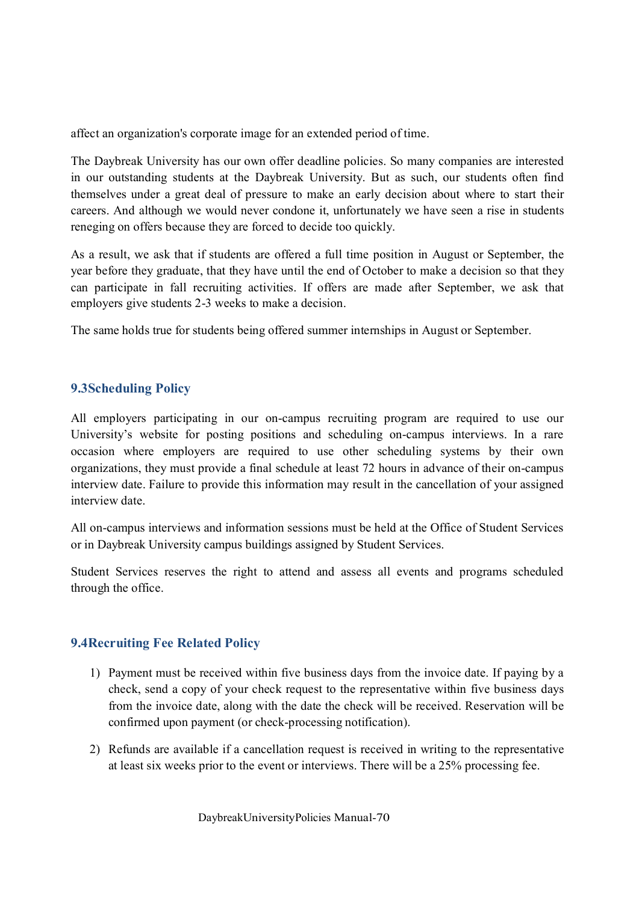affect an organization's corporate image for an extended period of time.

The Daybreak University has our own offer deadline policies. So many companies are interested in our outstanding students at the Daybreak University. But as such, our students often find themselves under a great deal of pressure to make an early decision about where to start their careers. And although we would never condone it, unfortunately we have seen a rise in students reneging on offers because they are forced to decide too quickly.

As a result, we ask that if students are offered a full time position in August or September, the year before they graduate, that they have until the end of October to make a decision so that they can participate in fall recruiting activities. If offers are made after September, we ask that employers give students 2-3 weeks to make a decision.

The same holds true for students being offered summer internships in August or September.

### 9.3Scheduling Policy

All employers participating in our on-campus recruiting program are required to use our University's website for posting positions and scheduling on-campus interviews. In a rare occasion where employers are required to use other scheduling systems by their own organizations, they must provide a final schedule at least 72 hours in advance of their on-campus interview date. Failure to provide this information may result in the cancellation of your assigned interview date.

All on-campus interviews and information sessions must be held at the Office of Student Services or in Daybreak University campus buildings assigned by Student Services.

Student Services reserves the right to attend and assess all events and programs scheduled through the office.

### 9.4Recruiting Fee Related Policy

1) Payment must be received within five business days from the invoice date. If paying by a check, send a copy of your check request to the representative within five business days from the invoice date, along with the date the check will be received. Reservation will be confirmed upon payment (or check-processing notification).

2) Refunds are available if a cancellation request is received in writing to the representative at least six weeks prior to the event or interviews. There will be a 25% processing fee.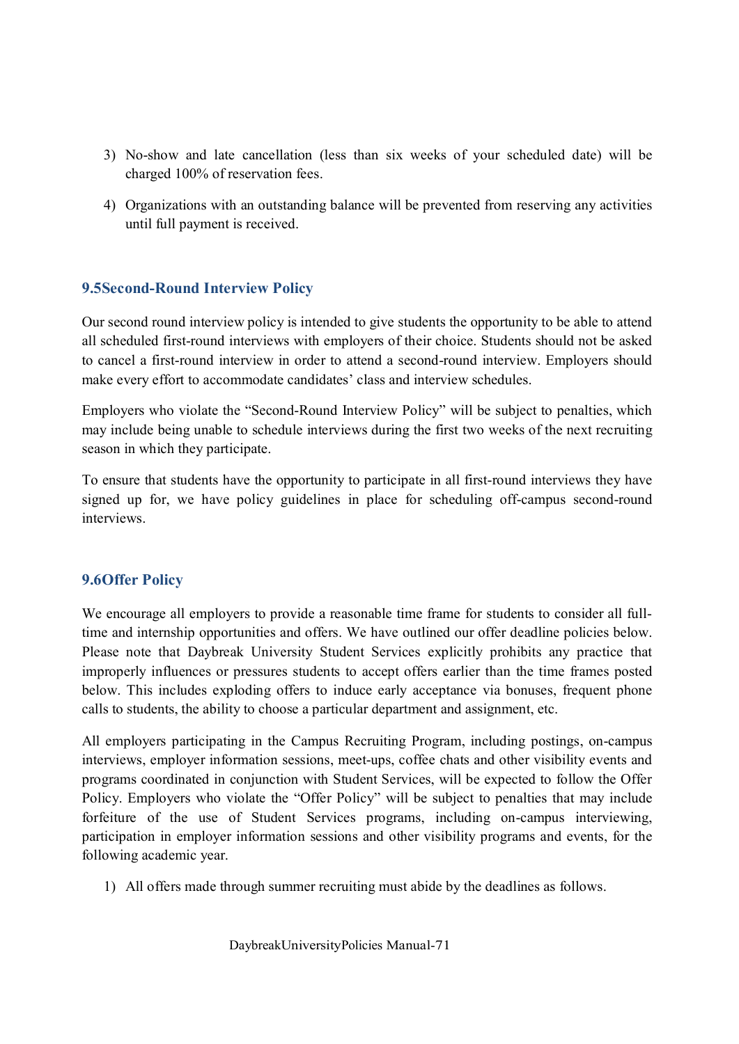3) No-show and late cancellation (less than six weeks of your scheduled date) will be charged 100% of reservation fees.

4) Organizations with an outstanding balance will be prevented from reserving any activities until full payment is received.

### 9.5Second-Round Interview Policy

Our second round interview policy is intended to give students the opportunity to be able to attend all scheduled first-round interviews with employers of their choice. Students should not be asked to cancel a first-round interview in order to attend a second-round interview. Employers should make every effort to accommodate candidates' class and interview schedules.

Employers who violate the "Second-Round Interview Policy" will be subject to penalties, which may include being unable to schedule interviews during the first two weeks of the next recruiting season in which they participate.

To ensure that students have the opportunity to participate in all first-round interviews they have signed up for, we have policy guidelines in place for scheduling off-campus second-round interviews.

### 9.6Offer Policy

We encourage all employers to provide a reasonable time frame for students to consider all full-time and internship opportunities and offers. We have outlined our offer deadline policies below. Please note that Daybreak University Student Services explicitly prohibits any practice that improperly influences or pressures students to accept offers earlier than the time frames posted below. This includes exploding offers to induce early acceptance via bonuses, frequent phone calls to students, the ability to choose a particular department and assignment, etc.

All employers participating in the Campus Recruiting Program, including postings, on-campus interviews, employer information sessions, meet-ups, coffee chats and other visibility events and programs coordinated in conjunction with Student Services, will be expected to follow the Offer Policy. Employers who violate the "Offer Policy" will be subject to penalties that may include forfeiture of the use of Student Services programs, including on-campus interviewing, participation in employer information sessions and other visibility programs and events, for the following academic year.

1) All offers made through summer recruiting must abide by the deadlines as follows.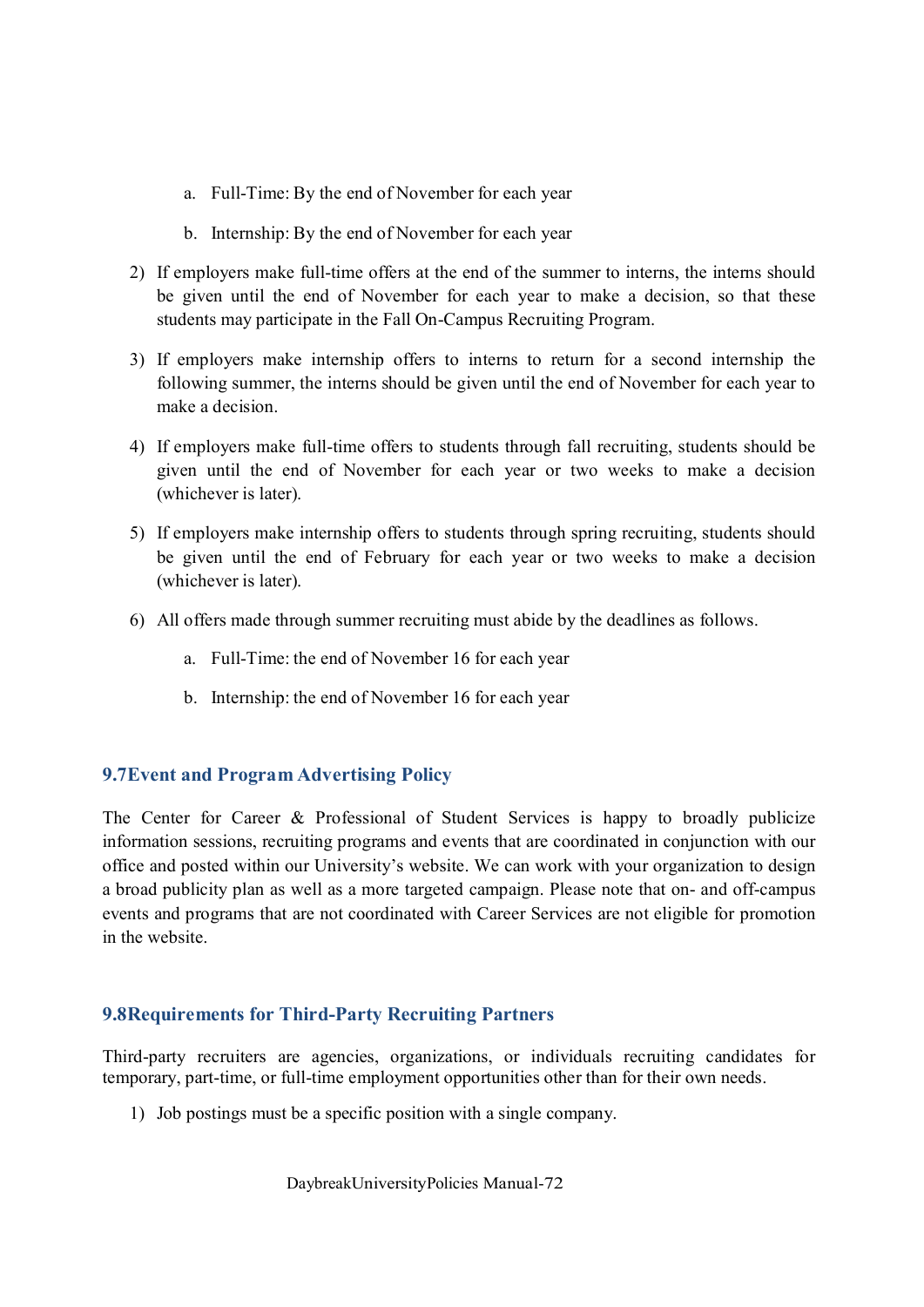a. Full-Time: By the end of November for each year

   b. Internship: By the end of November for each year

2) If employers make full-time offers at the end of the summer to interns, the interns should be given until the end of November for each year to make a decision, so that these students may participate in the Fall On-Campus Recruiting Program.

3) If employers make internship offers to interns to return for a second internship the following summer, the interns should be given until the end of November for each year to make a decision.

4) If employers make full-time offers to students through fall recruiting, students should be given until the end of November for each year or two weeks to make a decision (whichever is later).

5) If employers make internship offers to students through spring recruiting, students should be given until the end of February for each year or two weeks to make a decision (whichever is later).

6) All offers made through summer recruiting must abide by the deadlines as follows.

   a. Full-Time: the end of November 16 for each year

   b. Internship: the end of November 16 for each year

### 9.7Event and Program Advertising Policy

The Center for Career & Professional of Student Services is happy to broadly publicize information sessions, recruiting programs and events that are coordinated in conjunction with our office and posted within our University's website. We can work with your organization to design a broad publicity plan as well as a more targeted campaign. Please note that on- and off-campus events and programs that are not coordinated with Career Services are not eligible for promotion in the website.

### 9.8Requirements for Third-Party Recruiting Partners

Third-party recruiters are agencies, organizations, or individuals recruiting candidates for temporary, part-time, or full-time employment opportunities other than for their own needs.

1) Job postings must be a specific position with a single company.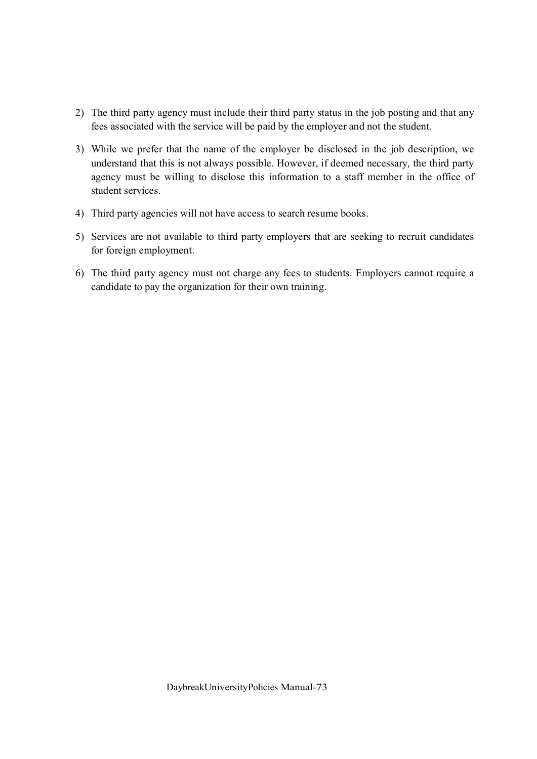2) The third party agency must include their third party status in the job posting and that any fees associated with the service will be paid by the employer and not the student.

3) While we prefer that the name of the employer be disclosed in the job description, we understand that this is not always possible. However, if deemed necessary, the third party agency must be willing to disclose this information to a staff member in the office of student services.

4) Third party agencies will not have access to search resume books.

5) Services are not available to third party employers that are seeking to recruit candidates for foreign employment.

6) The third party agency must not charge any fees to students. Employers cannot require a candidate to pay the organization for their own training.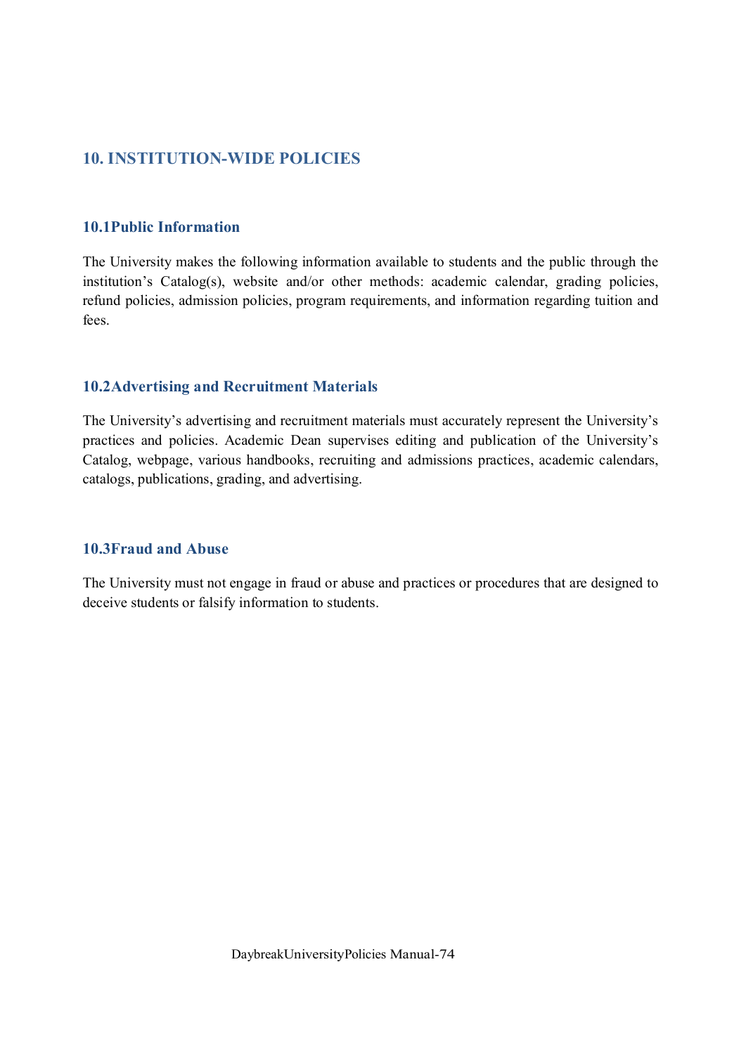## 10. INSTITUTION-WIDE POLICIES

### 10.1 Public Information

The University makes the following information available to students and the public through the institution's Catalog(s), website and/or other methods: academic calendar, grading policies, refund policies, admission policies, program requirements, and information regarding tuition and fees.

### 10.2 Advertising and Recruitment Materials

The University's advertising and recruitment materials must accurately represent the University's practices and policies. Academic Dean supervises editing and publication of the University's Catalog, webpage, various handbooks, recruiting and admissions practices, academic calendars, catalogs, publications, grading, and advertising.

### 10.3 Fraud and Abuse

The University must not engage in fraud or abuse and practices or procedures that are designed to deceive students or falsify information to students.